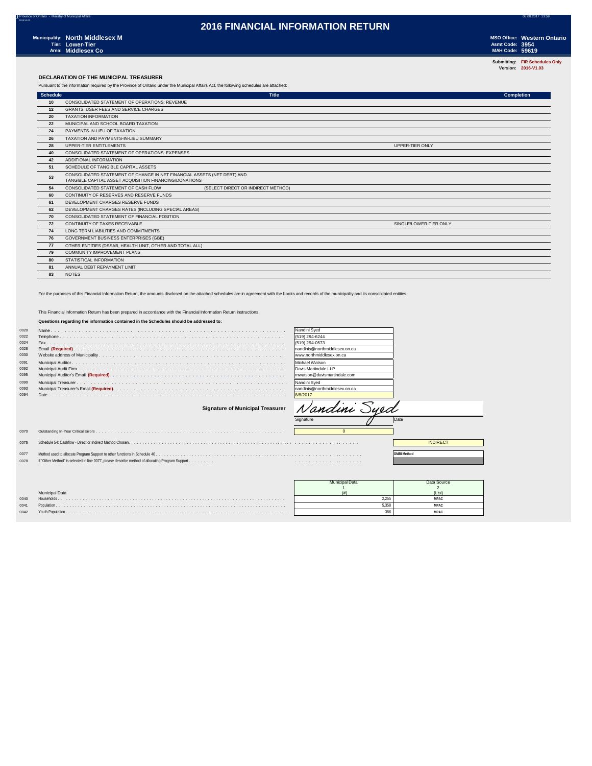Province of Ontario - Ministry of Municipal Affairs

# 2016 FINANCIAL INFORMATION RETURN

**Municipality:** North Middlesex M
**Tier:** Lower-Tier
**Area:** Middlesex Co

**MSO Office:** Western Ontario
**Asmt Code:** 3954
**MAH Code:** 59619

**Submitting:** FIR Schedules Only
**Version:** 2016-V1.03

## DECLARATION OF THE MUNICIPAL TREASURER

Pursuant to the information required by the Province of Ontario under the Municipal Affairs Act, the following schedules are attached:

| Schedule | Title | | Completion |
|---|---|---|---|
| 10 | CONSOLIDATED STATEMENT OF OPERATIONS: REVENUE | | |
| 12 | GRANTS, USER FEES AND SERVICE CHARGES | | |
| 20 | TAXATION INFORMATION | | |
| 22 | MUNICIPAL AND SCHOOL BOARD TAXATION | | |
| 24 | PAYMENTS-IN-LIEU OF TAXATION | | |
| 26 | TAXATION AND PAYMENTS-IN-LIEU SUMMARY | | |
| 28 | UPPER-TIER ENTITLEMENTS | UPPER-TIER ONLY | |
| 40 | CONSOLIDATED STATEMENT OF OPERATIONS: EXPENSES | | |
| 42 | ADDITIONAL INFORMATION | | |
| 51 | SCHEDULE OF TANGIBLE CAPITAL ASSETS | | |
| 53 | CONSOLIDATED STATEMENT OF CHANGE IN NET FINANCIAL ASSETS (NET DEBT) AND TANGIBLE CAPITAL ASSET ACQUISITION FINANCING/DONATIONS | | |
| 54 | CONSOLIDATED STATEMENT OF CASH FLOW (SELECT DIRECT OR INDIRECT METHOD) | | |
| 60 | CONTINUITY OF RESERVES AND RESERVE FUNDS | | |
| 61 | DEVELOPMENT CHARGES RESERVE FUNDS | | |
| 62 | DEVELOPMENT CHARGES RATES (INCLUDING SPECIAL AREAS) | | |
| 70 | CONSOLIDATED STATEMENT OF FINANCIAL POSITION | | |
| 72 | CONTINUITY OF TAXES RECEIVABLE | SINGLE/LOWER-TIER ONLY | |
| 74 | LONG TERM LIABILITIES AND COMMITMENTS | | |
| 76 | GOVERNMENT BUSINESS ENTERPRISES (GBE) | | |
| 77 | OTHER ENTITIES (DSSAB, HEALTH UNIT, OTHER AND TOTAL ALL) | | |
| 79 | COMMUNITY IMPROVEMENT PLANS | | |
| 80 | STATISTICAL INFORMATION | | |
| 81 | ANNUAL DEBT REPAYMENT LIMIT | | |
| 83 | NOTES | | |

For the purposes of this Financial Information Return, the amounts disclosed on the attached schedules are in agreement with the books and records of the municipality and its consolidated entities.

This Financial Information Return has been prepared in accordance with the Financial Information Return instructions.

**Questions regarding the information contained in the Schedules should be addressed to:**

| Line | Item | Value |
|---|---|---|
| 0020 | Name | Nandini Syed |
| 0022 | Telephone | (519) 294-6244 |
| 0024 | Fax | (519) 294-0573 |
| 0028 | Email **(Required)** | nandinis@northmiddlesex.on.ca |
| 0030 | Website address of Municipality | www.northmiddlesex.on.ca |
| 0091 | Municipal Auditor | Michael Watson |
| 0092 | Municipal Audit Firm | Davis Martindale LLP |
| 0095 | Municipal Auditor's Email **(Required)** | mwatson@davismartindale.com |
| 0090 | Municipal Treasurer | Nandini Syed |
| 0093 | Municipal Treasurer's Email **(Required)** | nandinis@northmiddlesex.on.ca |
| 0094 | Date | 8/8/2017 |

**Signature of Municipal Treasurer** — *Nandini Syed* (Signature) — Date

| Line | Item | Value |
|---|---|---|
| 0070 | Outstanding In-Year Critical Errors | 0 |
| 0075 | Schedule 54: Cashflow - Direct or Indirect Method Chosen | INDIRECT |
| 0077 | Method used to allocate Program Support to other functions in Schedule 40 | OMBI Method |
| 0078 | If "Other Method" is selected in line 0077, please describe method of allocating Program Support | |

| Line | Municipal Data | Municipal Data 1 (#) | Data Source 2 (List) |
|---|---|---|---|
| 0040 | Households | 2,255 | MPAC |
| 0041 | Population | 5,358 | MPAC |
| 0042 | Youth Population | 386 | MPAC |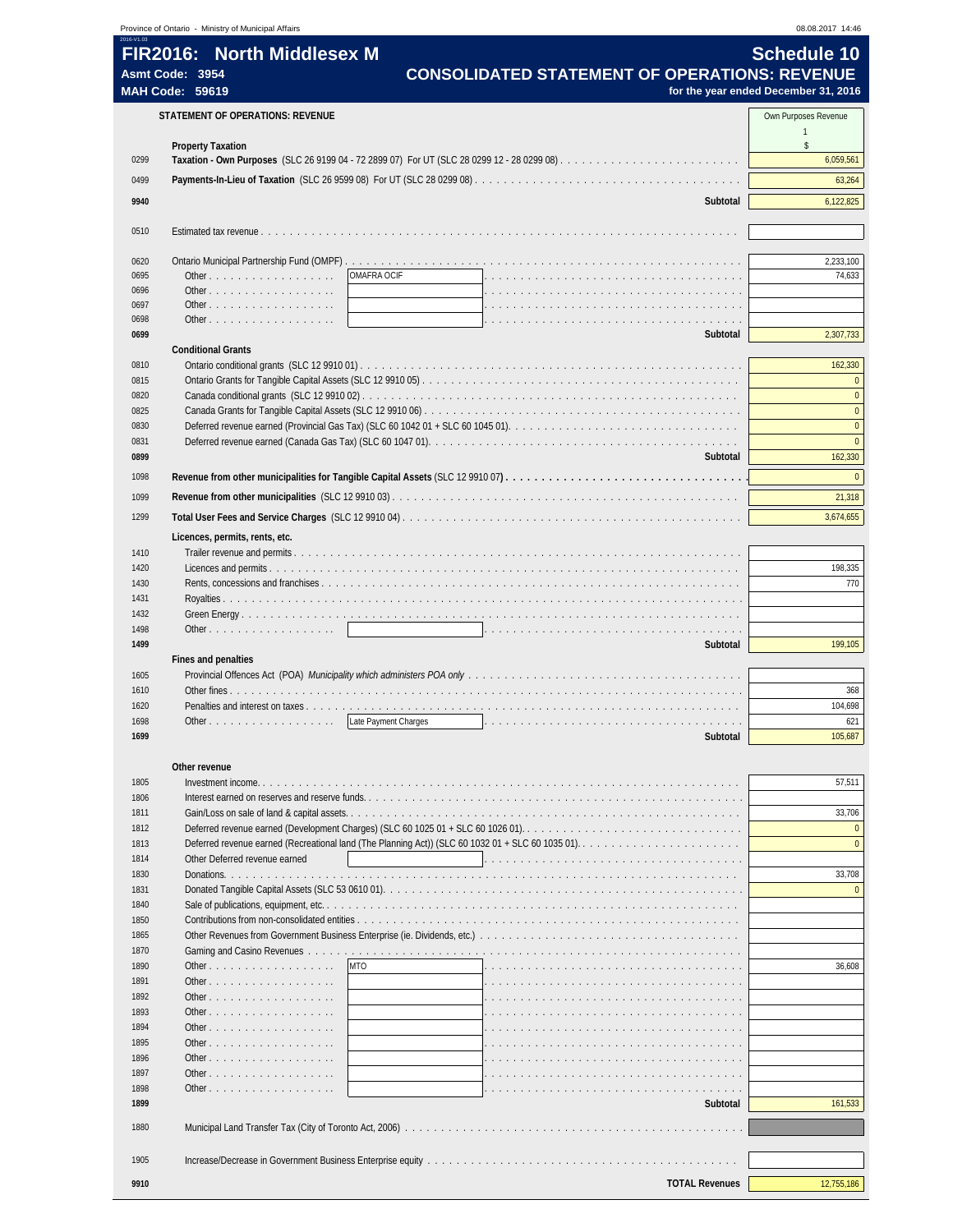# FIR2016: North Middlesex M

**Asmt Code: 3954**
**MAH Code: 59619**

## Schedule 10
## CONSOLIDATED STATEMENT OF OPERATIONS: REVENUE
**for the year ended December 31, 2016**

**STATEMENT OF OPERATIONS: REVENUE**

| Line | Description | | Own Purposes Revenue 1 $ |
|---|---|---|---|
| | **Property Taxation** | | |
| 0299 | **Taxation - Own Purposes** (SLC 26 9199 04 - 72 2899 07) For UT (SLC 28 0299 12 - 28 0299 08) | | 6,059,561 |
| 0499 | **Payments-In-Lieu of Taxation** (SLC 26 9599 08) For UT (SLC 28 0299 08) | | 63,264 |
| 9940 | **Subtotal** | | 6,122,825 |
| 0510 | Estimated tax revenue | | |
| 0620 | Ontario Municipal Partnership Fund (OMPF) | | 2,233,100 |
| 0695 | Other | OMAFRA OCIF | 74,633 |
| 0696 | Other | | |
| 0697 | Other | | |
| 0698 | Other | | |
| 0699 | **Subtotal** | | 2,307,733 |
| | **Conditional Grants** | | |
| 0810 | Ontario conditional grants (SLC 12 9910 01) | | 162,330 |
| 0815 | Ontario Grants for Tangible Capital Assets (SLC 12 9910 05) | | 0 |
| 0820 | Canada conditional grants (SLC 12 9910 02) | | 0 |
| 0825 | Canada Grants for Tangible Capital Assets (SLC 12 9910 06) | | 0 |
| 0830 | Deferred revenue earned (Provincial Gas Tax) (SLC 60 1042 01 + SLC 60 1045 01) | | 0 |
| 0831 | Deferred revenue earned (Canada Gas Tax) (SLC 60 1047 01) | | 0 |
| 0899 | **Subtotal** | | 162,330 |
| 1098 | **Revenue from other municipalities for Tangible Capital Assets** (SLC 12 9910 07) | | 0 |
| 1099 | **Revenue from other municipalities** (SLC 12 9910 03) | | 21,318 |
| 1299 | **Total User Fees and Service Charges** (SLC 12 9910 04) | | 3,674,655 |
| | **Licences, permits, rents, etc.** | | |
| 1410 | Trailer revenue and permits | | |
| 1420 | Licences and permits | | 198,335 |
| 1430 | Rents, concessions and franchises | | 770 |
| 1431 | Royalties | | |
| 1432 | Green Energy | | |
| 1498 | Other | | |
| 1499 | **Subtotal** | | 199,105 |
| | **Fines and penalties** | | |
| 1605 | Provincial Offences Act (POA) *Municipality which administers POA only* | | |
| 1610 | Other fines | | 368 |
| 1620 | Penalties and interest on taxes | | 104,698 |
| 1698 | Other | Late Payment Charges | 621 |
| 1699 | **Subtotal** | | 105,687 |
| | **Other revenue** | | |
| 1805 | Investment income | | 57,511 |
| 1806 | Interest earned on reserves and reserve funds | | |
| 1811 | Gain/Loss on sale of land & capital assets | | 33,706 |
| 1812 | Deferred revenue earned (Development Charges) (SLC 60 1025 01 + SLC 60 1026 01) | | 0 |
| 1813 | Deferred revenue earned (Recreational land (The Planning Act)) (SLC 60 1032 01 + SLC 60 1035 01) | | 0 |
| 1814 | Other Deferred revenue earned | | |
| 1830 | Donations | | 33,708 |
| 1831 | Donated Tangible Capital Assets (SLC 53 0610 01) | | 0 |
| 1840 | Sale of publications, equipment, etc. | | |
| 1850 | Contributions from non-consolidated entities | | |
| 1865 | Other Revenues from Government Business Enterprise (ie. Dividends, etc.) | | |
| 1870 | Gaming and Casino Revenues | | |
| 1890 | Other | MTO | 36,608 |
| 1891 | Other | | |
| 1892 | Other | | |
| 1893 | Other | | |
| 1894 | Other | | |
| 1895 | Other | | |
| 1896 | Other | | |
| 1897 | Other | | |
| 1898 | Other | | |
| 1899 | **Subtotal** | | 161,533 |
| 1880 | Municipal Land Transfer Tax (City of Toronto Act, 2006) | | |
| 1905 | Increase/Decrease in Government Business Enterprise equity | | |
| 9910 | **TOTAL Revenues** | | 12,755,186 |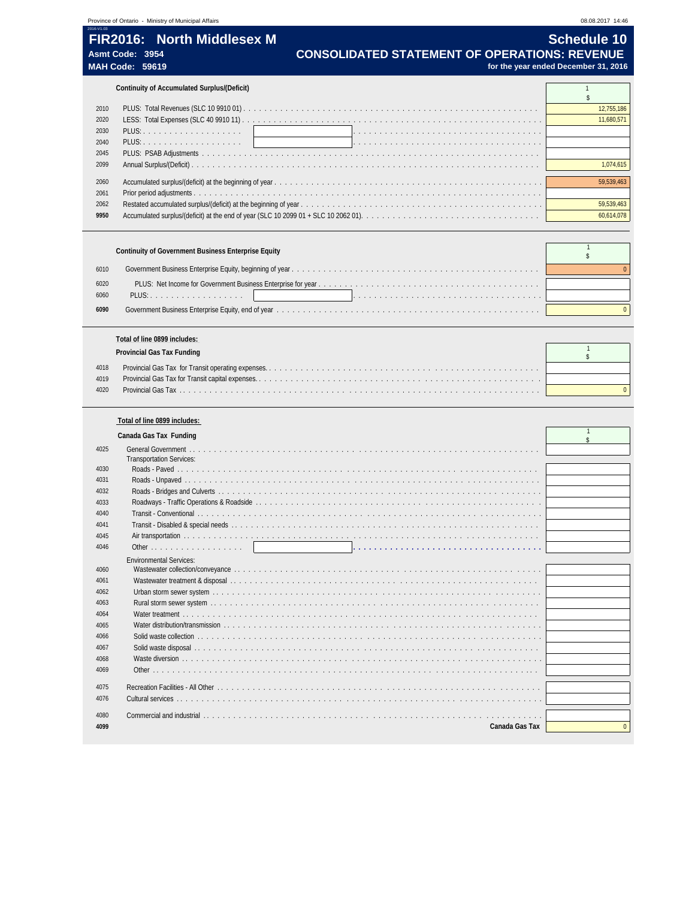Province of Ontario - Ministry of Municipal Affairs

# FIR2016: North Middlesex M

**Asmt Code: 3954**

**MAH Code: 59619**

## Schedule 10

## CONSOLIDATED STATEMENT OF OPERATIONS: REVENUE

**for the year ended December 31, 2016**

### Continuity of Accumulated Surplus/(Deficit)

| Line | Description | 1<br>$ |
|---|---|---|
| 2010 | PLUS: Total Revenues (SLC 10 9910 01) | 12,755,186 |
| 2020 | LESS: Total Expenses (SLC 40 9910 11) | 11,680,571 |
| 2030 | PLUS: | |
| 2040 | PLUS: | |
| 2045 | PLUS: PSAB Adjustments | |
| 2099 | Annual Surplus/(Deficit) | 1,074,615 |
| 2060 | Accumulated surplus/(deficit) at the beginning of year | 59,539,463 |
| 2061 | Prior period adjustments | |
| 2062 | Restated accumulated surplus/(deficit) at the beginning of year | 59,539,463 |
| **9950** | Accumulated surplus/(deficit) at the end of year (SLC 10 2099 01 + SLC 10 2062 01) | 60,614,078 |

### Continuity of Government Business Enterprise Equity

| Line | Description | 1<br>$ |
|---|---|---|
| 6010 | Government Business Enterprise Equity, beginning of year | 0 |
| 6020 | PLUS: Net Income for Government Business Enterprise for year | |
| 6060 | PLUS: | |
| **6090** | Government Business Enterprise Equity, end of year | 0 |

### Total of line 0899 includes:

### Provincial Gas Tax Funding

| Line | Description | 1<br>$ |
|---|---|---|
| 4018 | Provincial Gas Tax for Transit operating expenses | |
| 4019 | Provincial Gas Tax for Transit capital expenses | |
| 4020 | Provincial Gas Tax | 0 |

### Total of line 0899 includes:

### Canada Gas Tax Funding

| Line | Description | 1<br>$ |
|---|---|---|
| 4025 | General Government | |
| | Transportation Services: | |
| 4030 | Roads - Paved | |
| 4031 | Roads - Unpaved | |
| 4032 | Roads - Bridges and Culverts | |
| 4033 | Roadways - Traffic Operations & Roadside | |
| 4040 | Transit - Conventional | |
| 4041 | Transit - Disabled & special needs | |
| 4045 | Air transportation | |
| 4046 | Other | |
| | Environmental Services: | |
| 4060 | Wastewater collection/conveyance | |
| 4061 | Wastewater treatment & disposal | |
| 4062 | Urban storm sewer system | |
| 4063 | Rural storm sewer system | |
| 4064 | Water treatment | |
| 4065 | Water distribution/transmission | |
| 4066 | Solid waste collection | |
| 4067 | Solid waste disposal | |
| 4068 | Waste diversion | |
| 4069 | Other | |
| 4075 | Recreation Facilities - All Other | |
| 4076 | Cultural services | |
| 4080 | Commercial and industrial | |
| **4099** | **Canada Gas Tax** | 0 |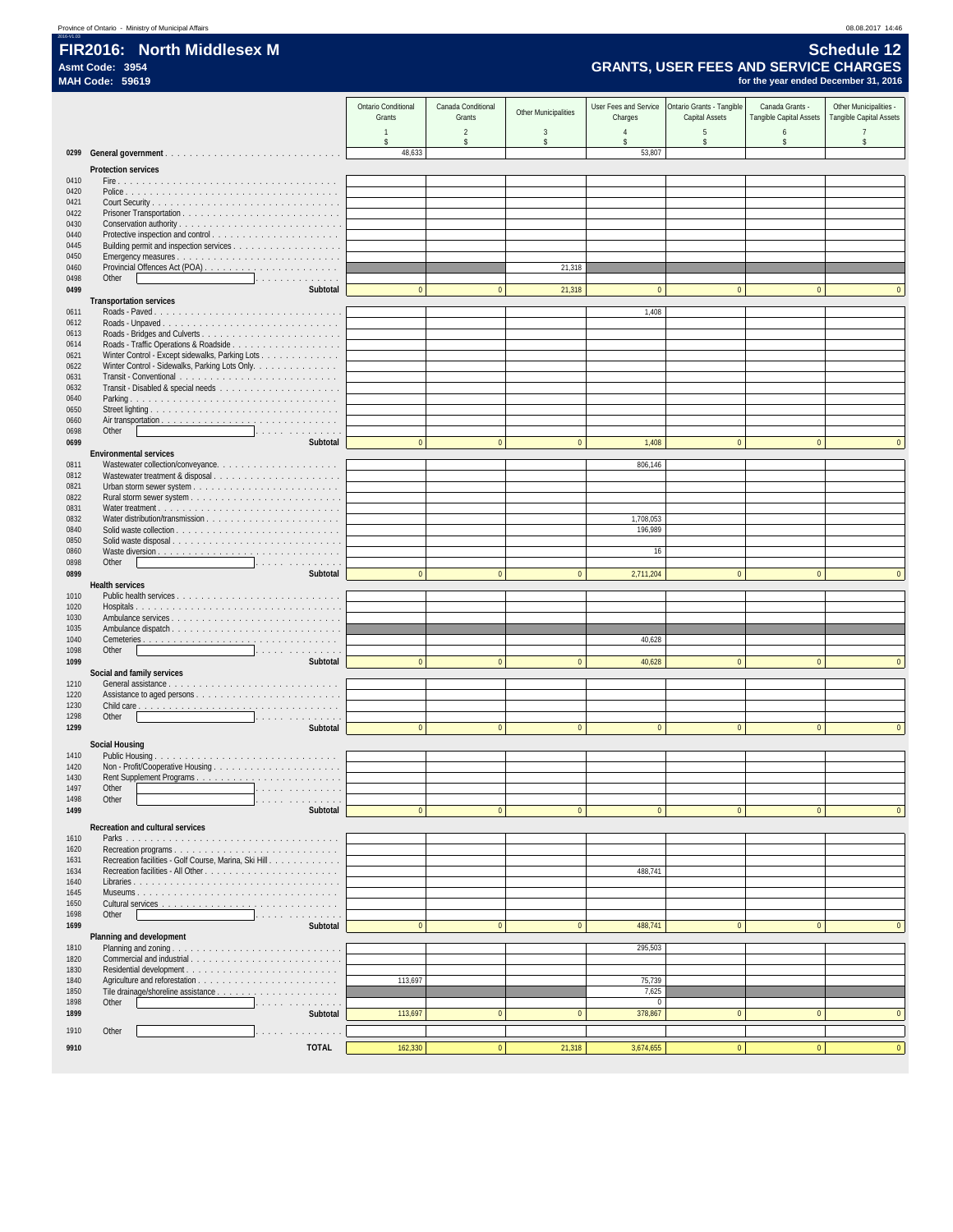# FIR2016: North Middlesex M

**Asmt Code: 3954**
**MAH Code: 59619**

## Schedule 12
## GRANTS, USER FEES AND SERVICE CHARGES

**for the year ended December 31, 2016**

| | | Ontario Conditional Grants | Canada Conditional Grants | Other Municipalities | User Fees and Service Charges | Ontario Grants - Tangible Capital Assets | Canada Grants - Tangible Capital Assets | Other Municipalities - Tangible Capital Assets |
|---|---|---|---|---|---|---|---|---|
| | | 1 | 2 | 3 | 4 | 5 | 6 | 7 |
| | | $ | $ | $ | $ | $ | $ | $ |
| 0299 | **General government** | 48,633 | | | 53,807 | | | |
| | **Protection services** | | | | | | | |
| 0410 | Fire | | | | | | | |
| 0420 | Police | | | | | | | |
| 0421 | Court Security | | | | | | | |
| 0422 | Prisoner Transportation | | | | | | | |
| 0430 | Conservation authority | | | | | | | |
| 0440 | Protective inspection and control | | | | | | | |
| 0445 | Building permit and inspection services | | | | | | | |
| 0450 | Emergency measures | | | | | | | |
| 0460 | Provincial Offences Act (POA) | | | 21,318 | | | | |
| 0498 | Other | | | | | | | |
| **0499** | **Subtotal** | 0 | 0 | 21,318 | 0 | 0 | 0 | 0 |
| | **Transportation services** | | | | | | | |
| 0611 | Roads - Paved | | | | 1,408 | | | |
| 0612 | Roads - Unpaved | | | | | | | |
| 0613 | Roads - Bridges and Culverts | | | | | | | |
| 0614 | Roads - Traffic Operations & Roadside | | | | | | | |
| 0621 | Winter Control - Except sidewalks, Parking Lots | | | | | | | |
| 0622 | Winter Control - Sidewalks, Parking Lots Only | | | | | | | |
| 0631 | Transit - Conventional | | | | | | | |
| 0632 | Transit - Disabled & special needs | | | | | | | |
| 0640 | Parking | | | | | | | |
| 0650 | Street lighting | | | | | | | |
| 0660 | Air transportation | | | | | | | |
| 0698 | Other | | | | | | | |
| **0699** | **Subtotal** | 0 | 0 | 0 | 1,408 | 0 | 0 | 0 |
| | **Environmental services** | | | | | | | |
| 0811 | Wastewater collection/conveyance | | | | 806,146 | | | |
| 0812 | Wastewater treatment & disposal | | | | | | | |
| 0821 | Urban storm sewer system | | | | | | | |
| 0822 | Rural storm sewer system | | | | | | | |
| 0831 | Water treatment | | | | | | | |
| 0832 | Water distribution/transmission | | | | 1,708,053 | | | |
| 0840 | Solid waste collection | | | | 196,989 | | | |
| 0850 | Solid waste disposal | | | | | | | |
| 0860 | Waste diversion | | | | 16 | | | |
| 0898 | Other | | | | | | | |
| **0899** | **Subtotal** | 0 | 0 | 0 | 2,711,204 | 0 | 0 | 0 |
| | **Health services** | | | | | | | |
| 1010 | Public health services | | | | | | | |
| 1020 | Hospitals | | | | | | | |
| 1030 | Ambulance services | | | | | | | |
| 1035 | Ambulance dispatch | | | | | | | |
| 1040 | Cemeteries | | | | 40,628 | | | |
| 1098 | Other | | | | | | | |
| **1099** | **Subtotal** | 0 | 0 | 0 | 40,628 | 0 | 0 | 0 |
| | **Social and family services** | | | | | | | |
| 1210 | General assistance | | | | | | | |
| 1220 | Assistance to aged persons | | | | | | | |
| 1230 | Child care | | | | | | | |
| 1298 | Other | | | | | | | |
| **1299** | **Subtotal** | 0 | 0 | 0 | 0 | 0 | 0 | 0 |
| | **Social Housing** | | | | | | | |
| 1410 | Public Housing | | | | | | | |
| 1420 | Non - Profit/Cooperative Housing | | | | | | | |
| 1430 | Rent Supplement Programs | | | | | | | |
| 1497 | Other | | | | | | | |
| 1498 | Other | | | | | | | |
| **1499** | **Subtotal** | 0 | 0 | 0 | 0 | 0 | 0 | 0 |
| | **Recreation and cultural services** | | | | | | | |
| 1610 | Parks | | | | | | | |
| 1620 | Recreation programs | | | | | | | |
| 1631 | Recreation facilities - Golf Course, Marina, Ski Hill | | | | | | | |
| 1634 | Recreation facilities - All Other | | | | 488,741 | | | |
| 1640 | Libraries | | | | | | | |
| 1645 | Museums | | | | | | | |
| 1650 | Cultural services | | | | | | | |
| 1698 | Other | | | | | | | |
| **1699** | **Subtotal** | 0 | 0 | 0 | 488,741 | 0 | 0 | 0 |
| | **Planning and development** | | | | | | | |
| 1810 | Planning and zoning | | | | 295,503 | | | |
| 1820 | Commercial and industrial | | | | | | | |
| 1830 | Residential development | | | | | | | |
| 1840 | Agriculture and reforestation | 113,697 | | | 75,739 | | | |
| 1850 | Tile drainage/shoreline assistance | | | | 7,625 | | | |
| 1898 | Other | | | | 0 | | | |
| **1899** | **Subtotal** | 113,697 | 0 | 0 | 378,867 | 0 | 0 | 0 |
| 1910 | Other | | | | | | | |
| **9910** | **TOTAL** | 162,330 | 0 | 21,318 | 3,674,655 | 0 | 0 | 0 |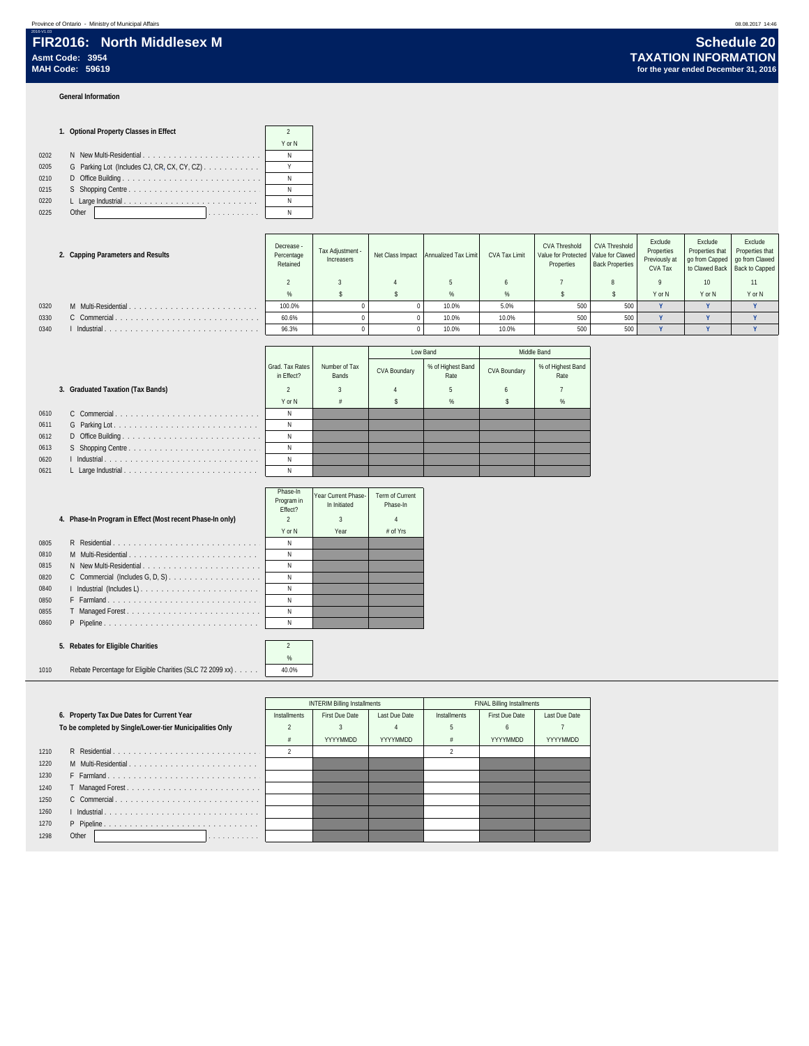Province of Ontario - Ministry of Municipal Affairs

# FIR2016: North Middlesex M

**Asmt Code: 3954**
**MAH Code: 59619**

## Schedule 20
## TAXATION INFORMATION
**for the year ended December 31, 2016**

**General Information**

| | **1. Optional Property Classes in Effect** | 2 |
|---|---|---|
| | | Y or N |
| 0202 | N New Multi-Residential | N |
| 0205 | G Parking Lot (Includes CJ, CR, CX, CY, CZ) | Y |
| 0210 | D Office Building | N |
| 0215 | S Shopping Centre | N |
| 0220 | L Large Industrial | N |
| 0225 | Other | N |

| | **2. Capping Parameters and Results** | Decrease - Percentage Retained | Tax Adjustment - Increasers | Net Class Impact | Annualized Tax Limit | CVA Tax Limit | CVA Threshold Value for Protected Properties | CVA Threshold Value for Clawed Back Properties | Exclude Properties Previously at CVA Tax | Exclude Properties that go from Capped to Clawed Back | Exclude Properties that go from Clawed Back to Capped |
|---|---|---|---|---|---|---|---|---|---|---|---|
| | | 2 | 3 | 4 | 5 | 6 | 7 | 8 | 9 | 10 | 11 |
| | | % | $ | $ | % | % | $ | $ | Y or N | Y or N | Y or N |
| 0320 | M Multi-Residential | 100.0% | 0 | 0 | 10.0% | 5.0% | 500 | 500 | Y | Y | Y |
| 0330 | C Commercial | 60.6% | 0 | 0 | 10.0% | 10.0% | 500 | 500 | Y | Y | Y |
| 0340 | I Industrial | 96.3% | 0 | 0 | 10.0% | 10.0% | 500 | 500 | Y | Y | Y |

| | **3. Graduated Taxation (Tax Bands)** | Grad. Tax Rates in Effect? | Number of Tax Bands | Low Band | | Middle Band | |
|---|---|---|---|---|---|---|---|
| | | | | CVA Boundary | % of Highest Band Rate | CVA Boundary | % of Highest Band Rate |
| | | 2 | 3 | 4 | 5 | 6 | 7 |
| | | Y or N | # | $ | % | $ | % |
| 0610 | C Commercial | N | | | | | |
| 0611 | G Parking Lot | N | | | | | |
| 0612 | D Office Building | N | | | | | |
| 0613 | S Shopping Centre | N | | | | | |
| 0620 | I Industrial | N | | | | | |
| 0621 | L Large Industrial | N | | | | | |

| | **4. Phase-In Program in Effect (Most recent Phase-In only)** | Phase-In Program in Effect? | Year Current Phase-In Initiated | Term of Current Phase-In |
|---|---|---|---|---|
| | | 2 | 3 | 4 |
| | | Y or N | Year | # of Yrs |
| 0805 | R Residential | N | | |
| 0810 | M Multi-Residential | N | | |
| 0815 | N New Multi-Residential | N | | |
| 0820 | C Commercial (Includes G, D, S) | N | | |
| 0840 | I Industrial (Includes L) | N | | |
| 0850 | F Farmland | N | | |
| 0855 | T Managed Forest | N | | |
| 0860 | P Pipeline | N | | |

| | **5. Rebates for Eligible Charities** | 2 |
|---|---|---|
| | | % |
| 1010 | Rebate Percentage for Eligible Charities (SLC 72 2099 xx) | 40.0% |

| | **6. Property Tax Due Dates for Current Year** <br> **To be completed by Single/Lower-tier Municipalities Only** | INTERIM Billing Installments | | | FINAL Billing Installments | | |
|---|---|---|---|---|---|---|---|
| | | Installments | First Due Date | Last Due Date | Installments | First Due Date | Last Due Date |
| | | 2 | 3 | 4 | 5 | 6 | 7 |
| | | # | YYYYMMDD | YYYYMMDD | # | YYYYMMDD | YYYYMMDD |
| 1210 | R Residential | 2 | | | 2 | | |
| 1220 | M Multi-Residential | | | | | | |
| 1230 | F Farmland | | | | | | |
| 1240 | T Managed Forest | | | | | | |
| 1250 | C Commercial | | | | | | |
| 1260 | I Industrial | | | | | | |
| 1270 | P Pipeline | | | | | | |
| 1298 | Other | | | | | | |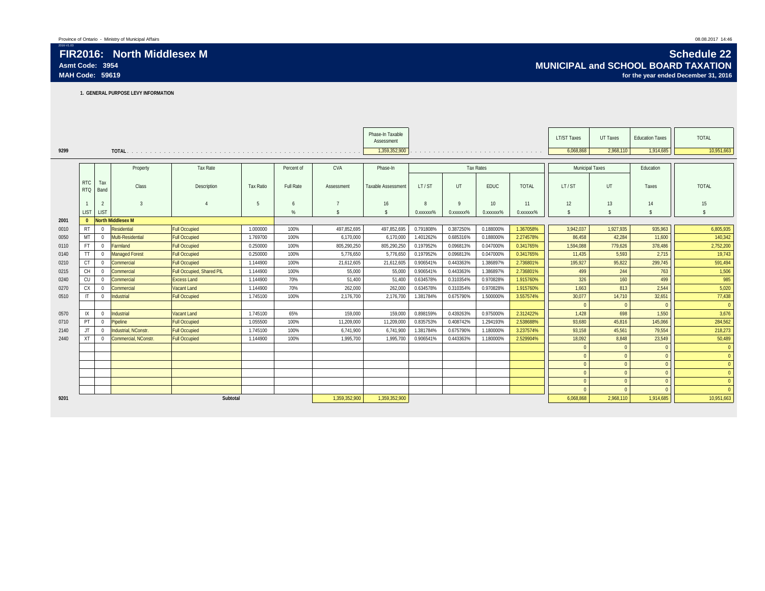Province of Ontario - Ministry of Municipal Affairs

# FIR2016: North Middlesex M

**Asmt Code: 3954**
**MAH Code: 59619**

## Schedule 22
## MUNICIPAL and SCHOOL BOARD TAXATION
**for the year ended December 31, 2016**

### 1. GENERAL PURPOSE LEVY INFORMATION

| | | Phase-In Taxable Assessment | LT/ST Taxes | UT Taxes | Education Taxes | TOTAL |
|---|---|---|---|---|---|---|
| 9299 | TOTAL | 1,359,352,900 | 6,068,868 | 2,968,110 | 1,914,685 | 10,951,663 |

| | RTC RTQ | Tax Band | Property Class | Tax Rate Description | Tax Ratio | Percent of Full Rate | CVA Assessment | Phase-In Taxable Assessment | Tax Rates LT / ST | Tax Rates UT | Tax Rates EDUC | Tax Rates TOTAL | Municipal Taxes LT / ST | Municipal Taxes UT | Education Taxes | TOTAL |
|---|---|---|---|---|---|---|---|---|---|---|---|---|---|---|---|---|
| | 1 | 2 | 3 | 4 | 5 | 6 | 7 | 16 | 8 | 9 | 10 | 11 | 12 | 13 | 14 | 15 |
| | LIST | LIST | | | | % | $ | $ | 0.xxxxxx% | 0.xxxxxx% | 0.xxxxxx% | 0.xxxxxx% | $ | $ | $ | $ |
| 2001 | 0 | | North Middlesex M | | | | | | | | | | | | | |
| 0010 | RT | 0 | Residential | Full Occupied | 1.000000 | 100% | 497,852,695 | 497,852,695 | 0.791808% | 0.387250% | 0.188000% | 1.367058% | 3,942,037 | 1,927,935 | 935,963 | 6,805,935 |
| 0050 | MT | 0 | Multi-Residential | Full Occupied | 1.769700 | 100% | 6,170,000 | 6,170,000 | 1.401262% | 0.685316% | 0.188000% | 2.274578% | 86,458 | 42,284 | 11,600 | 140,342 |
| 0110 | FT | 0 | Farmland | Full Occupied | 0.250000 | 100% | 805,290,250 | 805,290,250 | 0.197952% | 0.096813% | 0.047000% | 0.341765% | 1,594,088 | 779,626 | 378,486 | 2,752,200 |
| 0140 | TT | 0 | Managed Forest | Full Occupied | 0.250000 | 100% | 5,776,650 | 5,776,650 | 0.197952% | 0.096813% | 0.047000% | 0.341765% | 11,435 | 5,593 | 2,715 | 19,743 |
| 0210 | CT | 0 | Commercial | Full Occupied | 1.144900 | 100% | 21,612,605 | 21,612,605 | 0.906541% | 0.443363% | 1.386897% | 2.736801% | 195,927 | 95,822 | 299,745 | 591,494 |
| 0215 | CH | 0 | Commercial | Full Occupied, Shared PIL | 1.144900 | 100% | 55,000 | 55,000 | 0.906541% | 0.443363% | 1.386897% | 2.736801% | 499 | 244 | 763 | 1,506 |
| 0240 | CU | 0 | Commercial | Excess Land | 1.144900 | 70% | 51,400 | 51,400 | 0.634578% | 0.310354% | 0.970828% | 1.915760% | 326 | 160 | 499 | 985 |
| 0270 | CX | 0 | Commercial | Vacant Land | 1.144900 | 70% | 262,000 | 262,000 | 0.634578% | 0.310354% | 0.970828% | 1.915760% | 1,663 | 813 | 2,544 | 5,020 |
| 0510 | IT | 0 | Industrial | Full Occupied | 1.745100 | 100% | 2,176,700 | 2,176,700 | 1.381784% | 0.675790% | 1.500000% | 3.557574% | 30,077 | 14,710 | 32,651 | 77,438 |
| | | | | | | | | | | | | | 0 | 0 | 0 | 0 |
| 0570 | IX | 0 | Industrial | Vacant Land | 1.745100 | 65% | 159,000 | 159,000 | 0.898159% | 0.439263% | 0.975000% | 2.312422% | 1,428 | 698 | 1,550 | 3,676 |
| 0710 | PT | 0 | Pipeline | Full Occupied | 1.055500 | 100% | 11,209,000 | 11,209,000 | 0.835753% | 0.408742% | 1.294193% | 2.538688% | 93,680 | 45,816 | 145,066 | 284,562 |
| 2140 | JT | 0 | Industrial, NConstr. | Full Occupied | 1.745100 | 100% | 6,741,900 | 6,741,900 | 1.381784% | 0.675790% | 1.180000% | 3.237574% | 93,158 | 45,561 | 79,554 | 218,273 |
| 2440 | XT | 0 | Commercial, NConstr. | Full Occupied | 1.144900 | 100% | 1,995,700 | 1,995,700 | 0.906541% | 0.443363% | 1.180000% | 2.529904% | 18,092 | 8,848 | 23,549 | 50,489 |
| | | | | | | | | | | | | | 0 | 0 | 0 | 0 |
| | | | | | | | | | | | | | 0 | 0 | 0 | 0 |
| | | | | | | | | | | | | | 0 | 0 | 0 | 0 |
| | | | | | | | | | | | | | 0 | 0 | 0 | 0 |
| | | | | | | | | | | | | | 0 | 0 | 0 | 0 |
| | | | | | | | | | | | | | 0 | 0 | 0 | 0 |
| 9201 | | | | Subtotal | | | 1,359,352,900 | 1,359,352,900 | | | | | 6,068,868 | 2,968,110 | 1,914,685 | 10,951,663 |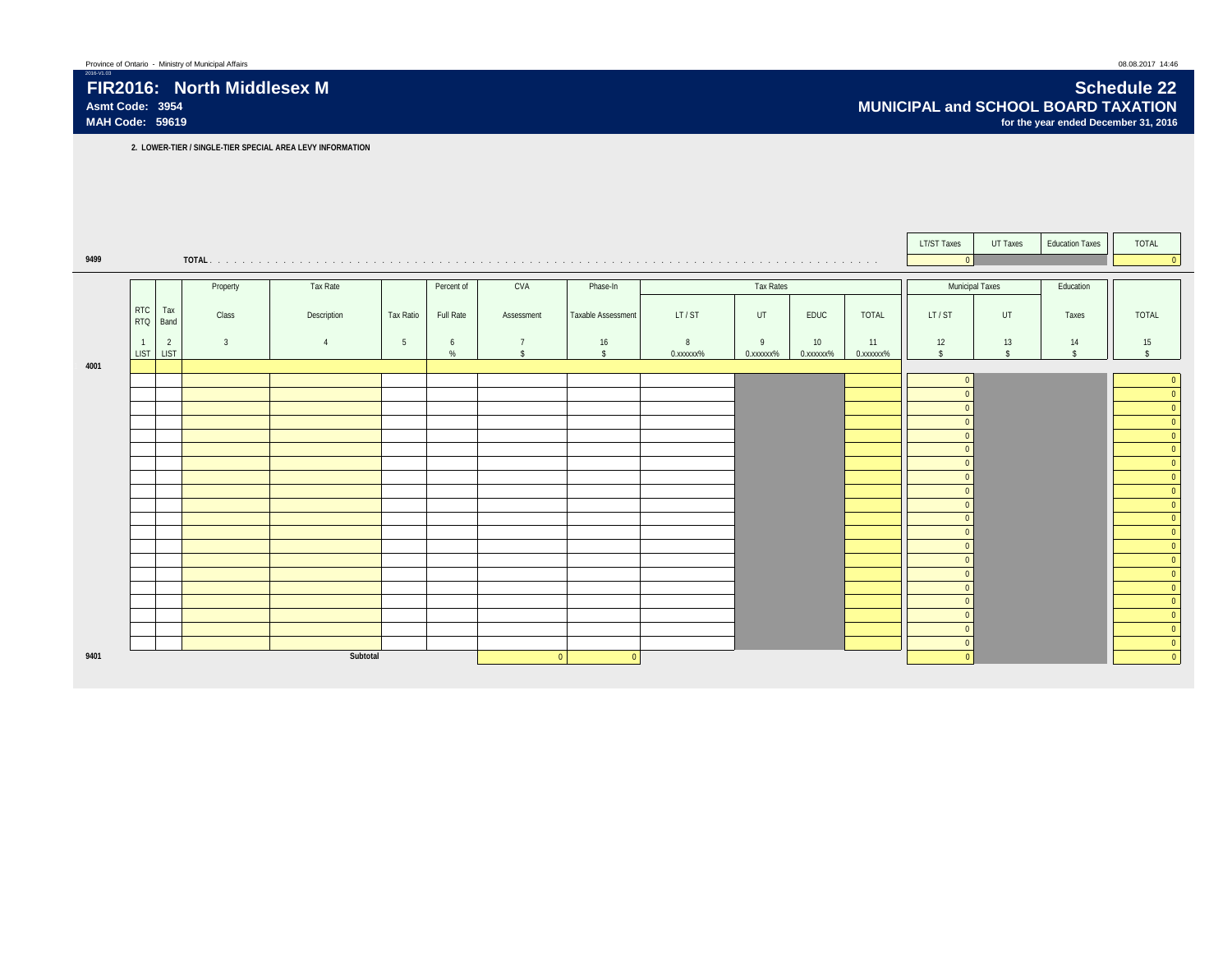Province of Ontario - Ministry of Municipal Affairs

# FIR2016: North Middlesex M

**Asmt Code: 3954**
**MAH Code: 59619**

## Schedule 22
## MUNICIPAL and SCHOOL BOARD TAXATION
**for the year ended December 31, 2016**

**2. LOWER-TIER / SINGLE-TIER SPECIAL AREA LEVY INFORMATION**

| | | LT/ST Taxes | UT Taxes | Education Taxes | TOTAL |
|---|---|---|---|---|---|
| 9499 | **TOTAL** | 0 | | | 0 |

| | RTC RTQ | Tax Band | Property Class | Tax Rate Description | Tax Ratio | Percent of Full Rate | CVA Assessment | Phase-In Taxable Assessment | Tax Rates LT / ST | Tax Rates UT | Tax Rates EDUC | Tax Rates TOTAL | Municipal Taxes LT / ST | Municipal Taxes UT | Education Taxes | TOTAL |
|---|---|---|---|---|---|---|---|---|---|---|---|---|---|---|---|---|
| | 1 | 2 | 3 | 4 | 5 | 6 | 7 | 16 | 8 | 9 | 10 | 11 | 12 | 13 | 14 | 15 |
| | LIST | LIST | | | | % | $ | $ | 0.xxxxxx% | 0.xxxxxx% | 0.xxxxxx% | 0.xxxxxx% | $ | $ | $ | $ |
| 4001 | | | | | | | | | | | | | | | | |
| | | | | | | | | | | | | | 0 | | | 0 |
| | | | | | | | | | | | | | 0 | | | 0 |
| | | | | | | | | | | | | | 0 | | | 0 |
| | | | | | | | | | | | | | 0 | | | 0 |
| | | | | | | | | | | | | | 0 | | | 0 |
| | | | | | | | | | | | | | 0 | | | 0 |
| | | | | | | | | | | | | | 0 | | | 0 |
| | | | | | | | | | | | | | 0 | | | 0 |
| | | | | | | | | | | | | | 0 | | | 0 |
| | | | | | | | | | | | | | 0 | | | 0 |
| | | | | | | | | | | | | | 0 | | | 0 |
| | | | | | | | | | | | | | 0 | | | 0 |
| | | | | | | | | | | | | | 0 | | | 0 |
| | | | | | | | | | | | | | 0 | | | 0 |
| | | | | | | | | | | | | | 0 | | | 0 |
| | | | | | | | | | | | | | 0 | | | 0 |
| | | | | | | | | | | | | | 0 | | | 0 |
| | | | | | | | | | | | | | 0 | | | 0 |
| | | | | | | | | | | | | | 0 | | | 0 |
| | | | | | | | | | | | | | 0 | | | 0 |
| 9401 | | | | **Subtotal** | | | 0 | 0 | | | | | 0 | | | 0 |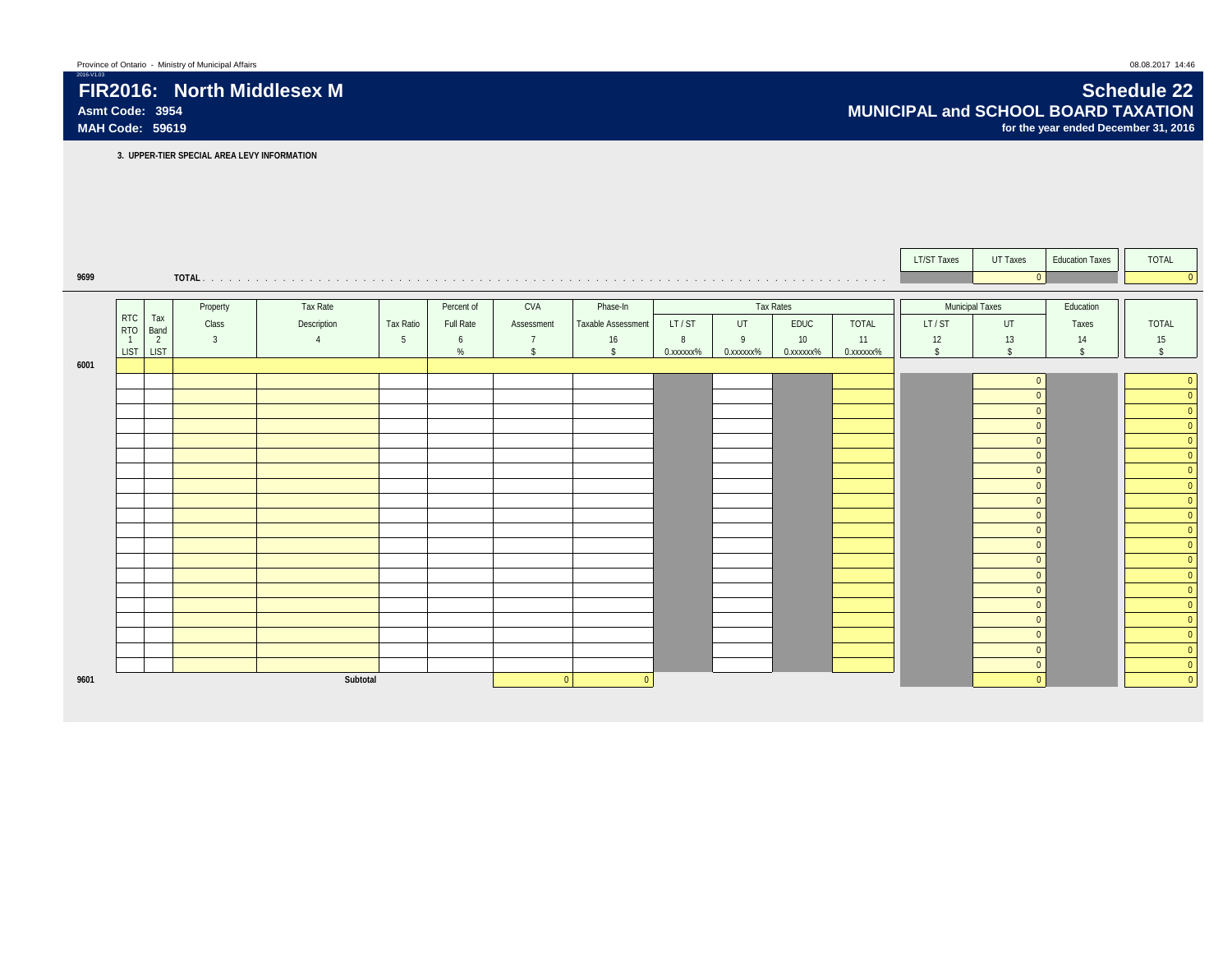Province of Ontario - Ministry of Municipal Affairs

2016-V1.03

# FIR2016: North Middlesex M

**Asmt Code: 3954**

**MAH Code: 59619**

# Schedule 22

## MUNICIPAL and SCHOOL BOARD TAXATION

**for the year ended December 31, 2016**

**3. UPPER-TIER SPECIAL AREA LEVY INFORMATION**

| | | LT/ST Taxes | UT Taxes | Education Taxes | TOTAL |
|---|---|---|---|---|---|
| 9699 | **TOTAL** | | 0 | | 0 |

| | RTC RTO | Tax Band | Property Class | Tax Rate Description | Tax Ratio | Percent of Full Rate | CVA Assessment | Phase-In Taxable Assessment | Tax Rates LT / ST | UT | EDUC | TOTAL | Municipal Taxes LT / ST | UT | Education Taxes | TOTAL |
|---|---|---|---|---|---|---|---|---|---|---|---|---|---|---|---|---|
| | 1 | 2 | 3 | 4 | 5 | 6 | 7 | 16 | 8 | 9 | 10 | 11 | 12 | 13 | 14 | 15 |
| | LIST | LIST | | | | % | $ | $ | 0.xxxxxx% | 0.xxxxxx% | 0.xxxxxx% | 0.xxxxxx% | $ | $ | $ | $ |
| 6001 | | | | | | | | | | | | | | | | |
| | | | | | | | | | | | | | | 0 | | 0 |
| | | | | | | | | | | | | | | 0 | | 0 |
| | | | | | | | | | | | | | | 0 | | 0 |
| | | | | | | | | | | | | | | 0 | | 0 |
| | | | | | | | | | | | | | | 0 | | 0 |
| | | | | | | | | | | | | | | 0 | | 0 |
| | | | | | | | | | | | | | | 0 | | 0 |
| | | | | | | | | | | | | | | 0 | | 0 |
| | | | | | | | | | | | | | | 0 | | 0 |
| | | | | | | | | | | | | | | 0 | | 0 |
| | | | | | | | | | | | | | | 0 | | 0 |
| | | | | | | | | | | | | | | 0 | | 0 |
| | | | | | | | | | | | | | | 0 | | 0 |
| | | | | | | | | | | | | | | 0 | | 0 |
| | | | | | | | | | | | | | | 0 | | 0 |
| | | | | | | | | | | | | | | 0 | | 0 |
| | | | | | | | | | | | | | | 0 | | 0 |
| | | | | | | | | | | | | | | 0 | | 0 |
| | | | | | | | | | | | | | | 0 | | 0 |
| | | | | | | | | | | | | | | 0 | | 0 |
| 9601 | | | | **Subtotal** | | | 0 | 0 | | | | | | 0 | | 0 |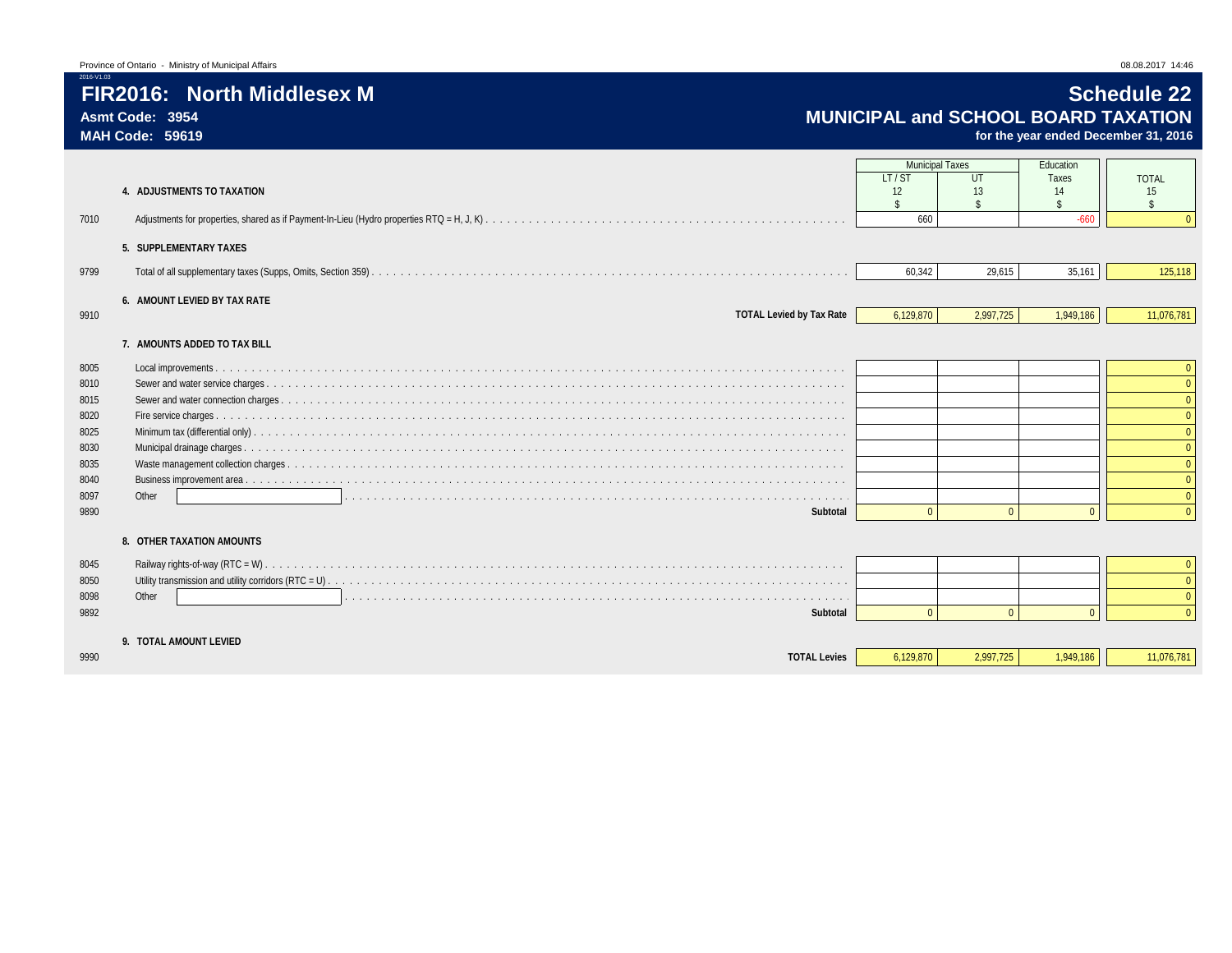Province of Ontario - Ministry of Municipal Affairs

2016-V1.03

# FIR2016: North Middlesex M

**Asmt Code: 3954**

**MAH Code: 59619**

## Schedule 22

## MUNICIPAL and SCHOOL BOARD TAXATION

**for the year ended December 31, 2016**

| | | Municipal Taxes | | Education | |
|---|---|---|---|---|---|
| | | LT / ST | UT | Taxes | TOTAL |
| | **4. ADJUSTMENTS TO TAXATION** | 12 | 13 | 14 | 15 |
| | | $ | $ | $ | $ |
| 7010 | Adjustments for properties, shared as if Payment-In-Lieu (Hydro properties RTQ = H, J, K) | 660 | | -660 | 0 |
| | **5. SUPPLEMENTARY TAXES** | | | | |
| 9799 | Total of all supplementary taxes (Supps, Omits, Section 359) | 60,342 | 29,615 | 35,161 | 125,118 |
| | **6. AMOUNT LEVIED BY TAX RATE** | | | | |
| 9910 | **TOTAL Levied by Tax Rate** | 6,129,870 | 2,997,725 | 1,949,186 | 11,076,781 |
| | **7. AMOUNTS ADDED TO TAX BILL** | | | | |
| 8005 | Local improvements | | | | 0 |
| 8010 | Sewer and water service charges | | | | 0 |
| 8015 | Sewer and water connection charges | | | | 0 |
| 8020 | Fire service charges | | | | 0 |
| 8025 | Minimum tax (differential only) | | | | 0 |
| 8030 | Municipal drainage charges | | | | 0 |
| 8035 | Waste management collection charges | | | | 0 |
| 8040 | Business improvement area | | | | 0 |
| 8097 | Other | | | | 0 |
| 9890 | **Subtotal** | 0 | 0 | 0 | 0 |
| | **8. OTHER TAXATION AMOUNTS** | | | | |
| 8045 | Railway rights-of-way (RTC = W) | | | | 0 |
| 8050 | Utility transmission and utility corridors (RTC = U) | | | | 0 |
| 8098 | Other | | | | 0 |
| 9892 | **Subtotal** | 0 | 0 | 0 | 0 |
| | **9. TOTAL AMOUNT LEVIED** | | | | |
| 9990 | **TOTAL Levies** | 6,129,870 | 2,997,725 | 1,949,186 | 11,076,781 |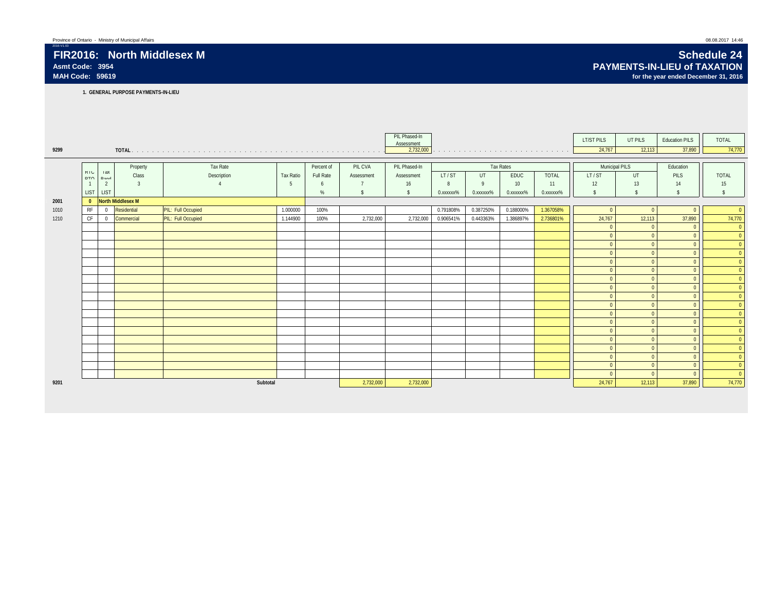Province of Ontario - Ministry of Municipal Affairs

2016-V1.03

# FIR2016: North Middlesex M

**Asmt Code: 3954**

**MAH Code: 59619**

# Schedule 24
## PAYMENTS-IN-LIEU of TAXATION
**for the year ended December 31, 2016**

**1. GENERAL PURPOSE PAYMENTS-IN-LIEU**

| | | PIL Phased-In Assessment | LT/ST PILS | UT PILS | Education PILS | TOTAL |
|---|---|---|---|---|---|---|
| 9299 | TOTAL | 2,732,000 | 24,767 | 12,113 | 37,890 | 74,770 |

| | RTC RTQ | Tax Band | Property Class | Tax Rate Description | Tax Ratio | Percent of Full Rate | PIL CVA Assessment | PIL Phased-In Assessment | Tax Rates LT / ST | UT | EDUC | TOTAL | Municipal PILS LT / ST | UT | Education PILS | TOTAL |
|---|---|---|---|---|---|---|---|---|---|---|---|---|---|---|---|---|
| | 1 | 2 | 3 | 4 | 5 | 6 | 7 | 16 | 8 | 9 | 10 | 11 | 12 | 13 | 14 | 15 |
| | LIST | LIST | | | | % | $ | $ | 0.xxxxxx% | 0.xxxxxx% | 0.xxxxxx% | 0.xxxxxx% | $ | $ | $ | $ |
| 2001 | 0 | | North Middlesex M | | | | | | | | | | | | | |
| 1010 | RF | 0 | Residential | PIL: Full Occupied | 1.000000 | 100% | | | 0.791808% | 0.387250% | 0.188000% | 1.367058% | 0 | 0 | 0 | 0 |
| 1210 | CF | 0 | Commercial | PIL: Full Occupied | 1.144900 | 100% | 2,732,000 | 2,732,000 | 0.906541% | 0.443363% | 1.386897% | 2.736801% | 24,767 | 12,113 | 37,890 | 74,770 |
| | | | | | | | | | | | | | 0 | 0 | 0 | 0 |
| | | | | | | | | | | | | | 0 | 0 | 0 | 0 |
| | | | | | | | | | | | | | 0 | 0 | 0 | 0 |
| | | | | | | | | | | | | | 0 | 0 | 0 | 0 |
| | | | | | | | | | | | | | 0 | 0 | 0 | 0 |
| | | | | | | | | | | | | | 0 | 0 | 0 | 0 |
| | | | | | | | | | | | | | 0 | 0 | 0 | 0 |
| | | | | | | | | | | | | | 0 | 0 | 0 | 0 |
| | | | | | | | | | | | | | 0 | 0 | 0 | 0 |
| | | | | | | | | | | | | | 0 | 0 | 0 | 0 |
| | | | | | | | | | | | | | 0 | 0 | 0 | 0 |
| | | | | | | | | | | | | | 0 | 0 | 0 | 0 |
| | | | | | | | | | | | | | 0 | 0 | 0 | 0 |
| | | | | | | | | | | | | | 0 | 0 | 0 | 0 |
| | | | | | | | | | | | | | 0 | 0 | 0 | 0 |
| | | | | | | | | | | | | | 0 | 0 | 0 | 0 |
| | | | | | | | | | | | | | 0 | 0 | 0 | 0 |
| | | | | | | | | | | | | | 0 | 0 | 0 | 0 |
| 9201 | | | | Subtotal | | | 2,732,000 | 2,732,000 | | | | | 24,767 | 12,113 | 37,890 | 74,770 |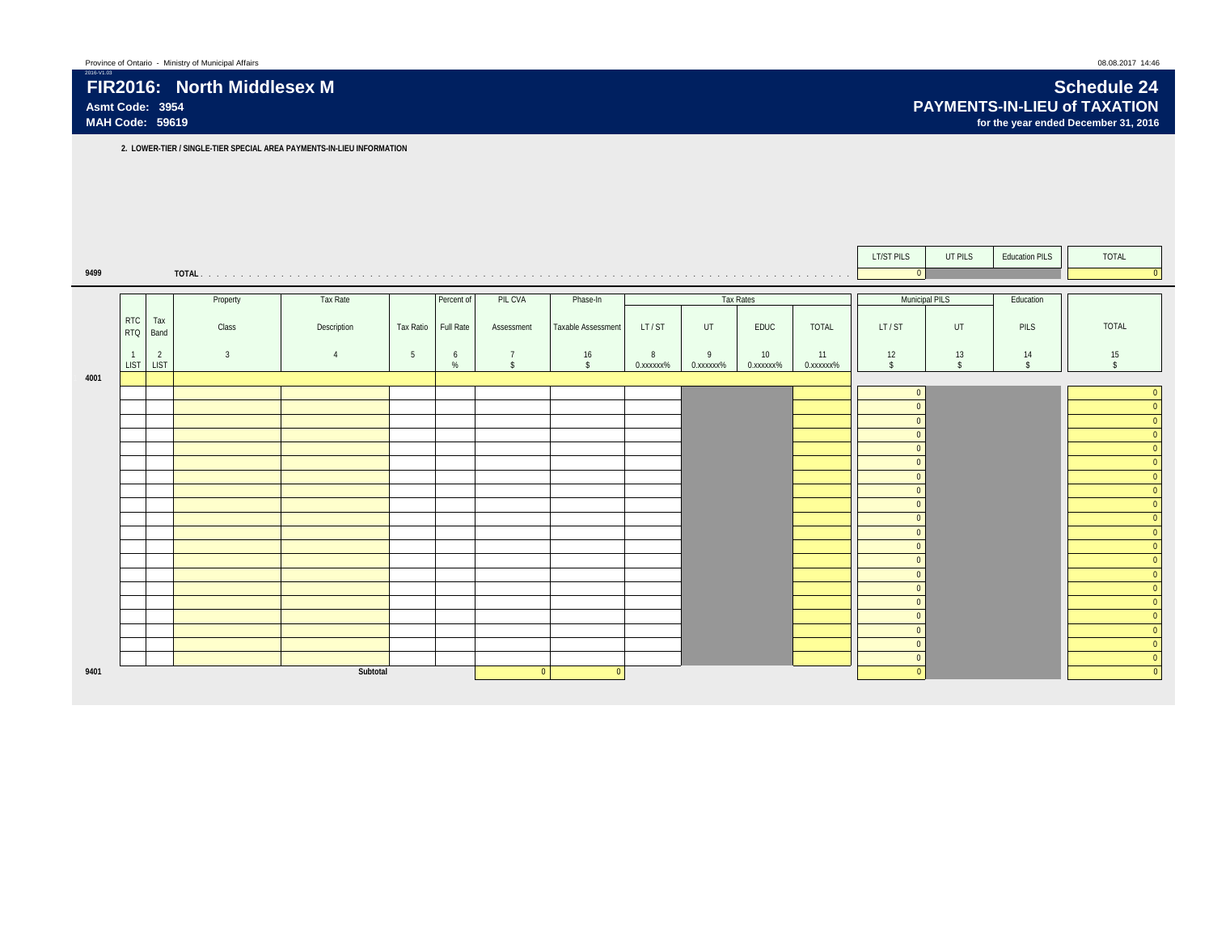# FIR2016: North Middlesex M

**Asmt Code: 3954**
**MAH Code: 59619**

## Schedule 24
## PAYMENTS-IN-LIEU of TAXATION
**for the year ended December 31, 2016**

**2. LOWER-TIER / SINGLE-TIER SPECIAL AREA PAYMENTS-IN-LIEU INFORMATION**

| | | LT/ST PILS | UT PILS | Education PILS | TOTAL |
|---|---|---|---|---|---|
| 9499 | **TOTAL** | 0 | | | 0 |

| | RTC RTQ | Tax Band | Property Class | Tax Rate Description | Tax Ratio | Percent of Full Rate | PIL CVA Assessment | Phase-In Taxable Assessment | Tax Rates LT / ST | UT | EDUC | TOTAL | Municipal PILS LT / ST | UT | Education PILS | TOTAL |
|---|---|---|---|---|---|---|---|---|---|---|---|---|---|---|---|---|
| | 1 LIST | 2 LIST | 3 | 4 | 5 | 6 % | 7 $ | 16 $ | 8 0.xxxxxx% | 9 0.xxxxxx% | 10 0.xxxxxx% | 11 0.xxxxxx% | 12 $ | 13 $ | 14 $ | 15 $ |
| 4001 | | | | | | | | | | | | | | | | |
| | | | | | | | | | | | | | 0 | | | 0 |
| | | | | | | | | | | | | | 0 | | | 0 |
| | | | | | | | | | | | | | 0 | | | 0 |
| | | | | | | | | | | | | | 0 | | | 0 |
| | | | | | | | | | | | | | 0 | | | 0 |
| | | | | | | | | | | | | | 0 | | | 0 |
| | | | | | | | | | | | | | 0 | | | 0 |
| | | | | | | | | | | | | | 0 | | | 0 |
| | | | | | | | | | | | | | 0 | | | 0 |
| | | | | | | | | | | | | | 0 | | | 0 |
| | | | | | | | | | | | | | 0 | | | 0 |
| | | | | | | | | | | | | | 0 | | | 0 |
| | | | | | | | | | | | | | 0 | | | 0 |
| | | | | | | | | | | | | | 0 | | | 0 |
| | | | | | | | | | | | | | 0 | | | 0 |
| | | | | | | | | | | | | | 0 | | | 0 |
| | | | | | | | | | | | | | 0 | | | 0 |
| | | | | | | | | | | | | | 0 | | | 0 |
| | | | | | | | | | | | | | 0 | | | 0 |
| | | | | | | | | | | | | | 0 | | | 0 |
| 9401 | | | | **Subtotal** | | | 0 | 0 | | | | | 0 | | | 0 |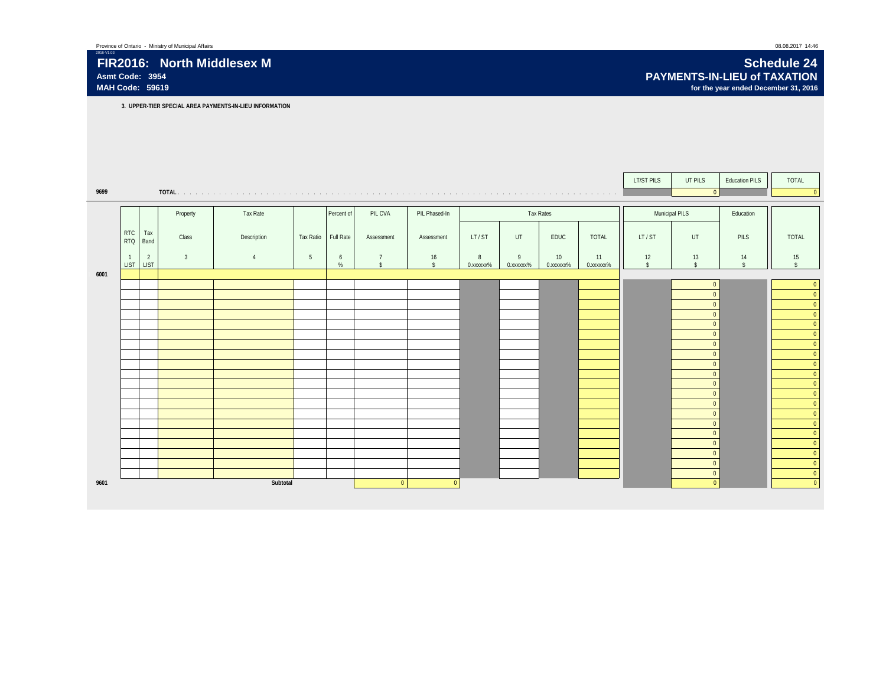Province of Ontario - Ministry of Municipal Affairs

2016-V1.03

# FIR2016: North Middlesex M

**Asmt Code: 3954**

**MAH Code: 59619**

# Schedule 24

## PAYMENTS-IN-LIEU of TAXATION

**for the year ended December 31, 2016**

**3. UPPER-TIER SPECIAL AREA PAYMENTS-IN-LIEU INFORMATION**

| | | LT/ST PILS | UT PILS | Education PILS | TOTAL |
|---|---|---|---|---|---|
| 9699 | TOTAL | | 0 | | 0 |

| | RTC RTQ | Tax Band | Property Class | Tax Rate Description | Tax Ratio | Percent of Full Rate | PIL CVA Assessment | PIL Phased-In Assessment | Tax Rates LT / ST | UT | EDUC | TOTAL | Municipal PILS LT / ST | UT | Education PILS | TOTAL |
|---|---|---|---|---|---|---|---|---|---|---|---|---|---|---|---|---|
| | 1 LIST | 2 LIST | 3 | 4 | 5 | 6 % | 7 $ | 16 $ | 8 0.xxxxxx% | 9 0.xxxxxx% | 10 0.xxxxxx% | 11 0.xxxxxx% | 12 $ | 13 $ | 14 $ | 15 $ |
| 6001 | | | | | | | | | | | | | | | | |
| | | | | | | | | | | | | | | 0 | | 0 |
| | | | | | | | | | | | | | | 0 | | 0 |
| | | | | | | | | | | | | | | 0 | | 0 |
| | | | | | | | | | | | | | | 0 | | 0 |
| | | | | | | | | | | | | | | 0 | | 0 |
| | | | | | | | | | | | | | | 0 | | 0 |
| | | | | | | | | | | | | | | 0 | | 0 |
| | | | | | | | | | | | | | | 0 | | 0 |
| | | | | | | | | | | | | | | 0 | | 0 |
| | | | | | | | | | | | | | | 0 | | 0 |
| | | | | | | | | | | | | | | 0 | | 0 |
| | | | | | | | | | | | | | | 0 | | 0 |
| | | | | | | | | | | | | | | 0 | | 0 |
| | | | | | | | | | | | | | | 0 | | 0 |
| | | | | | | | | | | | | | | 0 | | 0 |
| | | | | | | | | | | | | | | 0 | | 0 |
| | | | | | | | | | | | | | | 0 | | 0 |
| | | | | | | | | | | | | | | 0 | | 0 |
| | | | | | | | | | | | | | | 0 | | 0 |
| | | | | | | | | | | | | | | 0 | | 0 |
| 9601 | | | | Subtotal | | | 0 | 0 | | | | | | 0 | | 0 |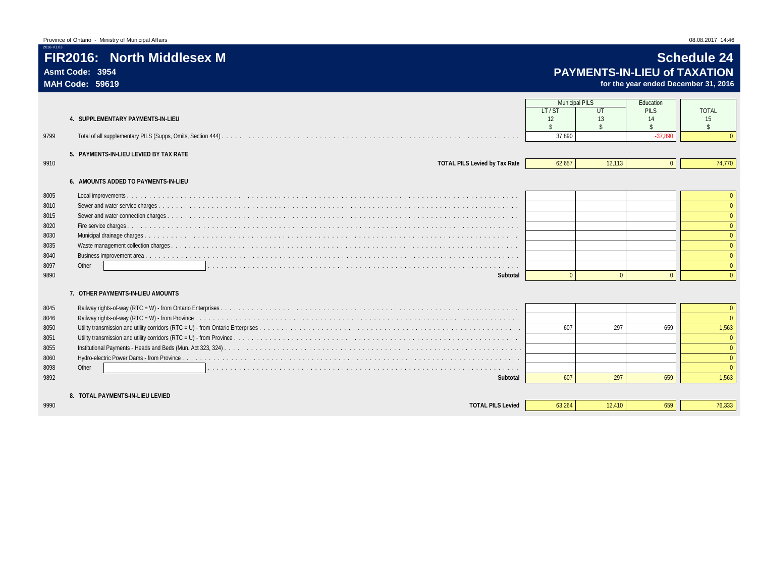Province of Ontario - Ministry of Municipal Affairs

# FIR2016: North Middlesex M

**Asmt Code: 3954**

**MAH Code: 59619**

## Schedule 24

## PAYMENTS-IN-LIEU of TAXATION

**for the year ended December 31, 2016**

| | | Municipal PILS | | Education | |
|---|---|---|---|---|---|
| | | LT / ST | UT | PILS | TOTAL |
| | | 12 | 13 | 14 | 15 |
| | | $ | $ | $ | $ |
| | **4. SUPPLEMENTARY PAYMENTS-IN-LIEU** | | | | |
| 9799 | Total of all supplementary PILS (Supps, Omits, Section 444) | 37,890 | | -37,890 | 0 |
| | **5. PAYMENTS-IN-LIEU LEVIED BY TAX RATE** | | | | |
| 9910 | **TOTAL PILS Levied by Tax Rate** | 62,657 | 12,113 | 0 | 74,770 |
| | **6. AMOUNTS ADDED TO PAYMENTS-IN-LIEU** | | | | |
| 8005 | Local improvements | | | | 0 |
| 8010 | Sewer and water service charges | | | | 0 |
| 8015 | Sewer and water connection charges | | | | 0 |
| 8020 | Fire service charges | | | | 0 |
| 8030 | Municipal drainage charges | | | | 0 |
| 8035 | Waste management collection charges | | | | 0 |
| 8040 | Business improvement area | | | | 0 |
| 8097 | Other | | | | 0 |
| 9890 | **Subtotal** | 0 | 0 | 0 | 0 |
| | **7. OTHER PAYMENTS-IN-LIEU AMOUNTS** | | | | |
| 8045 | Railway rights-of-way (RTC = W) - from Ontario Enterprises | | | | 0 |
| 8046 | Railway rights-of-way (RTC = W) - from Province | | | | 0 |
| 8050 | Utility transmission and utility corridors (RTC = U) - from Ontario Enterprises | 607 | 297 | 659 | 1,563 |
| 8051 | Utility transmission and utility corridors (RTC = U) - from Province | | | | 0 |
| 8055 | Institutional Payments - Heads and Beds (Mun. Act 323, 324) | | | | 0 |
| 8060 | Hydro-electric Power Dams - from Province | | | | 0 |
| 8098 | Other | | | | 0 |
| 9892 | **Subtotal** | 607 | 297 | 659 | 1,563 |
| | **8. TOTAL PAYMENTS-IN-LIEU LEVIED** | | | | |
| 9990 | **TOTAL PILS Levied** | 63,264 | 12,410 | 659 | 76,333 |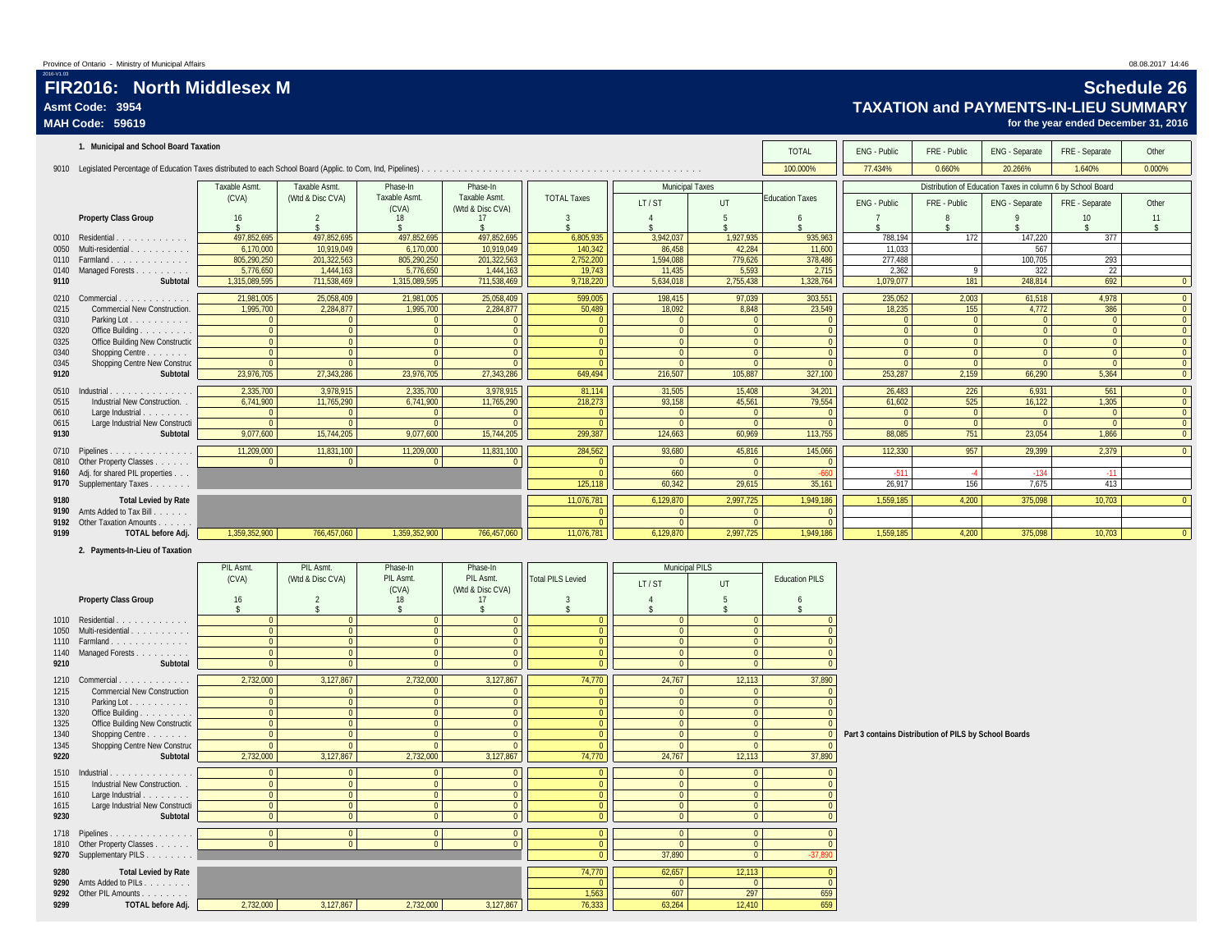Province of Ontario - Ministry of Municipal Affairs

2016-V1.03

# FIR2016: North Middlesex M

**Asmt Code: 3954**

**MAH Code: 59619**

# Schedule 26

## TAXATION and PAYMENTS-IN-LIEU SUMMARY

**for the year ended December 31, 2016**

### 1. Municipal and School Board Taxation

| | | TOTAL | ENG - Public | FRE - Public | ENG - Separate | FRE - Separate | Other |
|---|---|---|---|---|---|---|---|
| 9010 | Legislated Percentage of Education Taxes distributed to each School Board (Applic. to Com, Ind, Pipelines) | 100.000% | 77.434% | 0.660% | 20.266% | 1.640% | 0.000% |

| | Property Class Group | Taxable Asmt. (CVA) 16 $ | Taxable Asmt. (Wtd & Disc CVA) 2 $ | Phase-In Taxable Asmt. (CVA) 18 $ | Phase-In Taxable Asmt. (Wtd & Disc CVA) 17 $ | TOTAL Taxes 3 $ | Municipal Taxes LT / ST 4 $ | Municipal Taxes UT 5 $ | Education Taxes 6 $ | ENG - Public 7 $ | FRE - Public 8 $ | ENG - Separate 9 $ | FRE - Separate 10 $ | Other 11 $ |
|---|---|---|---|---|---|---|---|---|---|---|---|---|---|---|
| 0010 | Residential | 497,852,695 | 497,852,695 | 497,852,695 | 497,852,695 | 6,805,935 | 3,942,037 | 1,927,935 | 935,963 | 788,194 | 172 | 147,220 | 377 | |
| 0050 | Multi-residential | 6,170,000 | 10,919,049 | 6,170,000 | 10,919,049 | 140,342 | 86,458 | 42,284 | 11,600 | 11,033 | | 567 | | |
| 0110 | Farmland | 805,290,250 | 201,322,563 | 805,290,250 | 201,322,563 | 2,752,200 | 1,594,088 | 779,626 | 378,486 | 277,488 | | 100,705 | 293 | |
| 0140 | Managed Forests | 5,776,650 | 1,444,163 | 5,776,650 | 1,444,163 | 19,743 | 11,435 | 5,593 | 2,715 | 2,362 | 9 | 322 | 22 | |
| 9110 | Subtotal | 1,315,089,595 | 711,538,469 | 1,315,089,595 | 711,538,469 | 9,718,220 | 5,634,018 | 2,755,438 | 1,328,764 | 1,079,077 | 181 | 248,814 | 692 | 0 |
| 0210 | Commercial | 21,981,005 | 25,058,409 | 21,981,005 | 25,058,409 | 599,005 | 198,415 | 97,039 | 303,551 | 235,052 | 2,003 | 61,518 | 4,978 | 0 |
| 0215 | Commercial New Construction | 1,995,700 | 2,284,877 | 1,995,700 | 2,284,877 | 50,489 | 18,092 | 8,848 | 23,549 | 18,235 | 155 | 4,772 | 386 | 0 |
| 0310 | Parking Lot | 0 | 0 | 0 | 0 | 0 | 0 | 0 | 0 | 0 | 0 | 0 | 0 | 0 |
| 0320 | Office Building | 0 | 0 | 0 | 0 | 0 | 0 | 0 | 0 | 0 | 0 | 0 | 0 | 0 |
| 0325 | Office Building New Constructic | 0 | 0 | 0 | 0 | 0 | 0 | 0 | 0 | 0 | 0 | 0 | 0 | 0 |
| 0340 | Shopping Centre | 0 | 0 | 0 | 0 | 0 | 0 | 0 | 0 | 0 | 0 | 0 | 0 | 0 |
| 0345 | Shopping Centre New Construc | 0 | 0 | 0 | 0 | 0 | 0 | 0 | 0 | 0 | 0 | 0 | 0 | 0 |
| 9120 | Subtotal | 23,976,705 | 27,343,286 | 23,976,705 | 27,343,286 | 649,494 | 216,507 | 105,887 | 327,100 | 253,287 | 2,159 | 66,290 | 5,364 | 0 |
| 0510 | Industrial | 2,335,700 | 3,978,915 | 2,335,700 | 3,978,915 | 81,114 | 31,505 | 15,408 | 34,201 | 26,483 | 226 | 6,931 | 561 | 0 |
| 0515 | Industrial New Construction | 6,741,900 | 11,765,290 | 6,741,900 | 11,765,290 | 218,273 | 93,158 | 45,561 | 79,554 | 61,602 | 525 | 16,122 | 1,305 | 0 |
| 0610 | Large Industrial | 0 | 0 | 0 | 0 | 0 | 0 | 0 | 0 | 0 | 0 | 0 | 0 | 0 |
| 0615 | Large Industrial New Constructi | 0 | 0 | 0 | 0 | 0 | 0 | 0 | 0 | 0 | 0 | 0 | 0 | 0 |
| 9130 | Subtotal | 9,077,600 | 15,744,205 | 9,077,600 | 15,744,205 | 299,387 | 124,663 | 60,969 | 113,755 | 88,085 | 751 | 23,054 | 1,866 | 0 |
| 0710 | Pipelines | 11,209,000 | 11,831,100 | 11,209,000 | 11,831,100 | 284,562 | 93,680 | 45,816 | 145,066 | 112,330 | 957 | 29,399 | 2,379 | 0 |
| 0810 | Other Property Classes | 0 | 0 | 0 | 0 | 0 | 0 | 0 | 0 | | | | | |
| 9160 | Adj. for shared PIL properties | | | | | 0 | 660 | 0 | -660 | -511 | -4 | -134 | -11 | |
| 9170 | Supplementary Taxes | | | | | 125,118 | 60,342 | 29,615 | 35,161 | 26,917 | 156 | 7,675 | 413 | |
| 9180 | Total Levied by Rate | | | | | 11,076,781 | 6,129,870 | 2,997,725 | 1,949,186 | 1,559,185 | 4,200 | 375,098 | 10,703 | 0 |
| 9190 | Amts Added to Tax Bill | | | | | 0 | 0 | 0 | 0 | | | | | |
| 9192 | Other Taxation Amounts | | | | | 0 | 0 | 0 | 0 | | | | | |
| 9199 | TOTAL before Adj. | 1,359,352,900 | 766,457,060 | 1,359,352,900 | 766,457,060 | 11,076,781 | 6,129,870 | 2,997,725 | 1,949,186 | 1,559,185 | 4,200 | 375,098 | 10,703 | 0 |

Columns 7–11: Distribution of Education Taxes in column 6 by School Board

### 2. Payments-In-Lieu of Taxation

| | Property Class Group | PIL Asmt. (CVA) 16 $ | PIL Asmt. (Wtd & Disc CVA) 2 $ | Phase-In PIL Asmt. (CVA) 18 $ | Phase-In PIL Asmt. (Wtd & Disc CVA) 17 $ | Total PILS Levied 3 $ | Municipal PILS LT / ST 4 $ | Municipal PILS UT 5 $ | Education PILS 6 $ |
|---|---|---|---|---|---|---|---|---|---|
| 1010 | Residential | 0 | 0 | 0 | 0 | 0 | 0 | 0 | 0 |
| 1050 | Multi-residential | 0 | 0 | 0 | 0 | 0 | 0 | 0 | 0 |
| 1110 | Farmland | 0 | 0 | 0 | 0 | 0 | 0 | 0 | 0 |
| 1140 | Managed Forests | 0 | 0 | 0 | 0 | 0 | 0 | 0 | 0 |
| 9210 | Subtotal | 0 | 0 | 0 | 0 | 0 | 0 | 0 | 0 |
| 1210 | Commercial | 2,732,000 | 3,127,867 | 2,732,000 | 3,127,867 | 74,770 | 24,767 | 12,113 | 37,890 |
| 1215 | Commercial New Construction | 0 | 0 | 0 | 0 | 0 | 0 | 0 | 0 |
| 1310 | Parking Lot | 0 | 0 | 0 | 0 | 0 | 0 | 0 | 0 |
| 1320 | Office Building | 0 | 0 | 0 | 0 | 0 | 0 | 0 | 0 |
| 1325 | Office Building New Constructic | 0 | 0 | 0 | 0 | 0 | 0 | 0 | 0 |
| 1340 | Shopping Centre | 0 | 0 | 0 | 0 | 0 | 0 | 0 | 0 |
| 1345 | Shopping Centre New Construc | 0 | 0 | 0 | 0 | 0 | 0 | 0 | 0 |
| 9220 | Subtotal | 2,732,000 | 3,127,867 | 2,732,000 | 3,127,867 | 74,770 | 24,767 | 12,113 | 37,890 |
| 1510 | Industrial | 0 | 0 | 0 | 0 | 0 | 0 | 0 | 0 |
| 1515 | Industrial New Construction | 0 | 0 | 0 | 0 | 0 | 0 | 0 | 0 |
| 1610 | Large Industrial | 0 | 0 | 0 | 0 | 0 | 0 | 0 | 0 |
| 1615 | Large Industrial New Constructi | 0 | 0 | 0 | 0 | 0 | 0 | 0 | 0 |
| 9230 | Subtotal | 0 | 0 | 0 | 0 | 0 | 0 | 0 | 0 |
| 1718 | Pipelines | 0 | 0 | 0 | 0 | 0 | 0 | 0 | 0 |
| 1810 | Other Property Classes | 0 | 0 | 0 | 0 | 0 | 0 | 0 | 0 |
| 9270 | Supplementary PILS | | | | | 0 | 37,890 | 0 | -37,890 |
| 9280 | Total Levied by Rate | | | | | 74,770 | 62,657 | 12,113 | 0 |
| 9290 | Amts Added to PILs | | | | | 0 | 0 | 0 | 0 |
| 9292 | Other PIL Amounts | | | | | 1,563 | 607 | 297 | 659 |
| 9299 | TOTAL before Adj. | 2,732,000 | 3,127,867 | 2,732,000 | 3,127,867 | 76,333 | 63,264 | 12,410 | 659 |

**Part 3 contains Distribution of PILS by School Boards**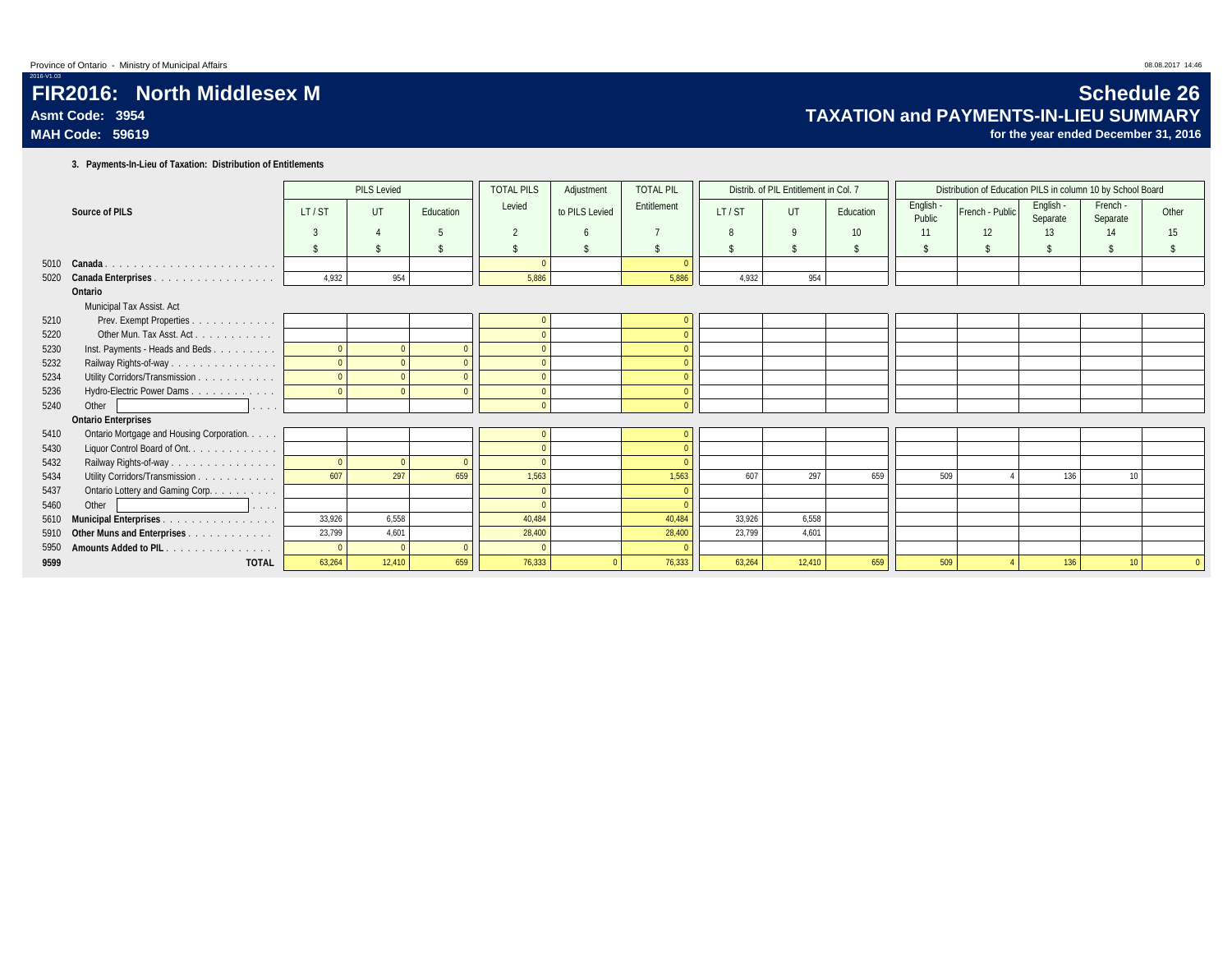# FIR2016: North Middlesex M

**Asmt Code: 3954**

**MAH Code: 59619**

## Schedule 26

## TAXATION and PAYMENTS-IN-LIEU SUMMARY

**for the year ended December 31, 2016**

### 3. Payments-In-Lieu of Taxation: Distribution of Entitlements

| | Source of PILS | PILS Levied | | | TOTAL PILS Levied | Adjustment to PILS Levied | TOTAL PIL Entitlement | Distrib. of PIL Entitlement in Col. 7 | | | Distribution of Education PILS in column 10 by School Board | | | | |
|---|---|---|---|---|---|---|---|---|---|---|---|---|---|---|---|
| | | LT / ST | UT | Education | | | | LT / ST | UT | Education | English - Public | French - Public | English - Separate | French - Separate | Other |
| | | 3 | 4 | 5 | 2 | 6 | 7 | 8 | 9 | 10 | 11 | 12 | 13 | 14 | 15 |
| | | $ | $ | $ | $ | $ | $ | $ | $ | $ | $ | $ | $ | $ | $ |
| 5010 | **Canada** | | | | 0 | | 0 | | | | | | | | |
| 5020 | **Canada Enterprises** | 4,932 | 954 | | 5,886 | | 5,886 | 4,932 | 954 | | | | | | |
| | **Ontario** | | | | | | | | | | | | | | |
| | Municipal Tax Assist. Act | | | | | | | | | | | | | | |
| 5210 | Prev. Exempt Properties | | | | 0 | | 0 | | | | | | | | |
| 5220 | Other Mun. Tax Asst. Act | | | | 0 | | 0 | | | | | | | | |
| 5230 | Inst. Payments - Heads and Beds | 0 | 0 | 0 | 0 | | 0 | | | | | | | | |
| 5232 | Railway Rights-of-way | 0 | 0 | 0 | 0 | | 0 | | | | | | | | |
| 5234 | Utility Corridors/Transmission | 0 | 0 | 0 | 0 | | 0 | | | | | | | | |
| 5236 | Hydro-Electric Power Dams | 0 | 0 | 0 | 0 | | 0 | | | | | | | | |
| 5240 | Other | | | | 0 | | 0 | | | | | | | | |
| | **Ontario Enterprises** | | | | | | | | | | | | | | |
| 5410 | Ontario Mortgage and Housing Corporation | | | | 0 | | 0 | | | | | | | | |
| 5430 | Liquor Control Board of Ont. | | | | 0 | | 0 | | | | | | | | |
| 5432 | Railway Rights-of-way | 0 | 0 | 0 | 0 | | 0 | | | | | | | | |
| 5434 | Utility Corridors/Transmission | 607 | 297 | 659 | 1,563 | | 1,563 | 607 | 297 | 659 | 509 | 4 | 136 | 10 | |
| 5437 | Ontario Lottery and Gaming Corp. | | | | 0 | | 0 | | | | | | | | |
| 5460 | Other | | | | 0 | | 0 | | | | | | | | |
| 5610 | **Municipal Enterprises** | 33,926 | 6,558 | | 40,484 | | 40,484 | 33,926 | 6,558 | | | | | | |
| 5910 | **Other Muns and Enterprises** | 23,799 | 4,601 | | 28,400 | | 28,400 | 23,799 | 4,601 | | | | | | |
| 5950 | **Amounts Added to PIL** | 0 | 0 | 0 | 0 | | 0 | | | | | | | | |
| **9599** | **TOTAL** | 63,264 | 12,410 | 659 | 76,333 | 0 | 76,333 | 63,264 | 12,410 | 659 | 509 | 4 | 136 | 10 | 0 |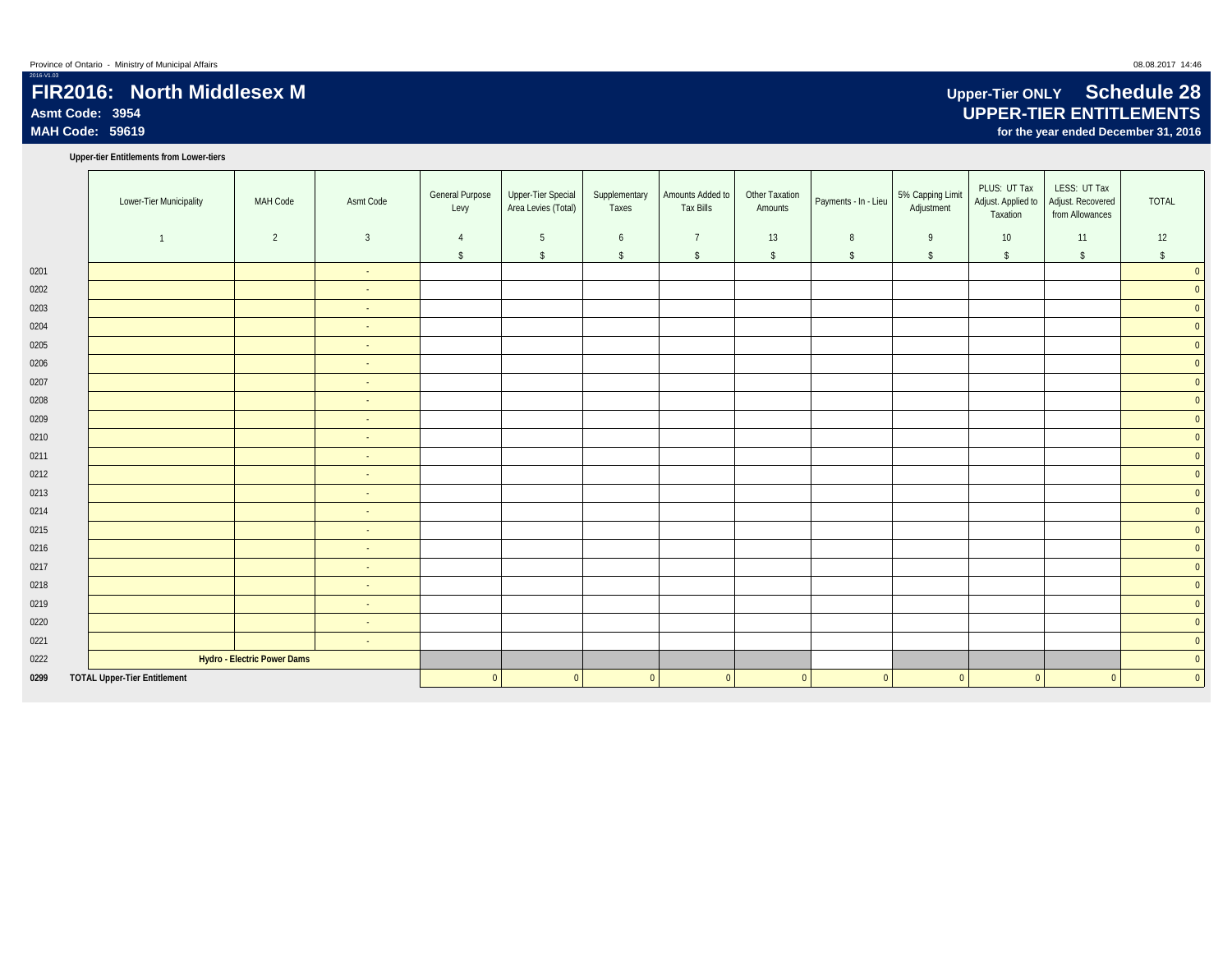Province of Ontario - Ministry of Municipal Affairs

# FIR2016: North Middlesex M

**Asmt Code: 3954**
**MAH Code: 59619**

## Upper-Tier ONLY Schedule 28
## UPPER-TIER ENTITLEMENTS
**for the year ended December 31, 2016**

**Upper-tier Entitlements from Lower-tiers**

| | Lower-Tier Municipality | MAH Code | Asmt Code | General Purpose Levy | Upper-Tier Special Area Levies (Total) | Supplementary Taxes | Amounts Added to Tax Bills | Other Taxation Amounts | Payments - In - Lieu | 5% Capping Limit Adjustment | PLUS: UT Tax Adjust. Applied to Taxation | LESS: UT Tax Adjust. Recovered from Allowances | TOTAL |
|---|---|---|---|---|---|---|---|---|---|---|---|---|---|
| | 1 | 2 | 3 | 4 | 5 | 6 | 7 | 13 | 8 | 9 | 10 | 11 | 12 |
| | | | | $ | $ | $ | $ | $ | $ | $ | $ | $ | $ |
| 0201 | | | - | | | | | | | | | | 0 |
| 0202 | | | - | | | | | | | | | | 0 |
| 0203 | | | - | | | | | | | | | | 0 |
| 0204 | | | - | | | | | | | | | | 0 |
| 0205 | | | - | | | | | | | | | | 0 |
| 0206 | | | - | | | | | | | | | | 0 |
| 0207 | | | - | | | | | | | | | | 0 |
| 0208 | | | - | | | | | | | | | | 0 |
| 0209 | | | - | | | | | | | | | | 0 |
| 0210 | | | - | | | | | | | | | | 0 |
| 0211 | | | - | | | | | | | | | | 0 |
| 0212 | | | - | | | | | | | | | | 0 |
| 0213 | | | - | | | | | | | | | | 0 |
| 0214 | | | - | | | | | | | | | | 0 |
| 0215 | | | - | | | | | | | | | | 0 |
| 0216 | | | - | | | | | | | | | | 0 |
| 0217 | | | - | | | | | | | | | | 0 |
| 0218 | | | - | | | | | | | | | | 0 |
| 0219 | | | - | | | | | | | | | | 0 |
| 0220 | | | - | | | | | | | | | | 0 |
| 0221 | | | - | | | | | | | | | | 0 |
| 0222 | **Hydro - Electric Power Dams** | | | | | | | | | | | | 0 |
| **0299** | **TOTAL Upper-Tier Entitlement** | | | 0 | 0 | 0 | 0 | 0 | 0 | 0 | 0 | 0 | 0 |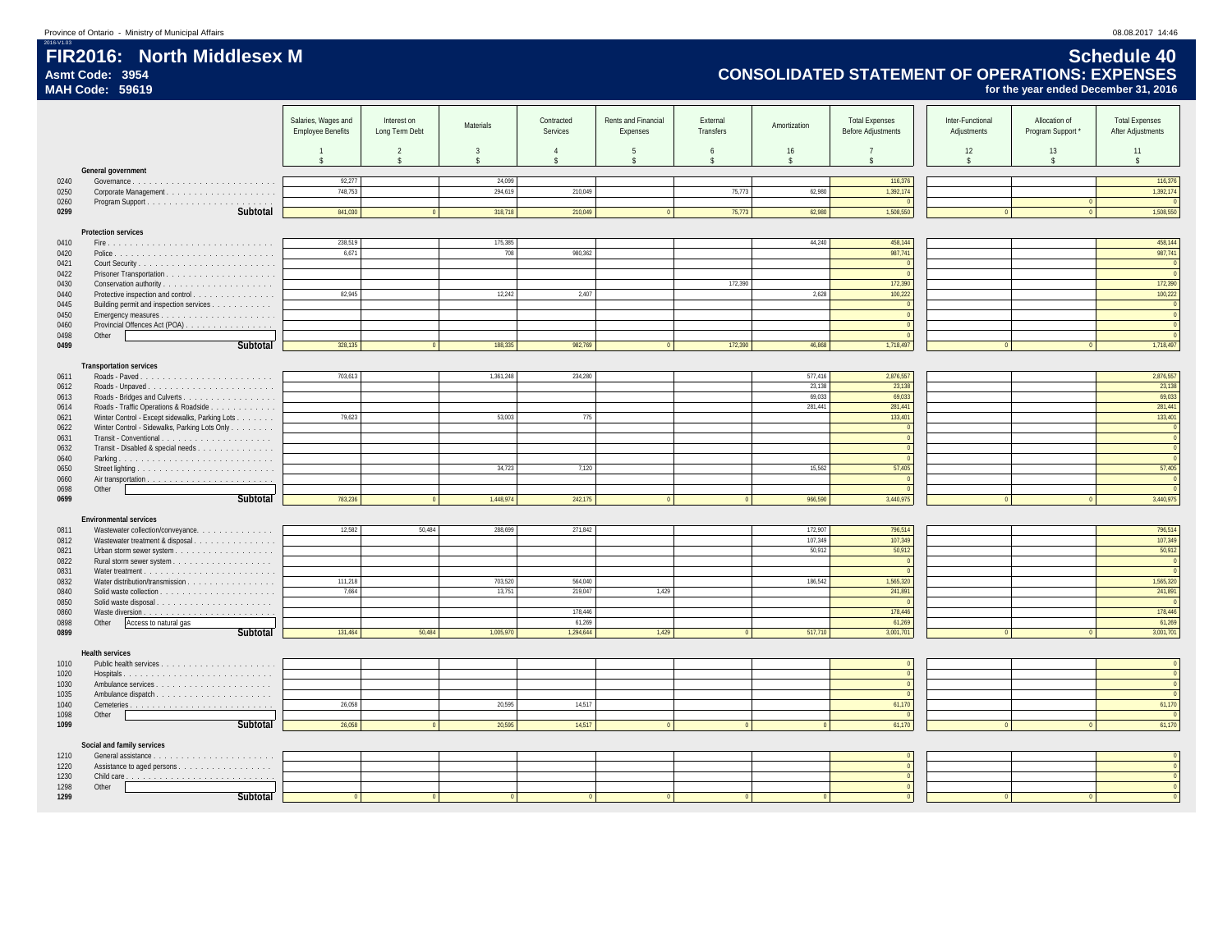Province of Ontario - Ministry of Municipal Affairs

08.08.2017 14:46

2016-V1.03

# FIR2016: North Middlesex M

**Asmt Code: 3954**

**MAH Code: 59619**

## Schedule 40

## CONSOLIDATED STATEMENT OF OPERATIONS: EXPENSES

**for the year ended December 31, 2016**

| | | Salaries, Wages and Employee Benefits | Interest on Long Term Debt | Materials | Contracted Services | Rents and Financial Expenses | External Transfers | Amortization | Total Expenses Before Adjustments | Inter-Functional Adjustments | Allocation of Program Support * | Total Expenses After Adjustments |
|---|---|---|---|---|---|---|---|---|---|---|---|---|
| | | 1 | 2 | 3 | 4 | 5 | 6 | 16 | 7 | 12 | 13 | 11 |
| | | $ | $ | $ | $ | $ | $ | $ | $ | $ | $ | $ |
| | **General government** | | | | | | | | | | | |
| 0240 | Governance | 92,277 | | 24,099 | | | | | 116,376 | | | 116,376 |
| 0250 | Corporate Management | 748,753 | | 294,619 | 210,049 | | 75,773 | 62,980 | 1,392,174 | | | 1,392,174 |
| 0260 | Program Support | | | | | | | | 0 | | 0 | 0 |
| 0299 | **Subtotal** | 841,030 | 0 | 318,718 | 210,049 | 0 | 75,773 | 62,980 | 1,508,550 | 0 | 0 | 1,508,550 |
| | **Protection services** | | | | | | | | | | | |
| 0410 | Fire | 238,519 | | 175,385 | | | | 44,240 | 458,144 | | | 458,144 |
| 0420 | Police | 6,671 | | 708 | 980,362 | | | | 987,741 | | | 987,741 |
| 0421 | Court Security | | | | | | | | 0 | | | 0 |
| 0422 | Prisoner Transportation | | | | | | | | 0 | | | 0 |
| 0430 | Conservation authority | | | | | | 172,390 | | 172,390 | | | 172,390 |
| 0440 | Protective inspection and control | 82,945 | | 12,242 | 2,407 | | | 2,628 | 100,222 | | | 100,222 |
| 0445 | Building permit and inspection services | | | | | | | | 0 | | | 0 |
| 0450 | Emergency measures | | | | | | | | 0 | | | 0 |
| 0460 | Provincial Offences Act (POA) | | | | | | | | 0 | | | 0 |
| 0498 | Other | | | | | | | | 0 | | | 0 |
| 0499 | **Subtotal** | 328,135 | 0 | 188,335 | 982,769 | 0 | 172,390 | 46,868 | 1,718,497 | 0 | 0 | 1,718,497 |
| | **Transportation services** | | | | | | | | | | | |
| 0611 | Roads - Paved | 703,613 | | 1,361,248 | 234,280 | | | 577,416 | 2,876,557 | | | 2,876,557 |
| 0612 | Roads - Unpaved | | | | | | | 23,138 | 23,138 | | | 23,138 |
| 0613 | Roads - Bridges and Culverts | | | | | | | 69,033 | 69,033 | | | 69,033 |
| 0614 | Roads - Traffic Operations & Roadside | | | | | | | 281,441 | 281,441 | | | 281,441 |
| 0621 | Winter Control - Except sidewalks, Parking Lots | 79,623 | | 53,003 | 775 | | | | 133,401 | | | 133,401 |
| 0622 | Winter Control - Sidewalks, Parking Lots Only | | | | | | | | 0 | | | 0 |
| 0631 | Transit - Conventional | | | | | | | | 0 | | | 0 |
| 0632 | Transit - Disabled & special needs | | | | | | | | 0 | | | 0 |
| 0640 | Parking | | | | | | | | 0 | | | 0 |
| 0650 | Street lighting | | | 34,723 | 7,120 | | | 15,562 | 57,405 | | | 57,405 |
| 0660 | Air transportation | | | | | | | | 0 | | | 0 |
| 0698 | Other | | | | | | | | 0 | | | 0 |
| 0699 | **Subtotal** | 783,236 | 0 | 1,448,974 | 242,175 | 0 | 0 | 966,590 | 3,440,975 | 0 | 0 | 3,440,975 |
| | **Environmental services** | | | | | | | | | | | |
| 0811 | Wastewater collection/conveyance | 12,582 | 50,484 | 288,699 | 271,842 | | | 172,907 | 796,514 | | | 796,514 |
| 0812 | Wastewater treatment & disposal | | | | | | | 107,349 | 107,349 | | | 107,349 |
| 0821 | Urban storm sewer system | | | | | | | 50,912 | 50,912 | | | 50,912 |
| 0822 | Rural storm sewer system | | | | | | | | 0 | | | 0 |
| 0831 | Water treatment | | | | | | | | 0 | | | 0 |
| 0832 | Water distribution/transmission | 111,218 | | 703,520 | 564,040 | | | 186,542 | 1,565,320 | | | 1,565,320 |
| 0840 | Solid waste collection | 7,664 | | 13,751 | 219,047 | 1,429 | | | 241,891 | | | 241,891 |
| 0850 | Solid waste disposal | | | | | | | | 0 | | | 0 |
| 0860 | Waste diversion | | | | 178,446 | | | | 178,446 | | | 178,446 |
| 0898 | Other: Access to natural gas | | | | 61,269 | | | | 61,269 | | | 61,269 |
| 0899 | **Subtotal** | 131,464 | 50,484 | 1,005,970 | 1,294,644 | 1,429 | 0 | 517,710 | 3,001,701 | 0 | 0 | 3,001,701 |
| | **Health services** | | | | | | | | | | | |
| 1010 | Public health services | | | | | | | | 0 | | | 0 |
| 1020 | Hospitals | | | | | | | | 0 | | | 0 |
| 1030 | Ambulance services | | | | | | | | 0 | | | 0 |
| 1035 | Ambulance dispatch | | | | | | | | 0 | | | 0 |
| 1040 | Cemeteries | 26,058 | | 20,595 | 14,517 | | | | 61,170 | | | 61,170 |
| 1098 | Other | | | | | | | | 0 | | | 0 |
| 1099 | **Subtotal** | 26,058 | 0 | 20,595 | 14,517 | 0 | 0 | 0 | 61,170 | 0 | 0 | 61,170 |
| | **Social and family services** | | | | | | | | | | | |
| 1210 | General assistance | | | | | | | | 0 | | | 0 |
| 1220 | Assistance to aged persons | | | | | | | | 0 | | | 0 |
| 1230 | Child care | | | | | | | | 0 | | | 0 |
| 1298 | Other | | | | | | | | 0 | | | 0 |
| 1299 | **Subtotal** | 0 | 0 | 0 | 0 | 0 | 0 | 0 | 0 | 0 | 0 | 0 |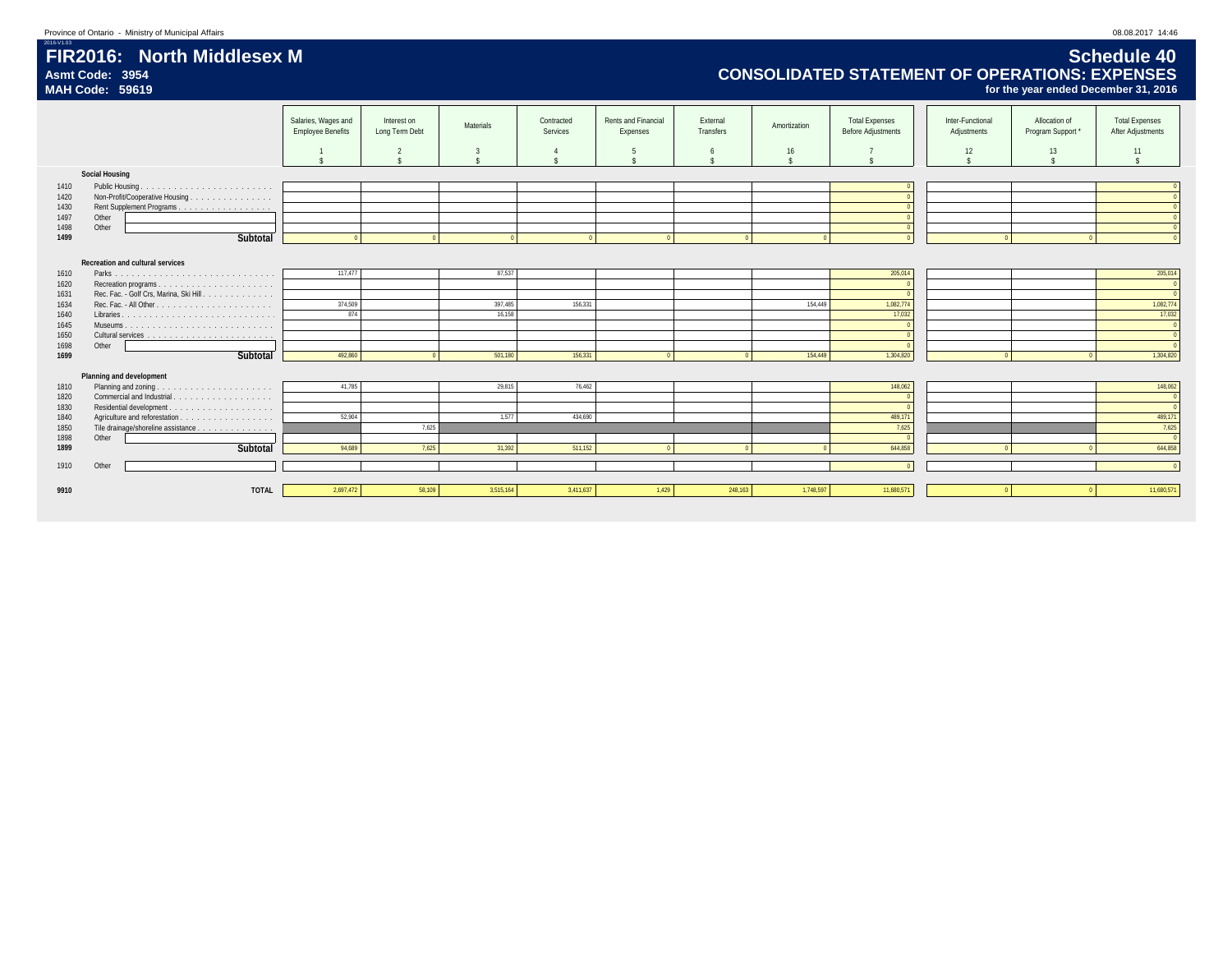# FIR2016: North Middlesex M

**Asmt Code: 3954**
**MAH Code: 59619**

## Schedule 40
## CONSOLIDATED STATEMENT OF OPERATIONS: EXPENSES
**for the year ended December 31, 2016**

| | | Salaries, Wages and Employee Benefits<br>1<br>$ | Interest on Long Term Debt<br>2<br>$ | Materials<br>3<br>$ | Contracted Services<br>4<br>$ | Rents and Financial Expenses<br>5<br>$ | External Transfers<br>6<br>$ | Amortization<br>16<br>$ | Total Expenses Before Adjustments<br>7<br>$ | Inter-Functional Adjustments<br>12<br>$ | Allocation of Program Support *<br>13<br>$ | Total Expenses After Adjustments<br>11<br>$ |
|---|---|---|---|---|---|---|---|---|---|---|---|---|
| | **Social Housing** | | | | | | | | | | | |
| 1410 | Public Housing | | | | | | | | 0 | | | 0 |
| 1420 | Non-Profit/Cooperative Housing | | | | | | | | 0 | | | 0 |
| 1430 | Rent Supplement Programs | | | | | | | | 0 | | | 0 |
| 1497 | Other | | | | | | | | 0 | | | 0 |
| 1498 | Other | | | | | | | | 0 | | | 0 |
| **1499** | **Subtotal** | 0 | 0 | 0 | 0 | 0 | 0 | 0 | 0 | 0 | 0 | 0 |
| | **Recreation and cultural services** | | | | | | | | | | | |
| 1610 | Parks | 117,477 | | 87,537 | | | | | 205,014 | | | 205,014 |
| 1620 | Recreation programs | | | | | | | | 0 | | | 0 |
| 1631 | Rec. Fac. - Golf Crs, Marina, Ski Hill | | | | | | | | 0 | | | 0 |
| 1634 | Rec. Fac. - All Other | 374,509 | | 397,485 | 156,331 | | | 154,449 | 1,082,774 | | | 1,082,774 |
| 1640 | Libraries | 874 | | 16,158 | | | | | 17,032 | | | 17,032 |
| 1645 | Museums | | | | | | | | 0 | | | 0 |
| 1650 | Cultural services | | | | | | | | 0 | | | 0 |
| 1698 | Other | | | | | | | | 0 | | | 0 |
| **1699** | **Subtotal** | 492,860 | 0 | 501,180 | 156,331 | 0 | 0 | 154,449 | 1,304,820 | 0 | 0 | 1,304,820 |
| | **Planning and development** | | | | | | | | | | | |
| 1810 | Planning and zoning | 41,785 | | 29,815 | 76,462 | | | | 148,062 | | | 148,062 |
| 1820 | Commercial and Industrial | | | | | | | | 0 | | | 0 |
| 1830 | Residential development | | | | | | | | 0 | | | 0 |
| 1840 | Agriculture and reforestation | 52,904 | | 1,577 | 434,690 | | | | 489,171 | | | 489,171 |
| 1850 | Tile drainage/shoreline assistance | | 7,625 | | | | | | 7,625 | | | 7,625 |
| 1898 | Other | | | | | | | | 0 | | | 0 |
| **1899** | **Subtotal** | 94,689 | 7,625 | 31,392 | 511,152 | 0 | 0 | 0 | 644,858 | 0 | 0 | 644,858 |
| 1910 | Other | | | | | | | | 0 | | | 0 |
| **9910** | **TOTAL** | 2,697,472 | 58,109 | 3,515,164 | 3,411,637 | 1,429 | 248,163 | 1,748,597 | 11,680,571 | 0 | 0 | 11,680,571 |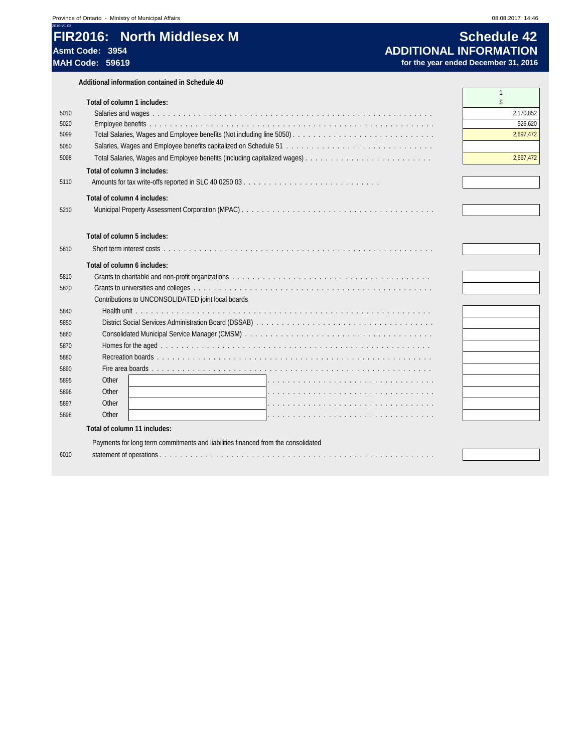# FIR2016: North Middlesex M

**Asmt Code: 3954**
**MAH Code: 59619**

# Schedule 42
## ADDITIONAL INFORMATION
**for the year ended December 31, 2016**

**Additional information contained in Schedule 40**

| Line | Description | 1 $ |
|---|---|---|
| | **Total of column 1 includes:** | |
| 5010 | Salaries and wages | 2,170,852 |
| 5020 | Employee benefits | 526,620 |
| 5099 | Total Salaries, Wages and Employee benefits (Not including line 5050) | 2,697,472 |
| 5050 | Salaries, Wages and Employee benefits capitalized on Schedule 51 | |
| 5098 | Total Salaries, Wages and Employee benefits (including capitalized wages) | 2,697,472 |
| | **Total of column 3 includes:** | |
| 5110 | Amounts for tax write-offs reported in SLC 40 0250 03 | |
| | **Total of column 4 includes:** | |
| 5210 | Municipal Property Assessment Corporation (MPAC) | |
| | **Total of column 5 includes:** | |
| 5610 | Short term interest costs | |
| | **Total of column 6 includes:** | |
| 5810 | Grants to charitable and non-profit organizations | |
| 5820 | Grants to universities and colleges | |
| | Contributions to UNCONSOLIDATED joint local boards | |
| 5840 | Health unit | |
| 5850 | District Social Services Administration Board (DSSAB) | |
| 5860 | Consolidated Municipal Service Manager (CMSM) | |
| 5870 | Homes for the aged | |
| 5880 | Recreation boards | |
| 5890 | Fire area boards | |
| 5895 | Other | |
| 5896 | Other | |
| 5897 | Other | |
| 5898 | Other | |
| | **Total of column 11 includes:** | |
| 6010 | Payments for long term commitments and liabilities financed from the consolidated statement of operations | |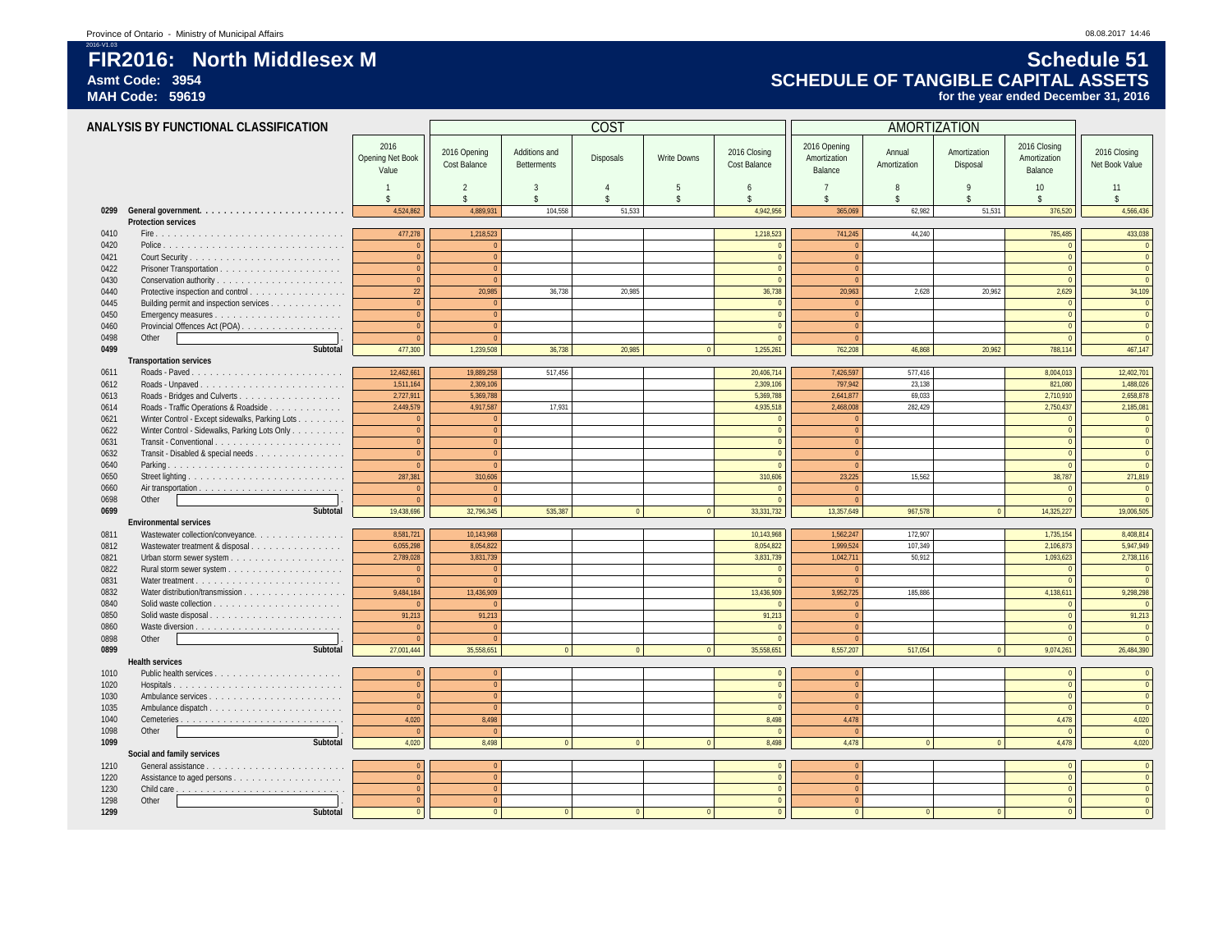Province of Ontario - Ministry of Municipal Affairs

08.08.2017 14:46

2016-V1.03

# FIR2016: North Middlesex M

**Asmt Code: 3954**
**MAH Code: 59619**

# Schedule 51
## SCHEDULE OF TANGIBLE CAPITAL ASSETS
**for the year ended December 31, 2016**

### ANALYSIS BY FUNCTIONAL CLASSIFICATION

| | | | COST | | | | | AMORTIZATION | | | | |
|---|---|---|---|---|---|---|---|---|---|---|---|---|
| | | 2016 Opening Net Book Value | 2016 Opening Cost Balance | Additions and Betterments | Disposals | Write Downs | 2016 Closing Cost Balance | 2016 Opening Amortization Balance | Annual Amortization | Amortization Disposal | 2016 Closing Amortization Balance | 2016 Closing Net Book Value |
| | | 1 | 2 | 3 | 4 | 5 | 6 | 7 | 8 | 9 | 10 | 11 |
| | | $ | $ | $ | $ | $ | $ | $ | $ | $ | $ | $ |
| **0299** | **General government** | 4,524,862 | 4,889,931 | 104,558 | 51,533 | | 4,942,956 | 365,069 | 62,982 | 51,531 | 376,520 | 4,566,436 |
| | **Protection services** | | | | | | | | | | | |
| 0410 | Fire | 477,278 | 1,218,523 | | | | 1,218,523 | 741,245 | 44,240 | | 785,485 | 433,038 |
| 0420 | Police | 0 | 0 | | | | 0 | 0 | | | 0 | 0 |
| 0421 | Court Security | 0 | 0 | | | | 0 | 0 | | | 0 | 0 |
| 0422 | Prisoner Transportation | 0 | 0 | | | | 0 | 0 | | | 0 | 0 |
| 0430 | Conservation authority | 0 | 0 | | | | 0 | 0 | | | 0 | 0 |
| 0440 | Protective inspection and control | 22 | 20,985 | 36,738 | 20,985 | | 36,738 | 20,963 | 2,628 | 20,962 | 2,629 | 34,109 |
| 0445 | Building permit and inspection services | 0 | 0 | | | | 0 | 0 | | | 0 | 0 |
| 0450 | Emergency measures | 0 | 0 | | | | 0 | 0 | | | 0 | 0 |
| 0460 | Provincial Offences Act (POA) | 0 | 0 | | | | 0 | 0 | | | 0 | 0 |
| 0498 | Other | 0 | 0 | | | | 0 | 0 | | | 0 | 0 |
| **0499** | **Subtotal** | 477,300 | 1,239,508 | 36,738 | 20,985 | 0 | 1,255,261 | 762,208 | 46,868 | 20,962 | 788,114 | 467,147 |
| | **Transportation services** | | | | | | | | | | | |
| 0611 | Roads - Paved | 12,462,661 | 19,889,258 | 517,456 | | | 20,406,714 | 7,426,597 | 577,416 | | 8,004,013 | 12,402,701 |
| 0612 | Roads - Unpaved | 1,511,164 | 2,309,106 | | | | 2,309,106 | 797,942 | 23,138 | | 821,080 | 1,488,026 |
| 0613 | Roads - Bridges and Culverts | 2,727,911 | 5,369,788 | | | | 5,369,788 | 2,641,877 | 69,033 | | 2,710,910 | 2,658,878 |
| 0614 | Roads - Traffic Operations & Roadside | 2,449,579 | 4,917,587 | 17,931 | | | 4,935,518 | 2,468,008 | 282,429 | | 2,750,437 | 2,185,081 |
| 0621 | Winter Control - Except sidewalks, Parking Lots | 0 | 0 | | | | 0 | 0 | | | 0 | 0 |
| 0622 | Winter Control - Sidewalks, Parking Lots Only | 0 | 0 | | | | 0 | 0 | | | 0 | 0 |
| 0631 | Transit - Conventional | 0 | 0 | | | | 0 | 0 | | | 0 | 0 |
| 0632 | Transit - Disabled & special needs | 0 | 0 | | | | 0 | 0 | | | 0 | 0 |
| 0640 | Parking | 0 | 0 | | | | 0 | 0 | | | 0 | 0 |
| 0650 | Street lighting | 287,381 | 310,606 | | | | 310,606 | 23,225 | 15,562 | | 38,787 | 271,819 |
| 0660 | Air transportation | 0 | 0 | | | | 0 | 0 | | | 0 | 0 |
| 0698 | Other | 0 | 0 | | | | 0 | 0 | | | 0 | 0 |
| **0699** | **Subtotal** | 19,438,696 | 32,796,345 | 535,387 | 0 | 0 | 33,331,732 | 13,357,649 | 967,578 | 0 | 14,325,227 | 19,006,505 |
| | **Environmental services** | | | | | | | | | | | |
| 0811 | Wastewater collection/conveyance | 8,581,721 | 10,143,968 | | | | 10,143,968 | 1,562,247 | 172,907 | | 1,735,154 | 8,408,814 |
| 0812 | Wastewater treatment & disposal | 6,055,298 | 8,054,822 | | | | 8,054,822 | 1,999,524 | 107,349 | | 2,106,873 | 5,947,949 |
| 0821 | Urban storm sewer system | 2,789,028 | 3,831,739 | | | | 3,831,739 | 1,042,711 | 50,912 | | 1,093,623 | 2,738,116 |
| 0822 | Rural storm sewer system | 0 | 0 | | | | 0 | 0 | | | 0 | 0 |
| 0831 | Water treatment | 0 | 0 | | | | 0 | 0 | | | 0 | 0 |
| 0832 | Water distribution/transmission | 9,484,184 | 13,436,909 | | | | 13,436,909 | 3,952,725 | 185,886 | | 4,138,611 | 9,298,298 |
| 0840 | Solid waste collection | 0 | 0 | | | | 0 | 0 | | | 0 | 0 |
| 0850 | Solid waste disposal | 91,213 | 91,213 | | | | 91,213 | 0 | | | 0 | 91,213 |
| 0860 | Waste diversion | 0 | 0 | | | | 0 | 0 | | | 0 | 0 |
| 0898 | Other | 0 | 0 | | | | 0 | 0 | | | 0 | 0 |
| **0899** | **Subtotal** | 27,001,444 | 35,558,651 | 0 | 0 | 0 | 35,558,651 | 8,557,207 | 517,054 | 0 | 9,074,261 | 26,484,390 |
| | **Health services** | | | | | | | | | | | |
| 1010 | Public health services | 0 | 0 | | | | 0 | 0 | | | 0 | 0 |
| 1020 | Hospitals | 0 | 0 | | | | 0 | 0 | | | 0 | 0 |
| 1030 | Ambulance services | 0 | 0 | | | | 0 | 0 | | | 0 | 0 |
| 1035 | Ambulance dispatch | 0 | 0 | | | | 0 | 0 | | | 0 | 0 |
| 1040 | Cemeteries | 4,020 | 8,498 | | | | 8,498 | 4,478 | | | 4,478 | 4,020 |
| 1098 | Other | 0 | 0 | | | | 0 | 0 | | | 0 | 0 |
| **1099** | **Subtotal** | 4,020 | 8,498 | 0 | 0 | 0 | 8,498 | 4,478 | 0 | 0 | 4,478 | 4,020 |
| | **Social and family services** | | | | | | | | | | | |
| 1210 | General assistance | 0 | 0 | | | | 0 | 0 | | | 0 | 0 |
| 1220 | Assistance to aged persons | 0 | 0 | | | | 0 | 0 | | | 0 | 0 |
| 1230 | Child care | 0 | 0 | | | | 0 | 0 | | | 0 | 0 |
| 1298 | Other | 0 | 0 | | | | 0 | 0 | | | 0 | 0 |
| **1299** | **Subtotal** | 0 | 0 | 0 | 0 | 0 | 0 | 0 | 0 | 0 | 0 | 0 |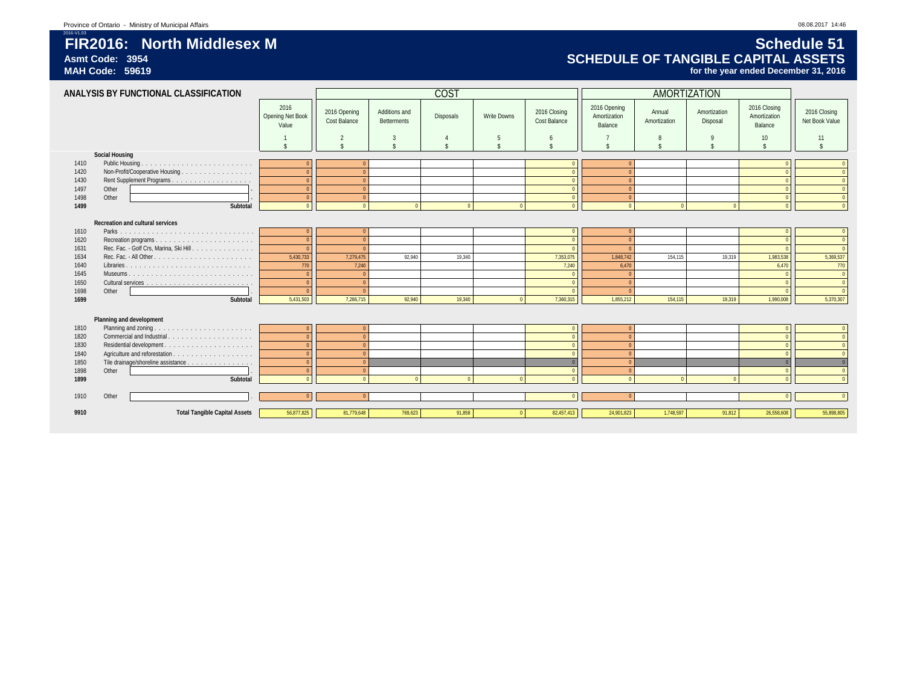Province of Ontario - Ministry of Municipal Affairs

2016-V1.03

# FIR2016: North Middlesex M

**Asmt Code: 3954**

**MAH Code: 59619**

# Schedule 51

## SCHEDULE OF TANGIBLE CAPITAL ASSETS

**for the year ended December 31, 2016**

### ANALYSIS BY FUNCTIONAL CLASSIFICATION

| | | 2016 Opening Net Book Value | COST | | | | | AMORTIZATION | | | | 2016 Closing Net Book Value |
|---|---|---|---|---|---|---|---|---|---|---|---|---|
| | | | 2016 Opening Cost Balance | Additions and Betterments | Disposals | Write Downs | 2016 Closing Cost Balance | 2016 Opening Amortization Balance | Annual Amortization | Amortization Disposal | 2016 Closing Amortization Balance | |
| | | 1 | 2 | 3 | 4 | 5 | 6 | 7 | 8 | 9 | 10 | 11 |
| | | $ | $ | $ | $ | $ | $ | $ | $ | $ | $ | $ |
| | **Social Housing** | | | | | | | | | | | |
| 1410 | Public Housing | 0 | 0 | | | | 0 | 0 | | | 0 | 0 |
| 1420 | Non-Profit/Cooperative Housing | 0 | 0 | | | | 0 | 0 | | | 0 | 0 |
| 1430 | Rent Supplement Programs | 0 | 0 | | | | 0 | 0 | | | 0 | 0 |
| 1497 | Other | 0 | 0 | | | | 0 | 0 | | | 0 | 0 |
| 1498 | Other | 0 | 0 | | | | 0 | 0 | | | 0 | 0 |
| **1499** | **Subtotal** | 0 | 0 | 0 | 0 | 0 | 0 | 0 | 0 | 0 | 0 | 0 |
| | **Recreation and cultural services** | | | | | | | | | | | |
| 1610 | Parks | 0 | 0 | | | | 0 | 0 | | | 0 | 0 |
| 1620 | Recreation programs | 0 | 0 | | | | 0 | 0 | | | 0 | 0 |
| 1631 | Rec. Fac. - Golf Crs, Marina, Ski Hill | 0 | 0 | | | | 0 | 0 | | | 0 | 0 |
| 1634 | Rec. Fac. - All Other | 5,430,733 | 7,279,475 | 92,940 | 19,340 | | 7,353,075 | 1,848,742 | 154,115 | 19,319 | 1,983,538 | 5,369,537 |
| 1640 | Libraries | 770 | 7,240 | | | | 7,240 | 6,470 | | | 6,470 | 770 |
| 1645 | Museums | 0 | 0 | | | | 0 | 0 | | | 0 | 0 |
| 1650 | Cultural services | 0 | 0 | | | | 0 | 0 | | | 0 | 0 |
| 1698 | Other | 0 | 0 | | | | 0 | 0 | | | 0 | 0 |
| **1699** | **Subtotal** | 5,431,503 | 7,286,715 | 92,940 | 19,340 | 0 | 7,360,315 | 1,855,212 | 154,115 | 19,319 | 1,990,008 | 5,370,307 |
| | **Planning and development** | | | | | | | | | | | |
| 1810 | Planning and zoning | 0 | 0 | | | | 0 | 0 | | | 0 | 0 |
| 1820 | Commercial and Industrial | 0 | 0 | | | | 0 | 0 | | | 0 | 0 |
| 1830 | Residential development | 0 | 0 | | | | 0 | 0 | | | 0 | 0 |
| 1840 | Agriculture and reforestation | 0 | 0 | | | | 0 | 0 | | | 0 | 0 |
| 1850 | Tile drainage/shoreline assistance | 0 | 0 | | | | 0 | 0 | | | 0 | 0 |
| 1898 | Other | 0 | 0 | | | | 0 | 0 | | | 0 | 0 |
| **1899** | **Subtotal** | 0 | 0 | 0 | 0 | 0 | 0 | 0 | 0 | 0 | 0 | 0 |
| 1910 | Other | 0 | 0 | | | | 0 | 0 | | | 0 | 0 |
| **9910** | **Total Tangible Capital Assets** | 56,877,825 | 81,779,648 | 769,623 | 91,858 | 0 | 82,457,413 | 24,901,823 | 1,748,597 | 91,812 | 26,558,608 | 55,898,805 |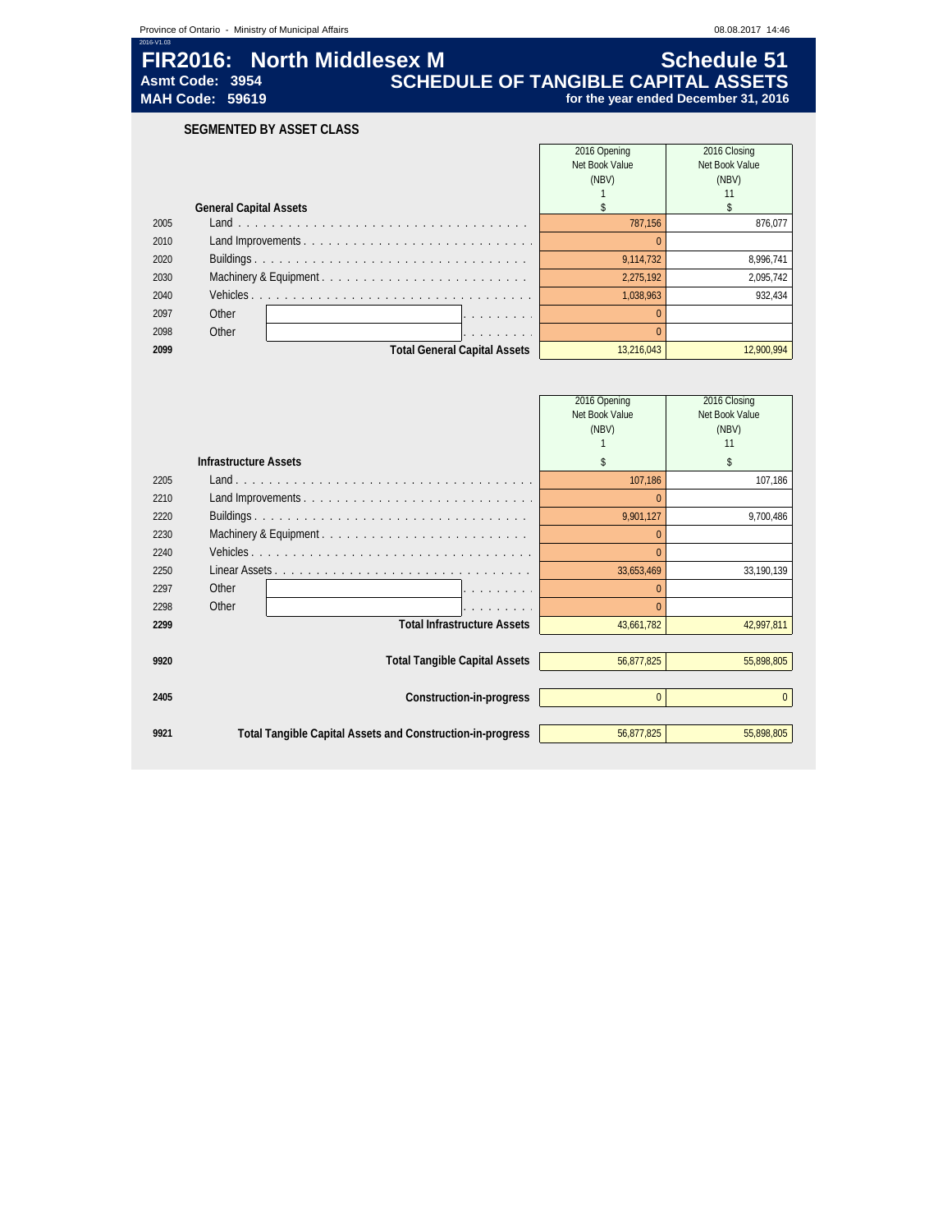Province of Ontario - Ministry of Municipal Affairs

2016-V1.03

# FIR2016: North Middlesex M — Schedule 51

**Asmt Code: 3954**
**MAH Code: 59619**

## SCHEDULE OF TANGIBLE CAPITAL ASSETS

**for the year ended December 31, 2016**

### SEGMENTED BY ASSET CLASS

| | General Capital Assets | 2016 Opening Net Book Value (NBV) 1 $ | 2016 Closing Net Book Value (NBV) 11 $ |
|---|---|---|---|
| 2005 | Land | 787,156 | 876,077 |
| 2010 | Land Improvements | 0 | |
| 2020 | Buildings | 9,114,732 | 8,996,741 |
| 2030 | Machinery & Equipment | 2,275,192 | 2,095,742 |
| 2040 | Vehicles | 1,038,963 | 932,434 |
| 2097 | Other | 0 | |
| 2098 | Other | 0 | |
| **2099** | **Total General Capital Assets** | 13,216,043 | 12,900,994 |

| | Infrastructure Assets | 2016 Opening Net Book Value (NBV) 1 $ | 2016 Closing Net Book Value (NBV) 11 $ |
|---|---|---|---|
| 2205 | Land | 107,186 | 107,186 |
| 2210 | Land Improvements | 0 | |
| 2220 | Buildings | 9,901,127 | 9,700,486 |
| 2230 | Machinery & Equipment | 0 | |
| 2240 | Vehicles | 0 | |
| 2250 | Linear Assets | 33,653,469 | 33,190,139 |
| 2297 | Other | 0 | |
| 2298 | Other | 0 | |
| **2299** | **Total Infrastructure Assets** | 43,661,782 | 42,997,811 |
| **9920** | **Total Tangible Capital Assets** | 56,877,825 | 55,898,805 |
| **2405** | **Construction-in-progress** | 0 | 0 |
| **9921** | **Total Tangible Capital Assets and Construction-in-progress** | 56,877,825 | 55,898,805 |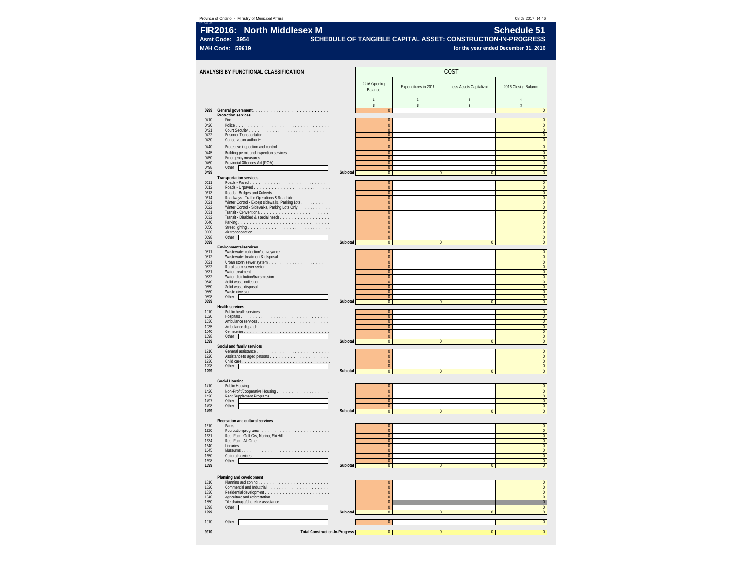Province of Ontario - Ministry of Municipal Affairs

08.08.2017 14:46

2016-V1.03

# FIR2016: North Middlesex M

# Schedule 51

**Asmt Code: 3954**

**MAH Code: 59619**

**SCHEDULE OF TANGIBLE CAPITAL ASSET: CONSTRUCTION-IN-PROGRESS**

**for the year ended December 31, 2016**

## ANALYSIS BY FUNCTIONAL CLASSIFICATION

| Code | Description | | 2016 Opening Balance | Expenditures in 2016 | Less Assets Capitalized | 2016 Closing Balance |
|---|---|---|---|---|---|---|
| | | | **COST** | | | |
| | | | 1 | 2 | 3 | 4 |
| | | | $ | $ | $ | $ |
| 0299 | **General government** | | 0 | | | 0 |
| | **Protection services** | | | | | |
| 0410 | Fire | | 0 | | | 0 |
| 0420 | Police | | 0 | | | 0 |
| 0421 | Court Security | | 0 | | | 0 |
| 0422 | Prisoner Transportation | | 0 | | | 0 |
| 0430 | Conservation authority | | 0 | | | 0 |
| 0440 | Protective inspection and control | | 0 | | | 0 |
| 0445 | Building permit and inspection services | | 0 | | | 0 |
| 0450 | Emergency measures | | 0 | | | 0 |
| 0460 | Provincial Offences Act (POA) | | 0 | | | 0 |
| 0498 | Other | | 0 | | | 0 |
| **0499** | | Subtotal | 0 | 0 | 0 | 0 |
| | **Transportation services** | | | | | |
| 0611 | Roads - Paved | | 0 | | | 0 |
| 0612 | Roads - Unpaved | | 0 | | | 0 |
| 0613 | Roads - Bridges and Culverts | | 0 | | | 0 |
| 0614 | Roadways - Traffic Operations & Roadside | | 0 | | | 0 |
| 0621 | Winter Control - Except sidewalks, Parking Lots | | 0 | | | 0 |
| 0622 | Winter Control - Sidewalks, Parking Lots Only | | 0 | | | 0 |
| 0631 | Transit - Conventional | | 0 | | | 0 |
| 0632 | Transit - Disabled & special needs | | 0 | | | 0 |
| 0640 | Parking | | 0 | | | 0 |
| 0650 | Street lighting | | 0 | | | 0 |
| 0660 | Air transportation | | 0 | | | 0 |
| 0698 | Other | | 0 | | | 0 |
| **0699** | | Subtotal | 0 | 0 | 0 | 0 |
| | **Environmental services** | | | | | |
| 0811 | Wastewater collection/conveyance | | 0 | | | 0 |
| 0812 | Wastewater treatment & disposal | | 0 | | | 0 |
| 0821 | Urban storm sewer system | | 0 | | | 0 |
| 0822 | Rural storm sewer system | | 0 | | | 0 |
| 0831 | Water treatment | | 0 | | | 0 |
| 0832 | Water distribution/transmission | | 0 | | | 0 |
| 0840 | Solid waste collection | | 0 | | | 0 |
| 0850 | Solid waste disposal | | 0 | | | 0 |
| 0860 | Waste diversion | | 0 | | | 0 |
| 0898 | Other | | 0 | | | 0 |
| **0899** | | Subtotal | 0 | 0 | 0 | 0 |
| | **Health services** | | | | | |
| 1010 | Public health services | | 0 | | | 0 |
| 1020 | Hospitals | | 0 | | | 0 |
| 1030 | Ambulance services | | 0 | | | 0 |
| 1035 | Ambulance dispatch | | 0 | | | 0 |
| 1040 | Cemeteries | | 0 | | | 0 |
| 1098 | Other | | 0 | | | 0 |
| **1099** | | Subtotal | 0 | 0 | 0 | 0 |
| | **Social and family services** | | | | | |
| 1210 | General assistance | | 0 | | | 0 |
| 1220 | Assistance to aged persons | | 0 | | | 0 |
| 1230 | Child care | | 0 | | | 0 |
| 1298 | Other | | 0 | | | 0 |
| **1299** | | Subtotal | 0 | 0 | 0 | 0 |
| | **Social Housing** | | | | | |
| 1410 | Public Housing | | 0 | | | 0 |
| 1420 | Non-Profit/Cooperative Housing | | 0 | | | 0 |
| 1430 | Rent Supplement Programs | | 0 | | | 0 |
| 1497 | Other | | 0 | | | 0 |
| 1498 | Other | | 0 | | | 0 |
| **1499** | | Subtotal | 0 | 0 | 0 | 0 |
| | **Recreation and cultural services** | | | | | |
| 1610 | Parks | | 0 | | | 0 |
| 1620 | Recreation programs | | 0 | | | 0 |
| 1631 | Rec. Fac. - Golf Crs, Marina, Ski Hill | | 0 | | | 0 |
| 1634 | Rec. Fac. - All Other | | 0 | | | 0 |
| 1640 | Libraries | | 0 | | | 0 |
| 1645 | Museums | | 0 | | | 0 |
| 1650 | Cultural services | | 0 | | | 0 |
| 1698 | Other | | 0 | | | 0 |
| **1699** | | Subtotal | 0 | 0 | 0 | 0 |
| | **Planning and development** | | | | | |
| 1810 | Planning and zoning | | 0 | | | 0 |
| 1820 | Commercial and Industrial | | 0 | | | 0 |
| 1830 | Residential development | | 0 | | | 0 |
| 1840 | Agriculture and reforestation | | 0 | | | 0 |
| 1850 | Tile drainage/shoreline assistance | | 0 | | | 0 |
| 1898 | Other | | 0 | | | 0 |
| **1899** | | Subtotal | 0 | 0 | 0 | 0 |
| 1910 | Other | | 0 | | | 0 |
| **9910** | | **Total Construction-In-Progress** | 0 | 0 | 0 | 0 |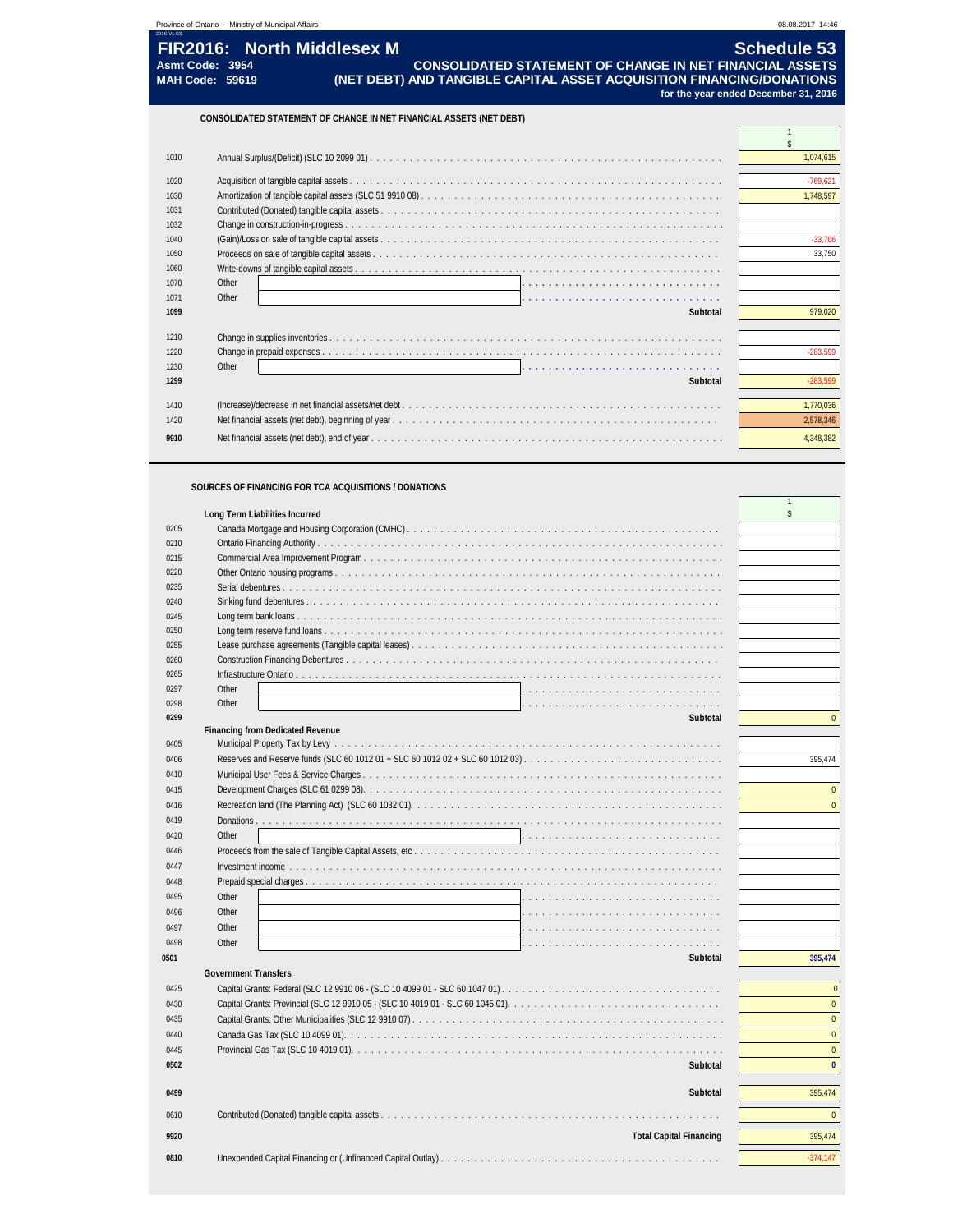# FIR2016: North Middlesex M

**Asmt Code: 3954**
**MAH Code: 59619**

## Schedule 53
**CONSOLIDATED STATEMENT OF CHANGE IN NET FINANCIAL ASSETS (NET DEBT) AND TANGIBLE CAPITAL ASSET ACQUISITION FINANCING/DONATIONS**
**for the year ended December 31, 2016**

### CONSOLIDATED STATEMENT OF CHANGE IN NET FINANCIAL ASSETS (NET DEBT)

| Line | Description | 1 $ |
|---|---|---|
| 1010 | Annual Surplus/(Deficit) (SLC 10 2099 01) | 1,074,615 |
| 1020 | Acquisition of tangible capital assets | -769,621 |
| 1030 | Amortization of tangible capital assets (SLC 51 9910 08) | 1,748,597 |
| 1031 | Contributed (Donated) tangible capital assets | |
| 1032 | Change in construction-in-progress | |
| 1040 | (Gain)/Loss on sale of tangible capital assets | -33,706 |
| 1050 | Proceeds on sale of tangible capital assets | 33,750 |
| 1060 | Write-downs of tangible capital assets | |
| 1070 | Other | |
| 1071 | Other | |
| **1099** | **Subtotal** | 979,020 |
| 1210 | Change in supplies inventories | |
| 1220 | Change in prepaid expenses | -283,599 |
| 1230 | Other | |
| **1299** | **Subtotal** | -283,599 |
| 1410 | (Increase)/decrease in net financial assets/net debt | 1,770,036 |
| 1420 | Net financial assets (net debt), beginning of year | 2,578,346 |
| **9910** | Net financial assets (net debt), end of year | 4,348,382 |

### SOURCES OF FINANCING FOR TCA ACQUISITIONS / DONATIONS

| Line | Description | 1 $ |
|---|---|---|
| | **Long Term Liabilities Incurred** | |
| 0205 | Canada Mortgage and Housing Corporation (CMHC) | |
| 0210 | Ontario Financing Authority | |
| 0215 | Commercial Area Improvement Program | |
| 0220 | Other Ontario housing programs | |
| 0235 | Serial debentures | |
| 0240 | Sinking fund debentures | |
| 0245 | Long term bank loans | |
| 0250 | Long term reserve fund loans | |
| 0255 | Lease purchase agreements (Tangible capital leases) | |
| 0260 | Construction Financing Debentures | |
| 0265 | Infrastructure Ontario | |
| 0297 | Other | |
| 0298 | Other | |
| **0299** | **Subtotal** | 0 |
| | **Financing from Dedicated Revenue** | |
| 0405 | Municipal Property Tax by Levy | |
| 0406 | Reserves and Reserve funds (SLC 60 1012 01 + SLC 60 1012 02 + SLC 60 1012 03) | 395,474 |
| 0410 | Municipal User Fees & Service Charges | |
| 0415 | Development Charges (SLC 61 0299 08) | 0 |
| 0416 | Recreation land (The Planning Act) (SLC 60 1032 01) | 0 |
| 0419 | Donations | |
| 0420 | Other | |
| 0446 | Proceeds from the sale of Tangible Capital Assets, etc | |
| 0447 | Investment income | |
| 0448 | Prepaid special charges | |
| 0495 | Other | |
| 0496 | Other | |
| 0497 | Other | |
| 0498 | Other | |
| **0501** | **Subtotal** | **395,474** |
| | **Government Transfers** | |
| 0425 | Capital Grants: Federal (SLC 12 9910 06 - (SLC 10 4099 01 - SLC 60 1047 01) | 0 |
| 0430 | Capital Grants: Provincial (SLC 12 9910 05 - (SLC 10 4019 01 - SLC 60 1045 01) | 0 |
| 0435 | Capital Grants: Other Municipalities (SLC 12 9910 07) | 0 |
| 0440 | Canada Gas Tax (SLC 10 4099 01) | 0 |
| 0445 | Provincial Gas Tax (SLC 10 4019 01) | 0 |
| **0502** | **Subtotal** | **0** |
| **0499** | **Subtotal** | 395,474 |
| 0610 | Contributed (Donated) tangible capital assets | 0 |
| **9920** | **Total Capital Financing** | 395,474 |
| **0810** | Unexpended Capital Financing or (Unfinanced Capital Outlay) | -374,147 |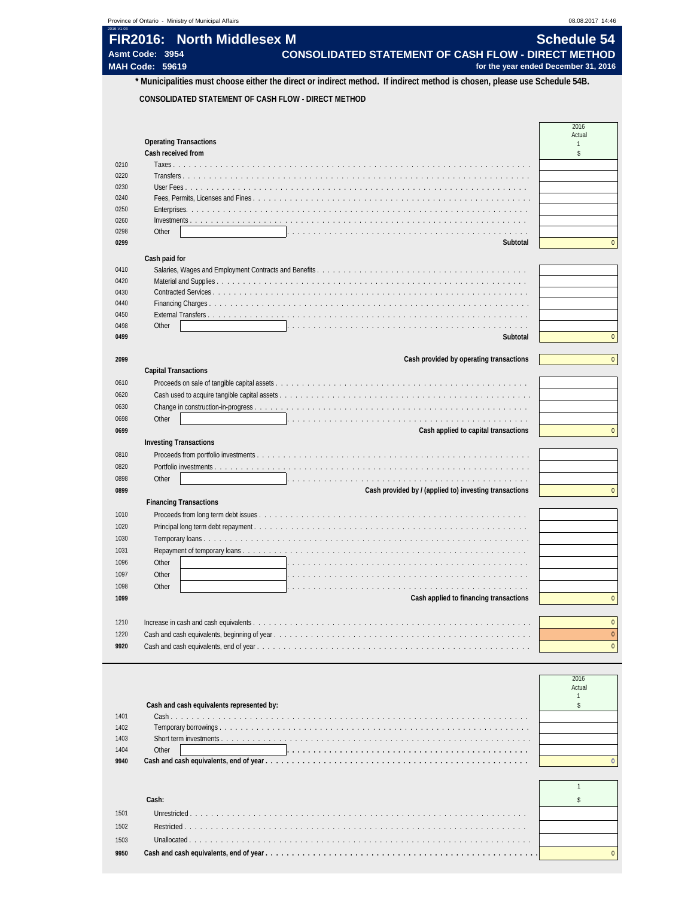# FIR2016: North Middlesex M

**Schedule 54**

**Asmt Code: 3954**

**MAH Code: 59619**

## CONSOLIDATED STATEMENT OF CASH FLOW - DIRECT METHOD

for the year ended December 31, 2016

**\* Municipalities must choose either the direct or indirect method. If indirect method is chosen, please use Schedule 54B.**

**CONSOLIDATED STATEMENT OF CASH FLOW - DIRECT METHOD**

| | | 2016 Actual 1 $ |
|---|---|---|
| | **Operating Transactions** | |
| | **Cash received from** | |
| 0210 | Taxes | |
| 0220 | Transfers | |
| 0230 | User Fees | |
| 0240 | Fees, Permits, Licenses and Fines | |
| 0250 | Enterprises. | |
| 0260 | Investments | |
| 0298 | Other | |
| **0299** | **Subtotal** | 0 |
| | **Cash paid for** | |
| 0410 | Salaries, Wages and Employment Contracts and Benefits | |
| 0420 | Material and Supplies | |
| 0430 | Contracted Services | |
| 0440 | Financing Charges | |
| 0450 | External Transfers | |
| 0498 | Other | |
| **0499** | **Subtotal** | 0 |
| **2099** | **Cash provided by operating transactions** | 0 |
| | **Capital Transactions** | |
| 0610 | Proceeds on sale of tangible capital assets | |
| 0620 | Cash used to acquire tangible capital assets | |
| 0630 | Change in construction-in-progress | |
| 0698 | Other | |
| **0699** | **Cash applied to capital transactions** | 0 |
| | **Investing Transactions** | |
| 0810 | Proceeds from portfolio investments | |
| 0820 | Portfolio investments | |
| 0898 | Other | |
| **0899** | **Cash provided by / (applied to) investing transactions** | 0 |
| | **Financing Transactions** | |
| 1010 | Proceeds from long term debt issues | |
| 1020 | Principal long term debt repayment | |
| 1030 | Temporary loans | |
| 1031 | Repayment of temporary loans | |
| 1096 | Other | |
| 1097 | Other | |
| 1098 | Other | |
| **1099** | **Cash applied to financing transactions** | 0 |
| 1210 | Increase in cash and cash equivalents | 0 |
| 1220 | Cash and cash equivalents, beginning of year | 0 |
| 9920 | Cash and cash equivalents, end of year | 0 |

| | | 2016 Actual 1 $ |
|---|---|---|
| | **Cash and cash equivalents represented by:** | |
| 1401 | Cash | |
| 1402 | Temporary borrowings | |
| 1403 | Short term investments | |
| 1404 | Other | |
| **9940** | **Cash and cash equivalents, end of year** | 0 |

| | | 1 $ |
|---|---|---|
| | **Cash:** | |
| 1501 | Unrestricted | |
| 1502 | Restricted | |
| 1503 | Unallocated | |
| **9950** | **Cash and cash equivalents, end of year** | 0 |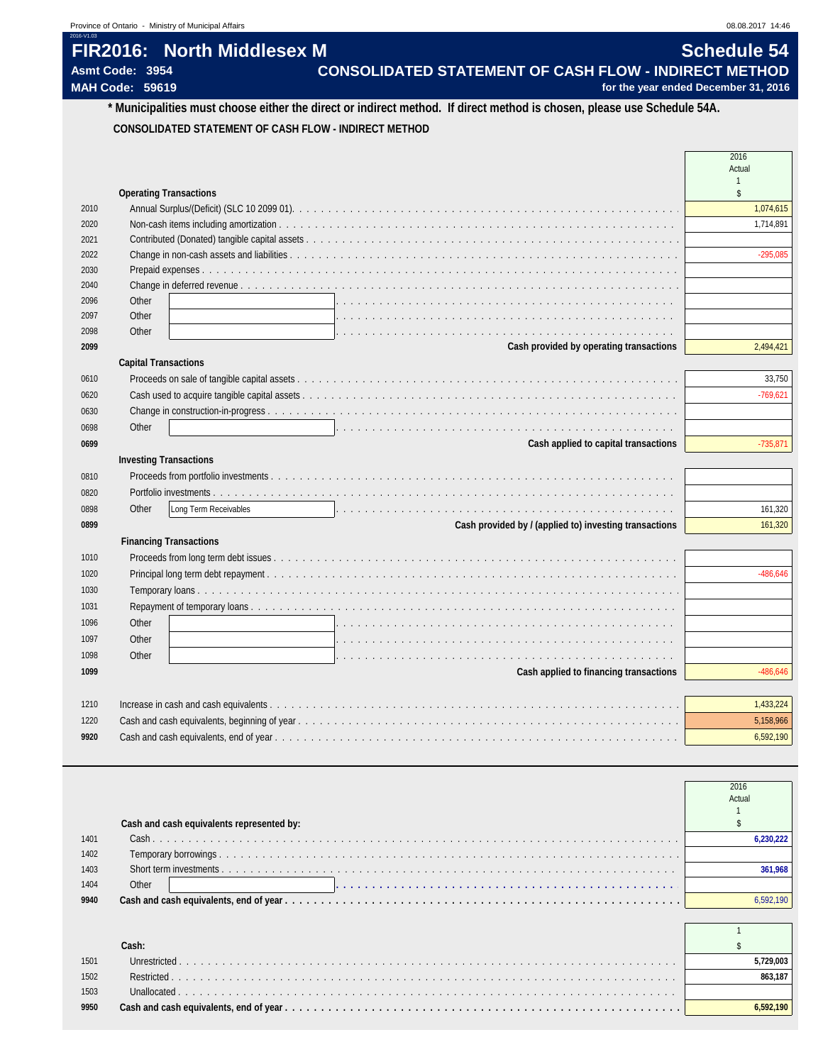# FIR2016: North Middlesex M

**Schedule 54**

**Asmt Code: 3954**

**MAH Code: 59619**

## CONSOLIDATED STATEMENT OF CASH FLOW - INDIRECT METHOD

**for the year ended December 31, 2016**

**\* Municipalities must choose either the direct or indirect method. If direct method is chosen, please use Schedule 54A.**

**CONSOLIDATED STATEMENT OF CASH FLOW - INDIRECT METHOD**

| Line | Description | 2016 Actual 1 $ |
|---|---|---|
| | **Operating Transactions** | |
| 2010 | Annual Surplus/(Deficit) (SLC 10 2099 01) | 1,074,615 |
| 2020 | Non-cash items including amortization | 1,714,891 |
| 2021 | Contributed (Donated) tangible capital assets | |
| 2022 | Change in non-cash assets and liabilities | -295,085 |
| 2030 | Prepaid expenses | |
| 2040 | Change in deferred revenue | |
| 2096 | Other | |
| 2097 | Other | |
| 2098 | Other | |
| **2099** | **Cash provided by operating transactions** | 2,494,421 |
| | **Capital Transactions** | |
| 0610 | Proceeds on sale of tangible capital assets | 33,750 |
| 0620 | Cash used to acquire tangible capital assets | -769,621 |
| 0630 | Change in construction-in-progress | |
| 0698 | Other | |
| **0699** | **Cash applied to capital transactions** | -735,871 |
| | **Investing Transactions** | |
| 0810 | Proceeds from portfolio investments | |
| 0820 | Portfolio investments | |
| 0898 | Other: Long Term Receivables | 161,320 |
| **0899** | **Cash provided by / (applied to) investing transactions** | 161,320 |
| | **Financing Transactions** | |
| 1010 | Proceeds from long term debt issues | |
| 1020 | Principal long term debt repayment | -486,646 |
| 1030 | Temporary loans | |
| 1031 | Repayment of temporary loans | |
| 1096 | Other | |
| 1097 | Other | |
| 1098 | Other | |
| **1099** | **Cash applied to financing transactions** | -486,646 |
| 1210 | Increase in cash and cash equivalents | 1,433,224 |
| 1220 | Cash and cash equivalents, beginning of year | 5,158,966 |
| 9920 | Cash and cash equivalents, end of year | 6,592,190 |

| Line | Cash and cash equivalents represented by: | 2016 Actual 1 $ |
|---|---|---|
| 1401 | Cash | **6,230,222** |
| 1402 | Temporary borrowings | |
| 1403 | Short term investments | **361,968** |
| 1404 | Other | |
| **9940** | **Cash and cash equivalents, end of year** | 6,592,190 |

| Line | Cash: | 1 $ |
|---|---|---|
| 1501 | Unrestricted | **5,729,003** |
| 1502 | Restricted | **863,187** |
| 1503 | Unallocated | |
| **9950** | **Cash and cash equivalents, end of year** | **6,592,190** |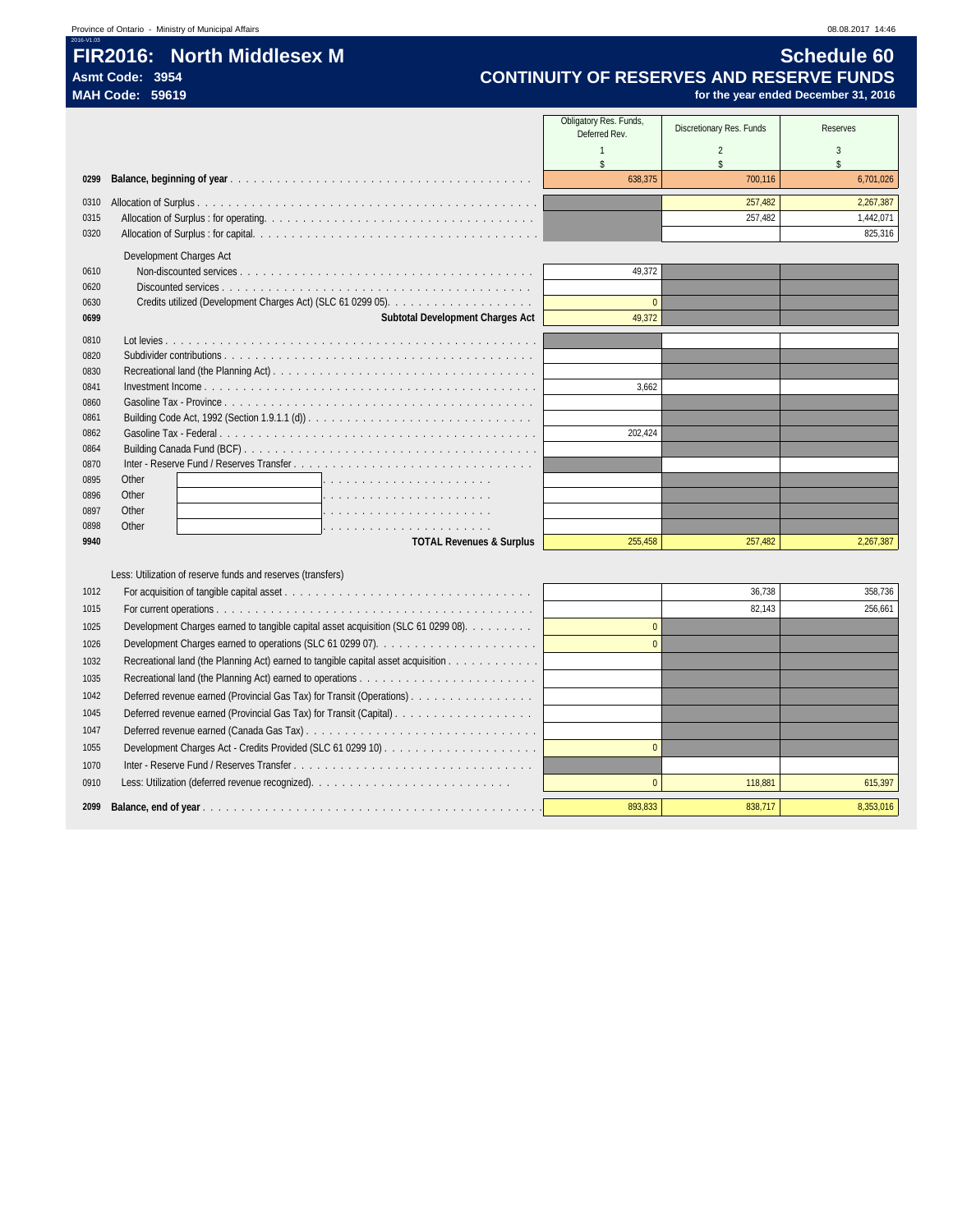# FIR2016: North Middlesex M

**Asmt Code: 3954**
**MAH Code: 59619**

## Schedule 60
## CONTINUITY OF RESERVES AND RESERVE FUNDS
**for the year ended December 31, 2016**

| Line | Description | Obligatory Res. Funds, Deferred Rev. 1 $ | Discretionary Res. Funds 2 $ | Reserves 3 $ |
|---|---|---|---|---|
| 0299 | **Balance, beginning of year** | 638,375 | 700,116 | 6,701,026 |
| 0310 | Allocation of Surplus | | 257,482 | 2,267,387 |
| 0315 | Allocation of Surplus : for operating. | | 257,482 | 1,442,071 |
| 0320 | Allocation of Surplus : for capital. | | | 825,316 |
| | Development Charges Act | | | |
| 0610 | Non-discounted services | 49,372 | | |
| 0620 | Discounted services | | | |
| 0630 | Credits utilized (Development Charges Act) (SLC 61 0299 05). | 0 | | |
| 0699 | **Subtotal Development Charges Act** | 49,372 | | |
| 0810 | Lot levies | | | |
| 0820 | Subdivider contributions | | | |
| 0830 | Recreational land (the Planning Act) | | | |
| 0841 | Investment Income | 3,662 | | |
| 0860 | Gasoline Tax - Province | | | |
| 0861 | Building Code Act, 1992 (Section 1.9.1.1 (d)) | | | |
| 0862 | Gasoline Tax - Federal | 202,424 | | |
| 0864 | Building Canada Fund (BCF) | | | |
| 0870 | Inter - Reserve Fund / Reserves Transfer | | | |
| 0895 | Other | | | |
| 0896 | Other | | | |
| 0897 | Other | | | |
| 0898 | Other | | | |
| 9940 | **TOTAL Revenues & Surplus** | 255,458 | 257,482 | 2,267,387 |
| | Less: Utilization of reserve funds and reserves (transfers) | | | |
| 1012 | For acquisition of tangible capital asset | | 36,738 | 358,736 |
| 1015 | For current operations | | 82,143 | 256,661 |
| 1025 | Development Charges earned to tangible capital asset acquisition (SLC 61 0299 08). | 0 | | |
| 1026 | Development Charges earned to operations (SLC 61 0299 07). | 0 | | |
| 1032 | Recreational land (the Planning Act) earned to tangible capital asset acquisition | | | |
| 1035 | Recreational land (the Planning Act) earned to operations | | | |
| 1042 | Deferred revenue earned (Provincial Gas Tax) for Transit (Operations) | | | |
| 1045 | Deferred revenue earned (Provincial Gas Tax) for Transit (Capital) | | | |
| 1047 | Deferred revenue earned (Canada Gas Tax) | | | |
| 1055 | Development Charges Act - Credits Provided (SLC 61 0299 10) | 0 | | |
| 1070 | Inter - Reserve Fund / Reserves Transfer | | | |
| 0910 | Less: Utilization (deferred revenue recognized). | 0 | 118,881 | 615,397 |
| 2099 | **Balance, end of year** | 893,833 | 838,717 | 8,353,016 |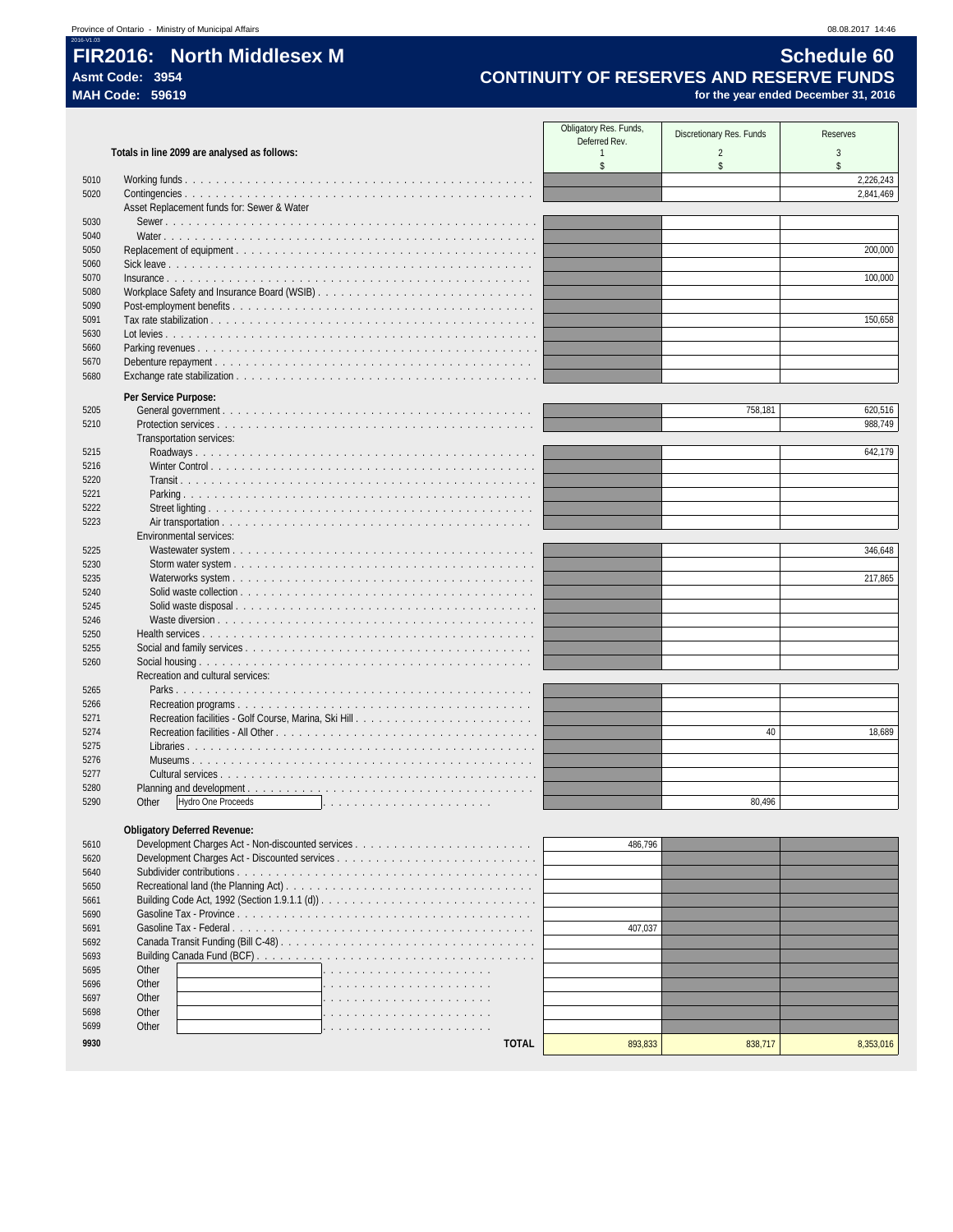# FIR2016: North Middlesex M

**Asmt Code: 3954**
**MAH Code: 59619**

## Schedule 60
## CONTINUITY OF RESERVES AND RESERVE FUNDS
**for the year ended December 31, 2016**

| | Totals in line 2099 are analysed as follows: | Obligatory Res. Funds, Deferred Rev. 1 $ | Discretionary Res. Funds 2 $ | Reserves 3 $ |
|---|---|---|---|---|
| 5010 | Working funds | | | 2,226,243 |
| 5020 | Contingencies | | | 2,841,469 |
| | Asset Replacement funds for: Sewer & Water | | | |
| 5030 | Sewer | | | |
| 5040 | Water | | | |
| 5050 | Replacement of equipment | | | 200,000 |
| 5060 | Sick leave | | | |
| 5070 | Insurance | | | 100,000 |
| 5080 | Workplace Safety and Insurance Board (WSIB) | | | |
| 5090 | Post-employment benefits | | | |
| 5091 | Tax rate stabilization | | | 150,658 |
| 5630 | Lot levies | | | |
| 5660 | Parking revenues | | | |
| 5670 | Debenture repayment | | | |
| 5680 | Exchange rate stabilization | | | |
| | **Per Service Purpose:** | | | |
| 5205 | General government | | 758,181 | 620,516 |
| 5210 | Protection services | | | 988,749 |
| | Transportation services: | | | |
| 5215 | Roadways | | | 642,179 |
| 5216 | Winter Control | | | |
| 5220 | Transit | | | |
| 5221 | Parking | | | |
| 5222 | Street lighting | | | |
| 5223 | Air transportation | | | |
| | Environmental services: | | | |
| 5225 | Wastewater system | | | 346,648 |
| 5230 | Storm water system | | | |
| 5235 | Waterworks system | | | 217,865 |
| 5240 | Solid waste collection | | | |
| 5245 | Solid waste disposal | | | |
| 5246 | Waste diversion | | | |
| 5250 | Health services | | | |
| 5255 | Social and family services | | | |
| 5260 | Social housing | | | |
| | Recreation and cultural services: | | | |
| 5265 | Parks | | | |
| 5266 | Recreation programs | | | |
| 5271 | Recreation facilities - Golf Course, Marina, Ski Hill | | | |
| 5274 | Recreation facilities - All Other | | 40 | 18,689 |
| 5275 | Libraries | | | |
| 5276 | Museums | | | |
| 5277 | Cultural services | | | |
| 5280 | Planning and development | | | |
| 5290 | Other: Hydro One Proceeds | | 80,496 | |
| | **Obligatory Deferred Revenue:** | | | |
| 5610 | Development Charges Act - Non-discounted services | 486,796 | | |
| 5620 | Development Charges Act - Discounted services | | | |
| 5640 | Subdivider contributions | | | |
| 5650 | Recreational land (the Planning Act) | | | |
| 5661 | Building Code Act, 1992 (Section 1.9.1.1 (d)) | | | |
| 5690 | Gasoline Tax - Province | | | |
| 5691 | Gasoline Tax - Federal | 407,037 | | |
| 5692 | Canada Transit Funding (Bill C-48) | | | |
| 5693 | Building Canada Fund (BCF) | | | |
| 5695 | Other | | | |
| 5696 | Other | | | |
| 5697 | Other | | | |
| 5698 | Other | | | |
| 5699 | Other | | | |
| **9930** | **TOTAL** | 893,833 | 838,717 | 8,353,016 |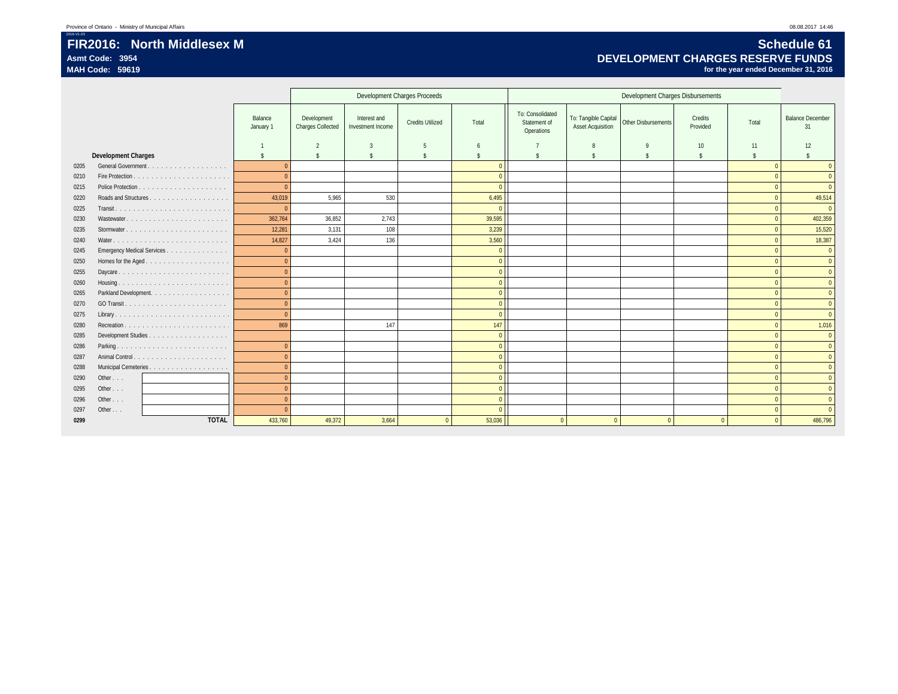Province of Ontario - Ministry of Municipal Affairs

# FIR2016: North Middlesex M

**Asmt Code: 3954**
**MAH Code: 59619**

## Schedule 61
## DEVELOPMENT CHARGES RESERVE FUNDS
**for the year ended December 31, 2016**

| | | Balance January 1 | Development Charges Proceeds | | | | Development Charges Disbursements | | | | | Balance December 31 |
|---|---|---|---|---|---|---|---|---|---|---|---|---|
| | | | Development Charges Collected | Interest and Investment Income | Credits Utilized | Total | To: Consolidated Statement of Operations | To: Tangible Capital Asset Acquisition | Other Disbursements | Credits Provided | Total | |
| | | 1 | 2 | 3 | 5 | 6 | 7 | 8 | 9 | 10 | 11 | 12 |
| | **Development Charges** | $ | $ | $ | $ | $ | $ | $ | $ | $ | $ | $ |
| 0205 | General Government | 0 | | | | 0 | | | | | 0 | 0 |
| 0210 | Fire Protection | 0 | | | | 0 | | | | | 0 | 0 |
| 0215 | Police Protection | 0 | | | | 0 | | | | | 0 | 0 |
| 0220 | Roads and Structures | 43,019 | 5,965 | 530 | | 6,495 | | | | | 0 | 49,514 |
| 0225 | Transit | 0 | | | | 0 | | | | | 0 | 0 |
| 0230 | Wastewater | 362,764 | 36,852 | 2,743 | | 39,595 | | | | | 0 | 402,359 |
| 0235 | Stormwater | 12,281 | 3,131 | 108 | | 3,239 | | | | | 0 | 15,520 |
| 0240 | Water | 14,827 | 3,424 | 136 | | 3,560 | | | | | 0 | 18,387 |
| 0245 | Emergency Medical Services | 0 | | | | 0 | | | | | 0 | 0 |
| 0250 | Homes for the Aged | 0 | | | | 0 | | | | | 0 | 0 |
| 0255 | Daycare | 0 | | | | 0 | | | | | 0 | 0 |
| 0260 | Housing | 0 | | | | 0 | | | | | 0 | 0 |
| 0265 | Parkland Development | 0 | | | | 0 | | | | | 0 | 0 |
| 0270 | GO Transit | 0 | | | | 0 | | | | | 0 | 0 |
| 0275 | Library | 0 | | | | 0 | | | | | 0 | 0 |
| 0280 | Recreation | 869 | | 147 | | 147 | | | | | 0 | 1,016 |
| 0285 | Development Studies | | | | | 0 | | | | | 0 | 0 |
| 0286 | Parking | 0 | | | | 0 | | | | | 0 | 0 |
| 0287 | Animal Control | 0 | | | | 0 | | | | | 0 | 0 |
| 0288 | Municipal Cemeteries | 0 | | | | 0 | | | | | 0 | 0 |
| 0290 | Other . . . | 0 | | | | 0 | | | | | 0 | 0 |
| 0295 | Other . . . | 0 | | | | 0 | | | | | 0 | 0 |
| 0296 | Other . . . | 0 | | | | 0 | | | | | 0 | 0 |
| 0297 | Other . . . | 0 | | | | 0 | | | | | 0 | 0 |
| **0299** | **TOTAL** | 433,760 | 49,372 | 3,664 | 0 | 53,036 | 0 | 0 | 0 | 0 | 0 | 486,796 |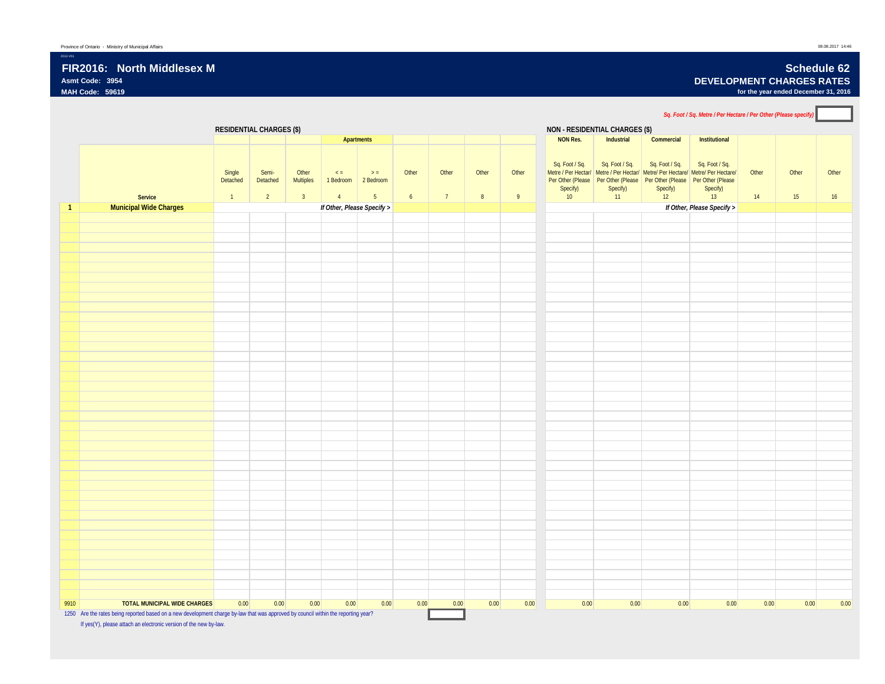Province of Ontario - Ministry of Municipal Affairs

# FIR2016: North Middlesex M

**Asmt Code: 3954**

**MAH Code: 59619**

## Schedule 62
### DEVELOPMENT CHARGES RATES
**for the year ended December 31, 2016**

*Sq. Foot / Sq. Metre / Per Hectare / Per Other (Please specify)*

| | | RESIDENTIAL CHARGES ($) | | | | | | | | | NON - RESIDENTIAL CHARGES ($) | | | | | | |
|---|---|---|---|---|---|---|---|---|---|---|---|---|---|---|---|---|---|
| | | | | | Apartments | | | | | | NON Res. | Industrial | Commercial | Institutional | | | |
| | Service | Single Detached | Semi-Detached | Other Multiples | < = 1 Bedroom | > = 2 Bedroom | Other | Other | Other | Other | Sq. Foot / Sq. Metre / Per Hectar/ Per Other (Please Specify) | Sq. Foot / Sq. Metre / Per Hectar/ Per Other (Please Specify) | Sq. Foot / Sq. Metre/ Per Hectare/ Per Other (Please Specify) | Sq. Foot / Sq. Metre/ Per Hectare/ Per Other (Please Specify) | Other | Other | Other |
| | | 1 | 2 | 3 | 4 | 5 | 6 | 7 | 8 | 9 | 10 | 11 | 12 | 13 | 14 | 15 | 16 |
| 1 | **Municipal Wide Charges** | | | | | *If Other, Please Specify >* | | | | | | | | *If Other, Please Specify >* | | | |
| 9910 | TOTAL MUNICIPAL WIDE CHARGES | 0.00 | 0.00 | 0.00 | 0.00 | 0.00 | 0.00 | 0.00 | 0.00 | 0.00 | 0.00 | 0.00 | 0.00 | 0.00 | 0.00 | 0.00 | 0.00 |

1250 Are the rates being reported based on a new development charge by-law that was approved by council within the reporting year?

If yes(Y), please attach an electronic version of the new by-law.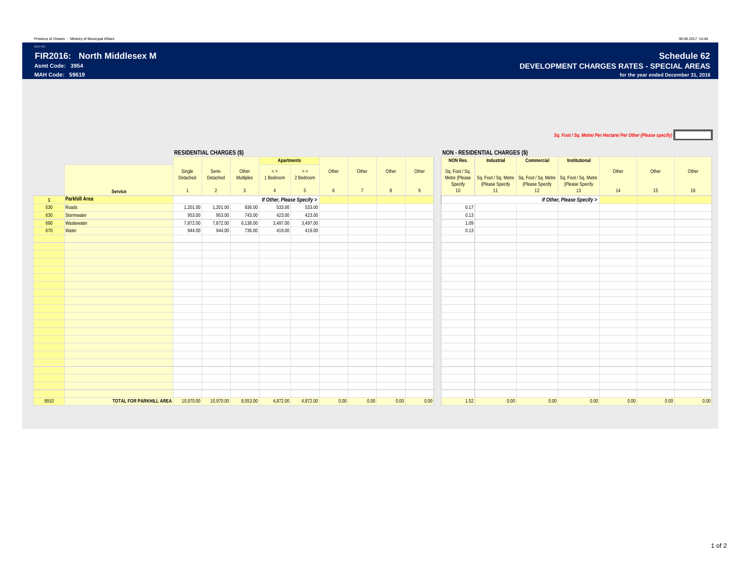Province of Ontario - Ministry of Municipal Affairs

# FIR2016: North Middlesex M

**Asmt Code: 3954**

**MAH Code: 59619**

## Schedule 62

## DEVELOPMENT CHARGES RATES - SPECIAL AREAS

**for the year ended December 31, 2016**

*Sq. Foot / Sq. Metre/ Per Hectare/ Per Other (Please specify)*

| | | RESIDENTIAL CHARGES ($) | | | | | | | | | NON - RESIDENTIAL CHARGES ($) | | | | | | |
|---|---|---|---|---|---|---|---|---|---|---|---|---|---|---|---|---|---|
| | | | | | Apartments | | | | | | NON Res. | Industrial | Commercial | Institutional | | | |
| | Service | Single Detached | Semi-Detached | Other Multiples | < = 1 Bedroom | > = 2 Bedroom | Other | Other | Other | Other | Sq. Foot / Sq. Metre (Please Specify | Sq. Foot / Sq. Metre (Please Specify | Sq. Foot / Sq. Metre (Please Specify | Sq. Foot / Sq. Metre (Please Specify | Other | Other | Other |
| | | 1 | 2 | 3 | 4 | 5 | 6 | 7 | 8 | 9 | 10 | 11 | 12 | 13 | 14 | 15 | 16 |
| 1 | **Parkhill Area** | | | | *If Other, Please Specify >* | | | | | | | | | *If Other, Please Specify >* | | | |
| 530 | Roads | 1,201.00 | 1,201.00 | 936.00 | 533.00 | 533.00 | | | | | 0.17 | | | | | | |
| 630 | Stormwater | 953.00 | 953.00 | 743.00 | 423.00 | 423.00 | | | | | 0.13 | | | | | | |
| 690 | Wastewater | 7,872.00 | 7,872.00 | 6,138.00 | 3,497.00 | 3,497.00 | | | | | 1.09 | | | | | | |
| 670 | Water | 944.00 | 944.00 | 736.00 | 419.00 | 419.00 | | | | | 0.13 | | | | | | |
| 9910 | **TOTAL FOR PARKHILL AREA** | 10,970.00 | 10,970.00 | 8,553.00 | 4,872.00 | 4,872.00 | 0.00 | 0.00 | 0.00 | 0.00 | 1.52 | 0.00 | 0.00 | 0.00 | 0.00 | 0.00 | 0.00 |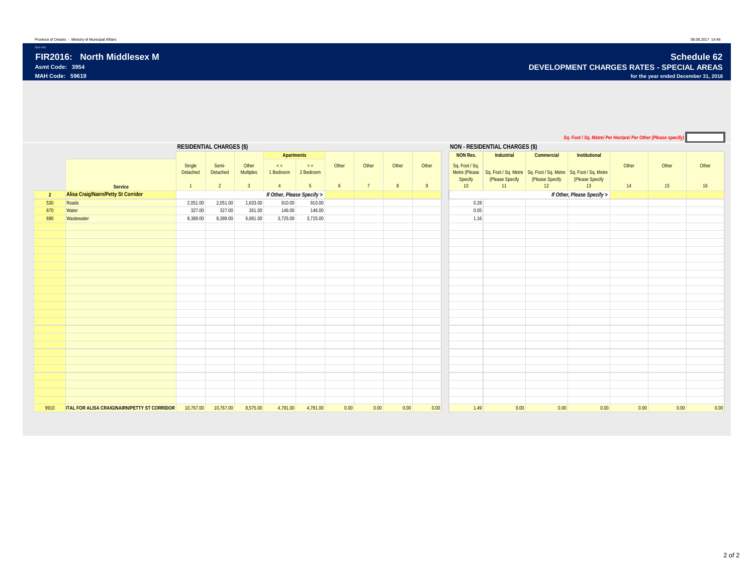Province of Ontario - Ministry of Municipal Affairs

2012-V01

# FIR2016: North Middlesex M

**Asmt Code: 3954**

**MAH Code: 59619**

## Schedule 62

### DEVELOPMENT CHARGES RATES - SPECIAL AREAS

**for the year ended December 31, 2016**

*Sq. Foot / Sq. Metre/ Per Hectare/ Per Other (Please specify)*

| | | RESIDENTIAL CHARGES ($) | | | | | | | | | NON - RESIDENTIAL CHARGES ($) | | | | | | |
|---|---|---|---|---|---|---|---|---|---|---|---|---|---|---|---|---|---|
| | | | | | Apartments | | | | | | NON Res. | Industrial | Commercial | Institutional | | | |
| | Service | Single Detached | Semi-Detached | Other Multiples | < = 1 Bedroom | > = 2 Bedroom | Other | Other | Other | Other | Sq. Foot / Sq. Metre (Please Specify | Sq. Foot / Sq. Metre (Please Specify | Sq. Foot / Sq. Metre (Please Specify | Sq. Foot / Sq. Metre (Please Specify | Other | Other | Other |
| | | 1 | 2 | 3 | 4 | 5 | 6 | 7 | 8 | 9 | 10 | 11 | 12 | 13 | 14 | 15 | 16 |
| 2 | **Alisa Craig/Nairn/Petty St Corridor** | | | | *If Other, Please Specify >* | | | | | | | | | *If Other, Please Specify >* | | | |
| 530 | Roads | 2,051.00 | 2,051.00 | 1,633.00 | 910.00 | 910.00 | | | | | 0.28 | | | | | | |
| 670 | Water | 327.00 | 327.00 | 261.00 | 146.00 | 146.00 | | | | | 0.05 | | | | | | |
| 690 | Wastewater | 8,389.00 | 8,389.00 | 6,681.00 | 3,725.00 | 3,725.00 | | | | | 1.16 | | | | | | |
| 9910 | **TOTAL FOR ALISA CRAIG/NAIRN/PETTY ST CORRIDOR** | 10,767.00 | 10,767.00 | 8,575.00 | 4,781.00 | 4,781.00 | 0.00 | 0.00 | 0.00 | 0.00 | 1.49 | 0.00 | 0.00 | 0.00 | 0.00 | 0.00 | 0.00 |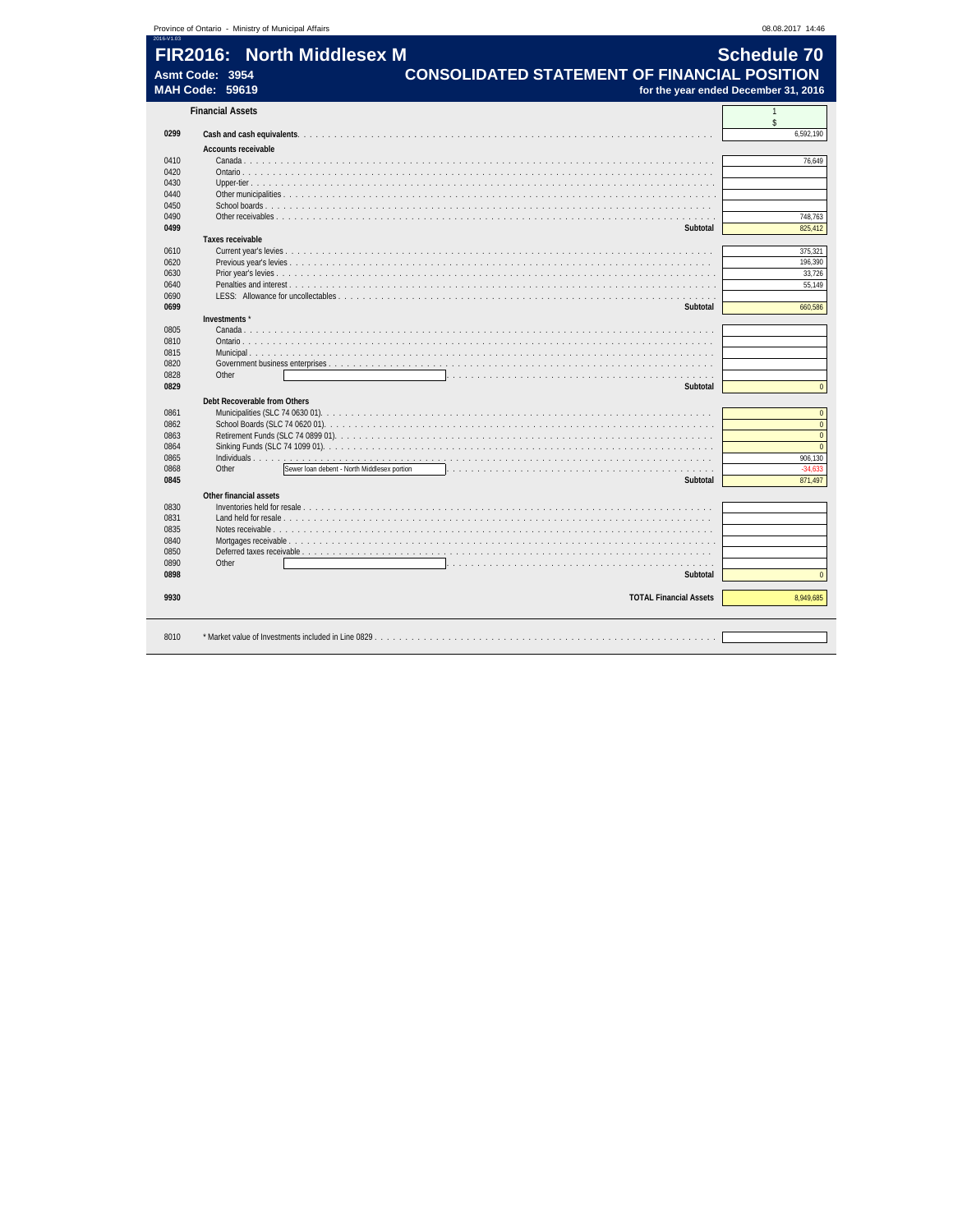# FIR2016: North Middlesex M

**Schedule 70**

**Asmt Code: 3954**

**MAH Code: 59619**

## CONSOLIDATED STATEMENT OF FINANCIAL POSITION

**for the year ended December 31, 2016**

| | **Financial Assets** | 1<br>$ |
|---|---|---|
| **0299** | **Cash and cash equivalents** | 6,592,190 |
| | **Accounts receivable** | |
| 0410 | Canada | 76,649 |
| 0420 | Ontario | |
| 0430 | Upper-tier | |
| 0440 | Other municipalities | |
| 0450 | School boards | |
| 0490 | Other receivables | 748,763 |
| **0499** | **Subtotal** | 825,412 |
| | **Taxes receivable** | |
| 0610 | Current year's levies | 375,321 |
| 0620 | Previous year's levies | 196,390 |
| 0630 | Prior year's levies | 33,726 |
| 0640 | Penalties and interest | 55,149 |
| 0690 | LESS: Allowance for uncollectables | |
| **0699** | **Subtotal** | 660,586 |
| | **Investments** * | |
| 0805 | Canada | |
| 0810 | Ontario | |
| 0815 | Municipal | |
| 0820 | Government business enterprises | |
| 0828 | Other | |
| **0829** | **Subtotal** | 0 |
| | **Debt Recoverable from Others** | |
| 0861 | Municipalities (SLC 74 0630 01) | 0 |
| 0862 | School Boards (SLC 74 0620 01) | 0 |
| 0863 | Retirement Funds (SLC 74 0899 01) | 0 |
| 0864 | Sinking Funds (SLC 74 1099 01) | 0 |
| 0865 | Individuals | 906,130 |
| 0868 | Other: Sewer loan debent - North Middlesex portion | -34,633 |
| **0845** | **Subtotal** | 871,497 |
| | **Other financial assets** | |
| 0830 | Inventories held for resale | |
| 0831 | Land held for resale | |
| 0835 | Notes receivable | |
| 0840 | Mortgages receivable | |
| 0850 | Deferred taxes receivable | |
| 0890 | Other | |
| **0898** | **Subtotal** | 0 |
| **9930** | **TOTAL Financial Assets** | 8,949,685 |
| 8010 | * Market value of Investments included in Line 0829 | |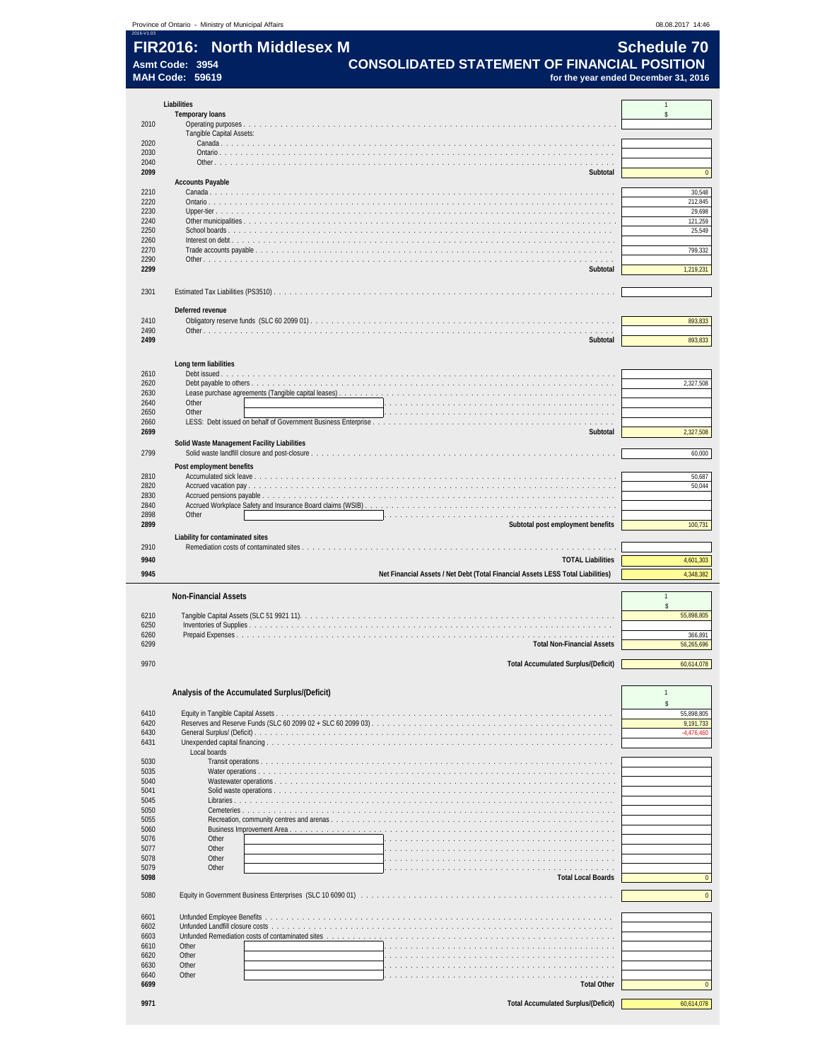# FIR2016: North Middlesex M

**Asmt Code: 3954**
**MAH Code: 59619**

## Schedule 70
## CONSOLIDATED STATEMENT OF FINANCIAL POSITION
**for the year ended December 31, 2016**

### Liabilities

| Line | Description | 1 $ |
|---|---|---|
| | **Temporary loans** | |
| 2010 | Operating purposes | |
| | Tangible Capital Assets: | |
| 2020 | Canada | |
| 2030 | Ontario | |
| 2040 | Other | |
| **2099** | **Subtotal** | 0 |
| | **Accounts Payable** | |
| 2210 | Canada | 30,548 |
| 2220 | Ontario | 212,845 |
| 2230 | Upper-tier | 29,698 |
| 2240 | Other municipalities | 121,259 |
| 2250 | School boards | 25,549 |
| 2260 | Interest on debt | |
| 2270 | Trade accounts payable | 799,332 |
| 2290 | Other | |
| **2299** | **Subtotal** | 1,219,231 |
| 2301 | Estimated Tax Liabilities (PS3510) | |
| | **Deferred revenue** | |
| 2410 | Obligatory reserve funds (SLC 60 2099 01) | 893,833 |
| 2490 | Other | |
| **2499** | **Subtotal** | 893,833 |
| | **Long term liabilities** | |
| 2610 | Debt issued | |
| 2620 | Debt payable to others | 2,327,508 |
| 2630 | Lease purchase agreements (Tangible capital leases) | |
| 2640 | Other | |
| 2650 | Other | |
| 2660 | LESS: Debt issued on behalf of Government Business Enterprise | |
| **2699** | **Subtotal** | 2,327,508 |
| | **Solid Waste Management Facility Liabilities** | |
| 2799 | Solid waste landfill closure and post-closure | 60,000 |
| | **Post employment benefits** | |
| 2810 | Accumulated sick leave | 50,687 |
| 2820 | Accrued vacation pay | 50,044 |
| 2830 | Accrued pensions payable | |
| 2840 | Accrued Workplace Safety and Insurance Board claims (WSIB) | |
| 2898 | Other | |
| **2899** | **Subtotal post employment benefits** | 100,731 |
| | **Liability for contaminated sites** | |
| 2910 | Remediation costs of contaminated sites | |
| **9940** | **TOTAL Liabilities** | 4,601,303 |
| **9945** | **Net Financial Assets / Net Debt (Total Financial Assets LESS Total Liabilities)** | 4,348,382 |

### Non-Financial Assets

| Line | Description | 1 $ |
|---|---|---|
| 6210 | Tangible Capital Assets (SLC 51 9921 11) | 55,898,805 |
| 6250 | Inventories of Supplies | |
| 6260 | Prepaid Expenses | 366,891 |
| 6299 | **Total Non-Financial Assets** | 56,265,696 |
| 9970 | **Total Accumulated Surplus/(Deficit)** | 60,614,078 |

### Analysis of the Accumulated Surplus/(Deficit)

| Line | Description | 1 $ |
|---|---|---|
| 6410 | Equity in Tangible Capital Assets | 55,898,805 |
| 6420 | Reserves and Reserve Funds (SLC 60 2099 02 + SLC 60 2099 03) | 9,191,733 |
| 6430 | General Surplus/ (Deficit) | -4,476,460 |
| 6431 | Unexpended capital financing | |
| | Local boards | |
| 5030 | Transit operations | |
| 5035 | Water operations | |
| 5040 | Wastewater operations | |
| 5041 | Solid waste operations | |
| 5045 | Libraries | |
| 5050 | Cemeteries | |
| 5055 | Recreation, community centres and arenas | |
| 5060 | Business Improvement Area | |
| 5076 | Other | |
| 5077 | Other | |
| 5078 | Other | |
| 5079 | Other | |
| **5098** | **Total Local Boards** | 0 |
| 5080 | Equity in Government Business Enterprises (SLC 10 6090 01) | 0 |
| 6601 | Unfunded Employee Benefits | |
| 6602 | Unfunded Landfill closure costs | |
| 6603 | Unfunded Remediation costs of contaminated sites | |
| 6610 | Other | |
| 6620 | Other | |
| 6630 | Other | |
| 6640 | Other | |
| **6699** | **Total Other** | 0 |
| **9971** | **Total Accumulated Surplus/(Deficit)** | 60,614,078 |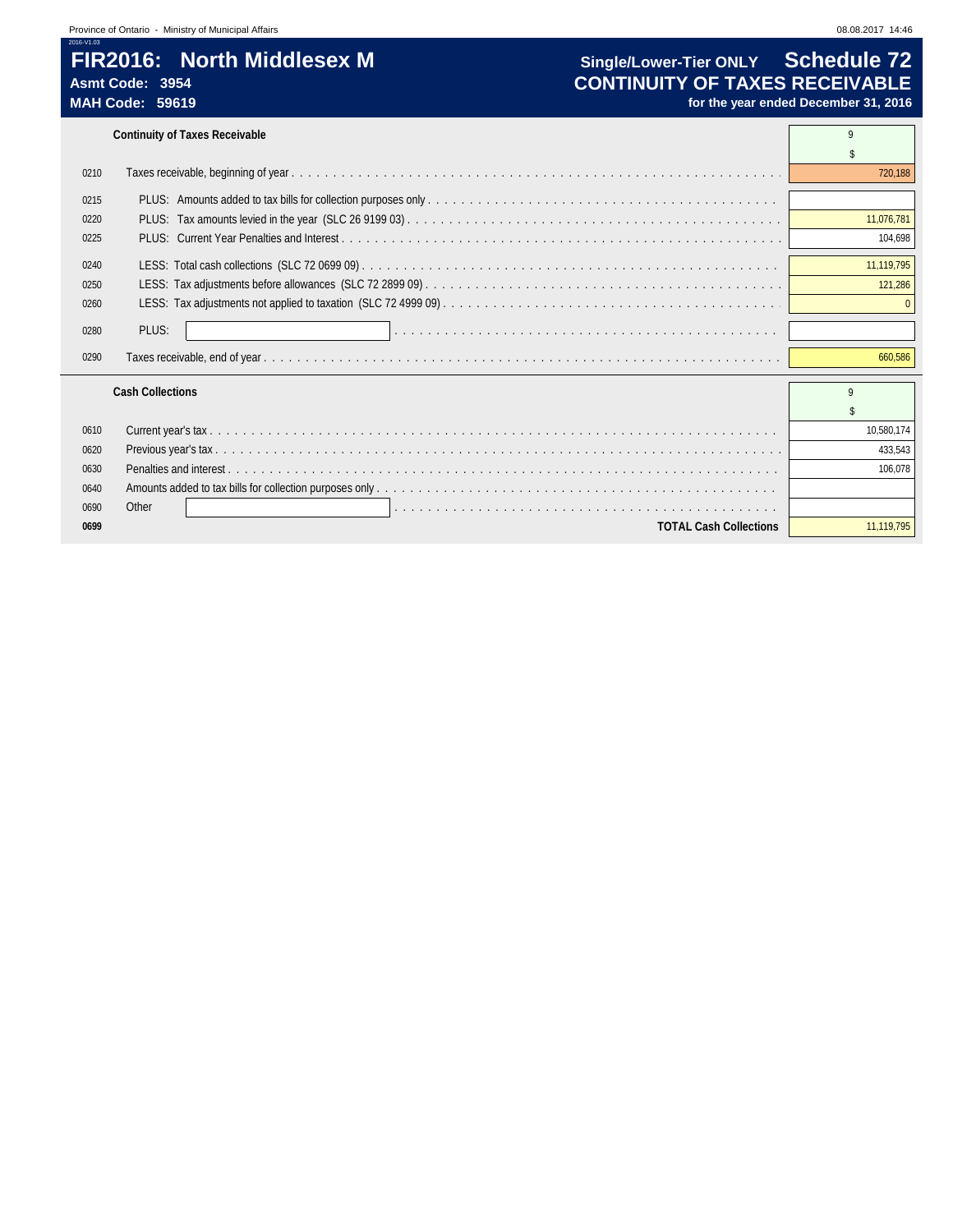# FIR2016: North Middlesex M

**Asmt Code: 3954**
**MAH Code: 59619**

## Single/Lower-Tier ONLY — Schedule 72
## CONTINUITY OF TAXES RECEIVABLE
**for the year ended December 31, 2016**

| | **Continuity of Taxes Receivable** | 9 |
|---|---|---|
| | | $ |
| 0210 | Taxes receivable, beginning of year | 720,188 |
| 0215 | PLUS: Amounts added to tax bills for collection purposes only | |
| 0220 | PLUS: Tax amounts levied in the year (SLC 26 9199 03) | 11,076,781 |
| 0225 | PLUS: Current Year Penalties and Interest | 104,698 |
| 0240 | LESS: Total cash collections (SLC 72 0699 09) | 11,119,795 |
| 0250 | LESS: Tax adjustments before allowances (SLC 72 2899 09) | 121,286 |
| 0260 | LESS: Tax adjustments not applied to taxation (SLC 72 4999 09) | 0 |
| 0280 | PLUS: | |
| 0290 | Taxes receivable, end of year | 660,586 |

| | **Cash Collections** | 9 |
|---|---|---|
| | | $ |
| 0610 | Current year's tax | 10,580,174 |
| 0620 | Previous year's tax | 433,543 |
| 0630 | Penalties and interest | 106,078 |
| 0640 | Amounts added to tax bills for collection purposes only | |
| 0690 | Other | |
| **0699** | **TOTAL Cash Collections** | 11,119,795 |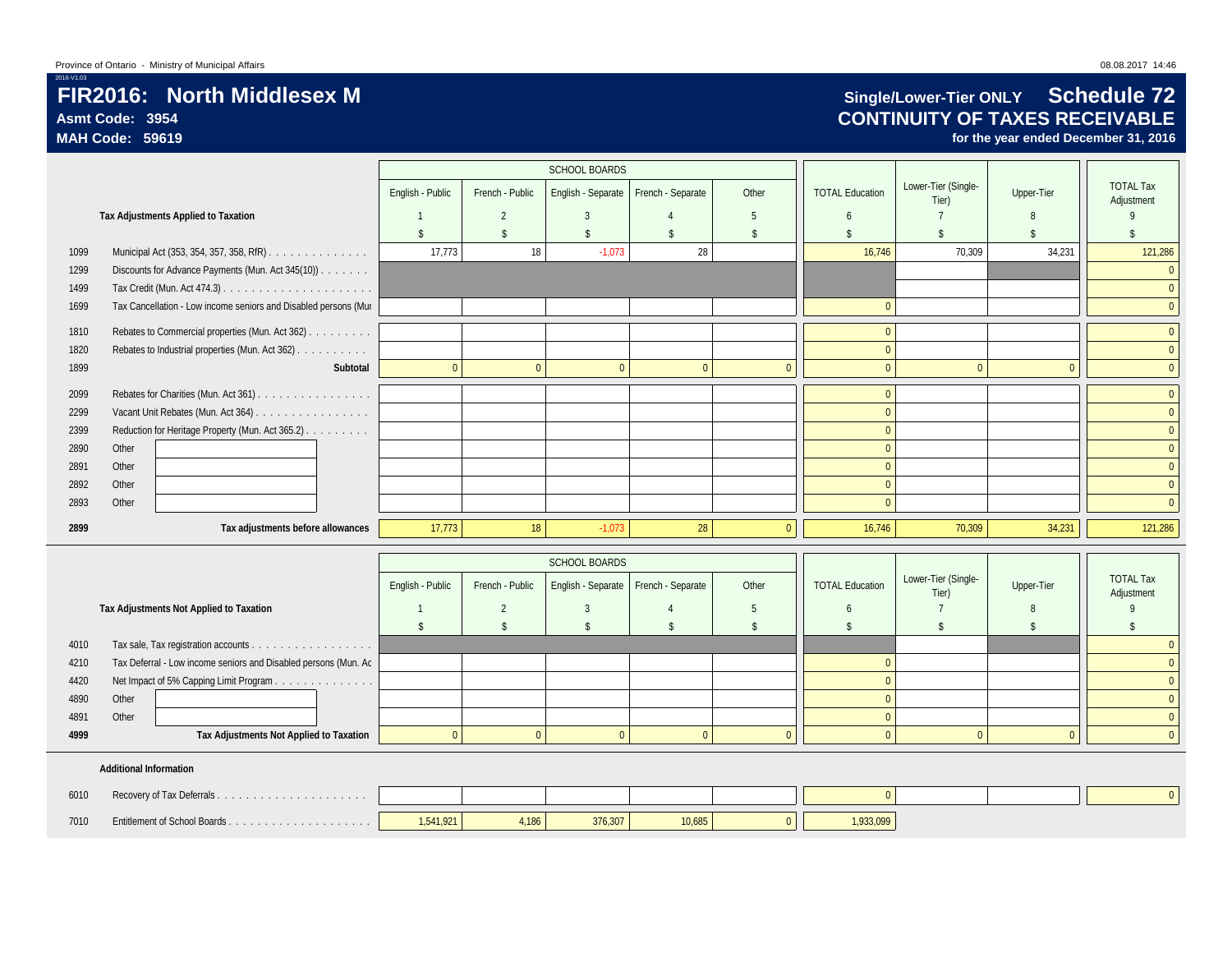Province of Ontario - Ministry of Municipal Affairs

# FIR2016: North Middlesex M

**Asmt Code: 3954**
**MAH Code: 59619**

## Single/Lower-Tier ONLY Schedule 72
## CONTINUITY OF TAXES RECEIVABLE

**for the year ended December 31, 2016**

| | **Tax Adjustments Applied to Taxation** | SCHOOL BOARDS | | | | | | | | |
|---|---|---|---|---|---|---|---|---|---|---|
| | | English - Public | French - Public | English - Separate | French - Separate | Other | TOTAL Education | Lower-Tier (Single-Tier) | Upper-Tier | TOTAL Tax Adjustment |
| | | 1 | 2 | 3 | 4 | 5 | 6 | 7 | 8 | 9 |
| | | $ | $ | $ | $ | $ | $ | $ | $ | $ |
| 1099 | Municipal Act (353, 354, 357, 358, RfR) | 17,773 | 18 | -1,073 | 28 | | 16,746 | 70,309 | 34,231 | 121,286 |
| 1299 | Discounts for Advance Payments (Mun. Act 345(10)) | | | | | | | | | 0 |
| 1499 | Tax Credit (Mun. Act 474.3) | | | | | | | | | 0 |
| 1699 | Tax Cancellation - Low income seniors and Disabled persons (Mun | | | | | | 0 | | | 0 |
| 1810 | Rebates to Commercial properties (Mun. Act 362) | | | | | | 0 | | | 0 |
| 1820 | Rebates to Industrial properties (Mun. Act 362) | | | | | | 0 | | | 0 |
| 1899 | **Subtotal** | 0 | 0 | 0 | 0 | 0 | 0 | 0 | 0 | 0 |
| 2099 | Rebates for Charities (Mun. Act 361) | | | | | | 0 | | | 0 |
| 2299 | Vacant Unit Rebates (Mun. Act 364) | | | | | | 0 | | | 0 |
| 2399 | Reduction for Heritage Property (Mun. Act 365.2) | | | | | | 0 | | | 0 |
| 2890 | Other | | | | | | 0 | | | 0 |
| 2891 | Other | | | | | | 0 | | | 0 |
| 2892 | Other | | | | | | 0 | | | 0 |
| 2893 | Other | | | | | | 0 | | | 0 |
| **2899** | **Tax adjustments before allowances** | 17,773 | 18 | -1,073 | 28 | 0 | 16,746 | 70,309 | 34,231 | 121,286 |

| | **Tax Adjustments Not Applied to Taxation** | SCHOOL BOARDS | | | | | | | | |
|---|---|---|---|---|---|---|---|---|---|---|
| | | English - Public | French - Public | English - Separate | French - Separate | Other | TOTAL Education | Lower-Tier (Single-Tier) | Upper-Tier | TOTAL Tax Adjustment |
| | | 1 | 2 | 3 | 4 | 5 | 6 | 7 | 8 | 9 |
| | | $ | $ | $ | $ | $ | $ | $ | $ | $ |
| 4010 | Tax sale, Tax registration accounts | | | | | | | | | 0 |
| 4210 | Tax Deferral - Low income seniors and Disabled persons (Mun. Ac | | | | | | 0 | | | 0 |
| 4420 | Net Impact of 5% Capping Limit Program | | | | | | 0 | | | 0 |
| 4890 | Other | | | | | | 0 | | | 0 |
| 4891 | Other | | | | | | 0 | | | 0 |
| **4999** | **Tax Adjustments Not Applied to Taxation** | 0 | 0 | 0 | 0 | 0 | 0 | 0 | 0 | 0 |

**Additional Information**

| | | English - Public | French - Public | English - Separate | French - Separate | Other | TOTAL Education | Lower-Tier (Single-Tier) | Upper-Tier | TOTAL Tax Adjustment |
|---|---|---|---|---|---|---|---|---|---|---|
| 6010 | Recovery of Tax Deferrals | | | | | | 0 | | | 0 |
| 7010 | Entitlement of School Boards | 1,541,921 | 4,186 | 376,307 | 10,685 | 0 | 1,933,099 | | | |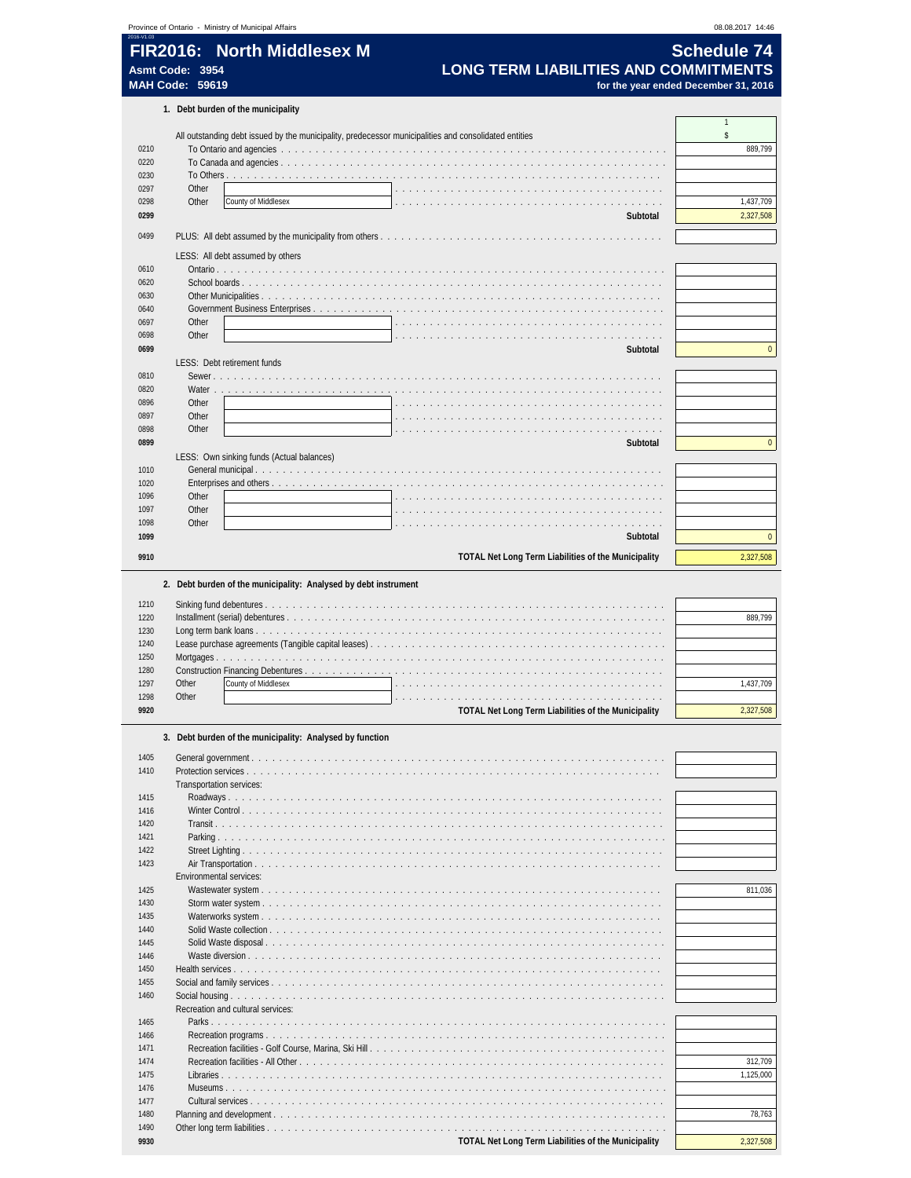# FIR2016: North Middlesex M

**Asmt Code: 3954**

**MAH Code: 59619**

## Schedule 74

## LONG TERM LIABILITIES AND COMMITMENTS

**for the year ended December 31, 2016**

### 1. Debt burden of the municipality

| | | 1 |
|---|---|---|
| | | $ |
| | All outstanding debt issued by the municipality, predecessor municipalities and consolidated entities | |
| 0210 | To Ontario and agencies | 889,799 |
| 0220 | To Canada and agencies | |
| 0230 | To Others | |
| 0297 | Other | |
| 0298 | Other: County of Middlesex | 1,437,709 |
| **0299** | **Subtotal** | 2,327,508 |
| 0499 | PLUS: All debt assumed by the municipality from others | |
| | LESS: All debt assumed by others | |
| 0610 | Ontario | |
| 0620 | School boards | |
| 0630 | Other Municipalities | |
| 0640 | Government Business Enterprises | |
| 0697 | Other | |
| 0698 | Other | |
| **0699** | **Subtotal** | 0 |
| | LESS: Debt retirement funds | |
| 0810 | Sewer | |
| 0820 | Water | |
| 0896 | Other | |
| 0897 | Other | |
| 0898 | Other | |
| **0899** | **Subtotal** | 0 |
| | LESS: Own sinking funds (Actual balances) | |
| 1010 | General municipal | |
| 1020 | Enterprises and others | |
| 1096 | Other | |
| 1097 | Other | |
| 1098 | Other | |
| **1099** | **Subtotal** | 0 |
| **9910** | **TOTAL Net Long Term Liabilities of the Municipality** | 2,327,508 |

### 2. Debt burden of the municipality: Analysed by debt instrument

| | | |
|---|---|---|
| 1210 | Sinking fund debentures | |
| 1220 | Installment (serial) debentures | 889,799 |
| 1230 | Long term bank loans | |
| 1240 | Lease purchase agreements (Tangible capital leases) | |
| 1250 | Mortgages | |
| 1280 | Construction Financing Debentures | |
| 1297 | Other: County of Middlesex | 1,437,709 |
| 1298 | Other | |
| **9920** | **TOTAL Net Long Term Liabilities of the Municipality** | 2,327,508 |

### 3. Debt burden of the municipality: Analysed by function

| | | |
|---|---|---|
| 1405 | General government | |
| 1410 | Protection services | |
| | Transportation services: | |
| 1415 | Roadways | |
| 1416 | Winter Control | |
| 1420 | Transit | |
| 1421 | Parking | |
| 1422 | Street Lighting | |
| 1423 | Air Transportation | |
| | Environmental services: | |
| 1425 | Wastewater system | 811,036 |
| 1430 | Storm water system | |
| 1435 | Waterworks system | |
| 1440 | Solid Waste collection | |
| 1445 | Solid Waste disposal | |
| 1446 | Waste diversion | |
| 1450 | Health services | |
| 1455 | Social and family services | |
| 1460 | Social housing | |
| | Recreation and cultural services: | |
| 1465 | Parks | |
| 1466 | Recreation programs | |
| 1471 | Recreation facilities - Golf Course, Marina, Ski Hill | |
| 1474 | Recreation facilities - All Other | 312,709 |
| 1475 | Libraries | 1,125,000 |
| 1476 | Museums | |
| 1477 | Cultural services | |
| 1480 | Planning and development | 78,763 |
| 1490 | Other long term liabilities | |
| **9930** | **TOTAL Net Long Term Liabilities of the Municipality** | 2,327,508 |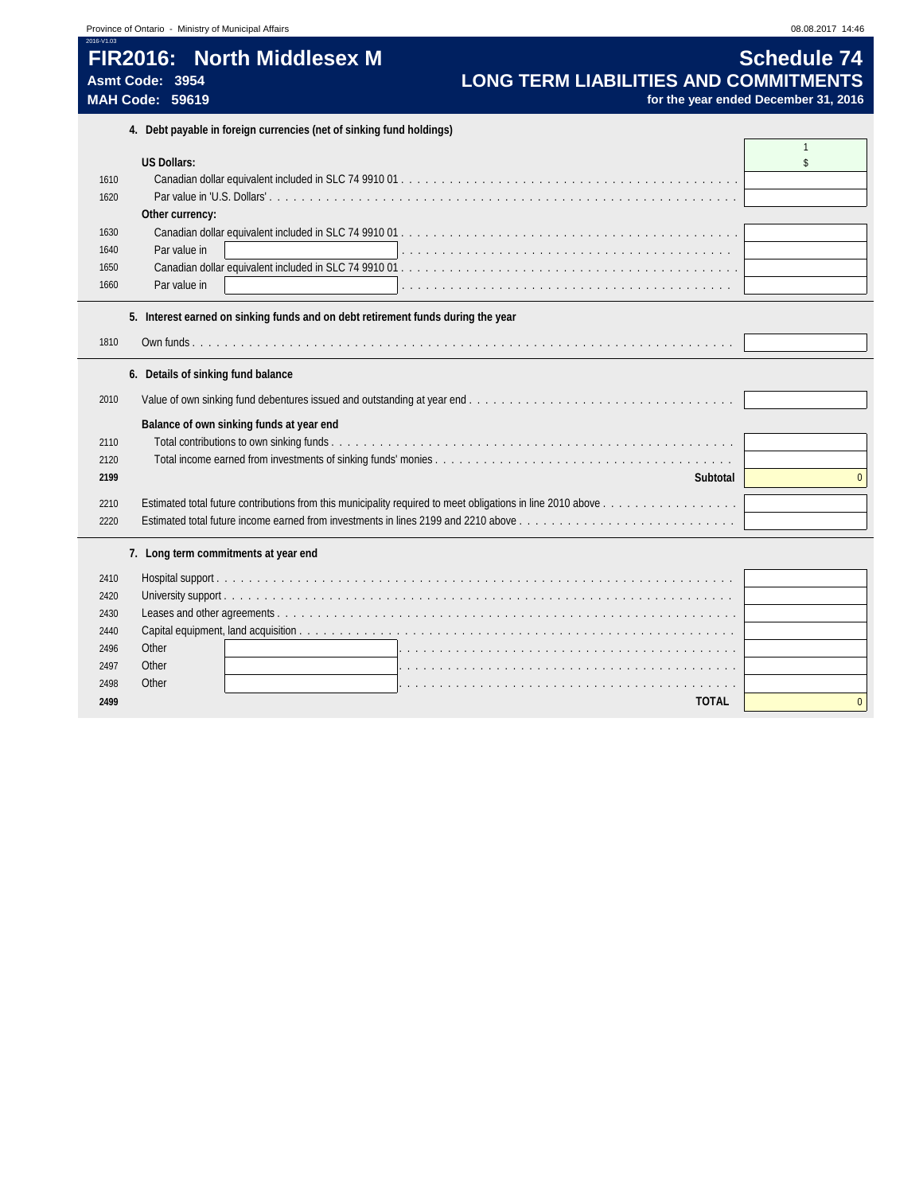# FIR2016: North Middlesex M

**Asmt Code: 3954**
**MAH Code: 59619**

## Schedule 74
## LONG TERM LIABILITIES AND COMMITMENTS
**for the year ended December 31, 2016**

### 4. Debt payable in foreign currencies (net of sinking fund holdings)

| Line | Description | 1 $ |
|---|---|---|
| | **US Dollars:** | |
| 1610 | Canadian dollar equivalent included in SLC 74 9910 01 | |
| 1620 | Par value in 'U.S. Dollars' | |
| | **Other currency:** | |
| 1630 | Canadian dollar equivalent included in SLC 74 9910 01 | |
| 1640 | Par value in | |
| 1650 | Canadian dollar equivalent included in SLC 74 9910 01 | |
| 1660 | Par value in | |

### 5. Interest earned on sinking funds and on debt retirement funds during the year

| Line | Description | 1 $ |
|---|---|---|
| 1810 | Own funds | |

### 6. Details of sinking fund balance

| Line | Description | 1 $ |
|---|---|---|
| 2010 | Value of own sinking fund debentures issued and outstanding at year end | |
| | **Balance of own sinking funds at year end** | |
| 2110 | Total contributions to own sinking funds | |
| 2120 | Total income earned from investments of sinking funds' monies | |
| **2199** | **Subtotal** | 0 |
| 2210 | Estimated total future contributions from this municipality required to meet obligations in line 2010 above | |
| 2220 | Estimated total future income earned from investments in lines 2199 and 2210 above | |

### 7. Long term commitments at year end

| Line | Description | 1 $ |
|---|---|---|
| 2410 | Hospital support | |
| 2420 | University support | |
| 2430 | Leases and other agreements | |
| 2440 | Capital equipment, land acquisition | |
| 2496 | Other | |
| 2497 | Other | |
| 2498 | Other | |
| **2499** | **TOTAL** | 0 |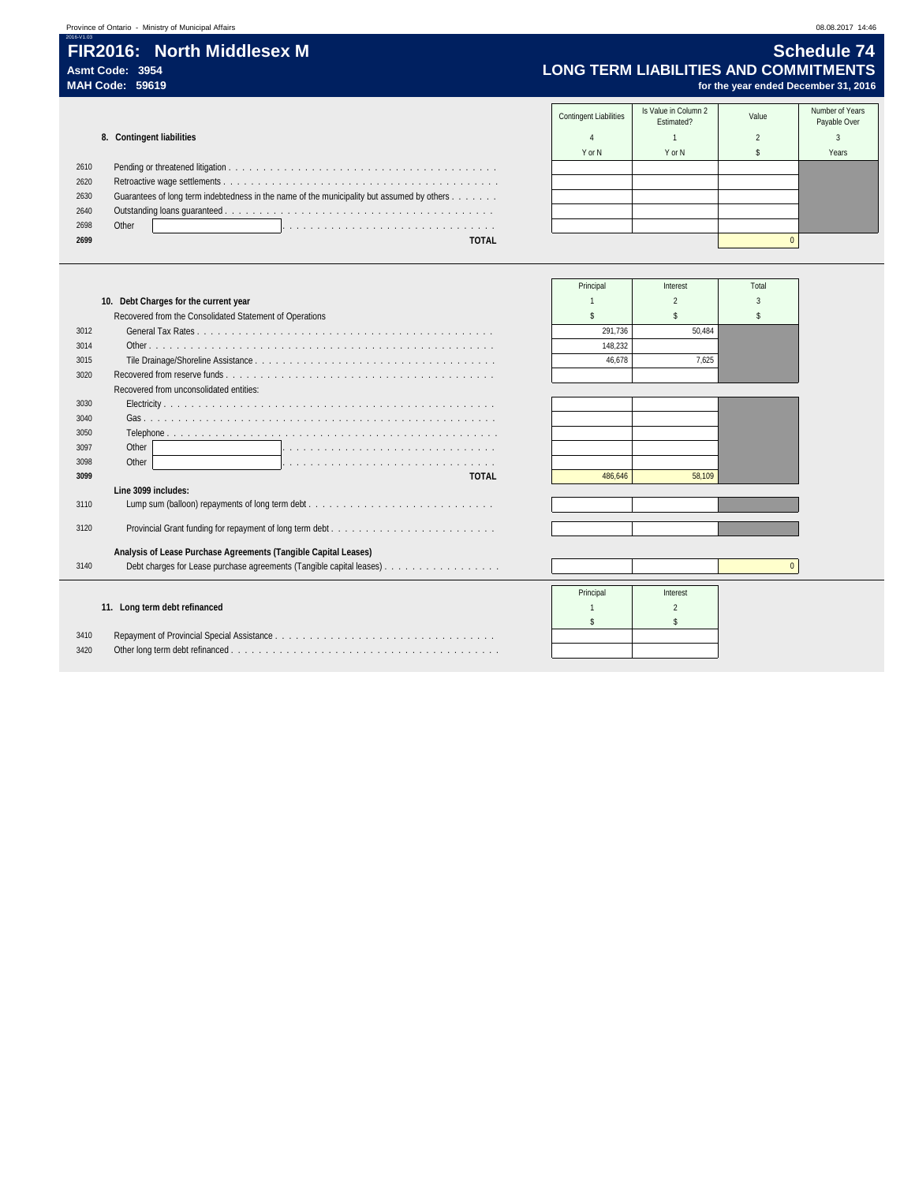# FIR2016: North Middlesex M

**Asmt Code: 3954**
**MAH Code: 59619**

## Schedule 74
## LONG TERM LIABILITIES AND COMMITMENTS
**for the year ended December 31, 2016**

### 8. Contingent liabilities

| | | Contingent Liabilities | Is Value in Column 2 Estimated? | Value | Number of Years Payable Over |
|---|---|---|---|---|---|
| | | 4 | 1 | 2 | 3 |
| | | Y or N | Y or N | $ | Years |
| 2610 | Pending or threatened litigation | | | | |
| 2620 | Retroactive wage settlements | | | | |
| 2630 | Guarantees of long term indebtedness in the name of the municipality but assumed by others | | | | |
| 2640 | Outstanding loans guaranteed | | | | |
| 2698 | Other | | | | |
| **2699** | **TOTAL** | | | 0 | |

### 10. Debt Charges for the current year

| | | Principal | Interest | Total |
|---|---|---|---|---|
| | | 1 | 2 | 3 |
| | Recovered from the Consolidated Statement of Operations | $ | $ | $ |
| 3012 | General Tax Rates | 291,736 | 50,484 | |
| 3014 | Other | 148,232 | | |
| 3015 | Tile Drainage/Shoreline Assistance | 46,678 | 7,625 | |
| 3020 | Recovered from reserve funds | | | |
| | Recovered from unconsolidated entities: | | | |
| 3030 | Electricity | | | |
| 3040 | Gas | | | |
| 3050 | Telephone | | | |
| 3097 | Other | | | |
| 3098 | Other | | | |
| **3099** | **TOTAL** | 486,646 | 58,109 | |
| | **Line 3099 includes:** | | | |
| 3110 | Lump sum (balloon) repayments of long term debt | | | |
| 3120 | Provincial Grant funding for repayment of long term debt | | | |
| | **Analysis of Lease Purchase Agreements (Tangible Capital Leases)** | | | |
| 3140 | Debt charges for Lease purchase agreements (Tangible capital leases) | | | 0 |

### 11. Long term debt refinanced

| | | Principal | Interest |
|---|---|---|---|
| | | 1 | 2 |
| | | $ | $ |
| 3410 | Repayment of Provincial Special Assistance | | |
| 3420 | Other long term debt refinanced | | |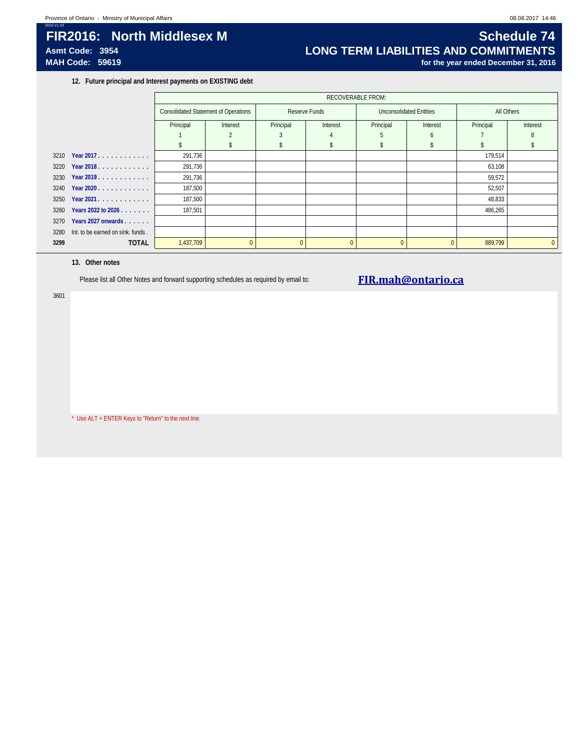# FIR2016: North Middlesex M

**Asmt Code: 3954**
**MAH Code: 59619**

# Schedule 74

## LONG TERM LIABILITIES AND COMMITMENTS

**for the year ended December 31, 2016**

### 12. Future principal and Interest payments on EXISTING debt

| | | RECOVERABLE FROM: | | | | | | | |
|---|---|---|---|---|---|---|---|---|---|
| | | Consolidated Statement of Operations | | Reserve Funds | | Unconsolidated Entities | | All Others | |
| | | Principal | Interest | Principal | Interest | Principal | Interest | Principal | Interest |
| | | 1 | 2 | 3 | 4 | 5 | 6 | 7 | 8 |
| | | $ | $ | $ | $ | $ | $ | $ | $ |
| 3210 | Year 2017 | 291,736 | | | | | | 179,514 | |
| 3220 | Year 2018 | 291,736 | | | | | | 63,108 | |
| 3230 | Year 2019 | 291,736 | | | | | | 59,572 | |
| 3240 | Year 2020 | 187,500 | | | | | | 52,507 | |
| 3250 | Year 2021 | 187,500 | | | | | | 48,833 | |
| 3260 | Years 2022 to 2026 | 187,501 | | | | | | 486,265 | |
| 3270 | Years 2027 onwards | | | | | | | | |
| 3280 | Int. to be earned on sink. funds | | | | | | | | |
| **3299** | **TOTAL** | 1,437,709 | 0 | 0 | 0 | 0 | 0 | 889,799 | 0 |

### 13. Other notes

Please list all Other Notes and forward supporting schedules as required by email to: **FIR.mah@ontario.ca**

3601

* Use ALT + ENTER Keys to "Return" to the next line.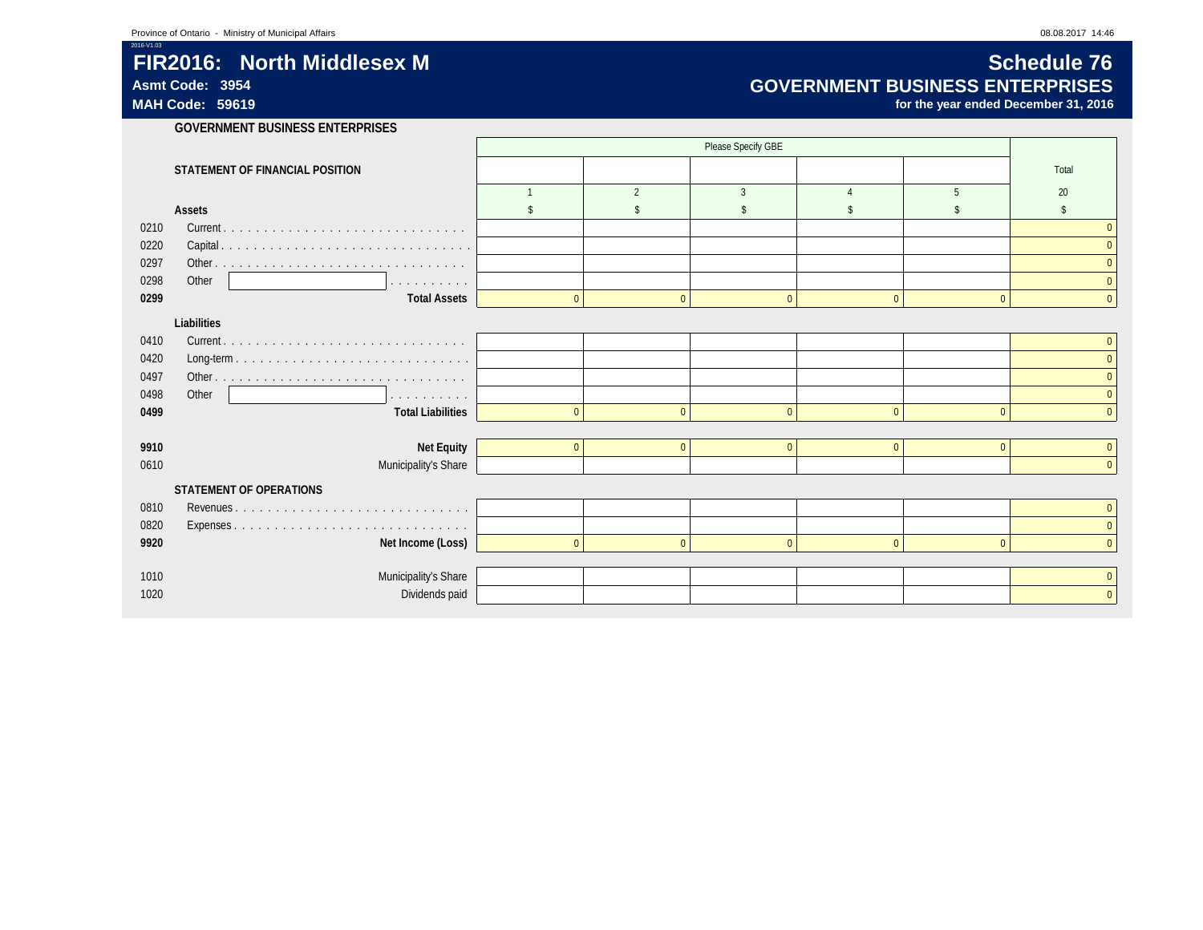# FIR2016: North Middlesex M

**Asmt Code: 3954**

**MAH Code: 59619**

## Schedule 76

## GOVERNMENT BUSINESS ENTERPRISES

**for the year ended December 31, 2016**

### GOVERNMENT BUSINESS ENTERPRISES

| | | Please Specify GBE | | | | | |
|---|---|---|---|---|---|---|---|
| | **STATEMENT OF FINANCIAL POSITION** | | | | | | Total |
| | | 1 | 2 | 3 | 4 | 5 | 20 |
| | **Assets** | $ | $ | $ | $ | $ | $ |
| 0210 | Current | | | | | | 0 |
| 0220 | Capital | | | | | | 0 |
| 0297 | Other | | | | | | 0 |
| 0298 | Other | | | | | | 0 |
| **0299** | **Total Assets** | 0 | 0 | 0 | 0 | 0 | 0 |
| | **Liabilities** | | | | | | |
| 0410 | Current | | | | | | 0 |
| 0420 | Long-term | | | | | | 0 |
| 0497 | Other | | | | | | 0 |
| 0498 | Other | | | | | | 0 |
| **0499** | **Total Liabilities** | 0 | 0 | 0 | 0 | 0 | 0 |
| **9910** | **Net Equity** | 0 | 0 | 0 | 0 | 0 | 0 |
| 0610 | Municipality's Share | | | | | | 0 |
| | **STATEMENT OF OPERATIONS** | | | | | | |
| 0810 | Revenues | | | | | | 0 |
| 0820 | Expenses | | | | | | 0 |
| **9920** | **Net Income (Loss)** | 0 | 0 | 0 | 0 | 0 | 0 |
| 1010 | Municipality's Share | | | | | | 0 |
| 1020 | Dividends paid | | | | | | 0 |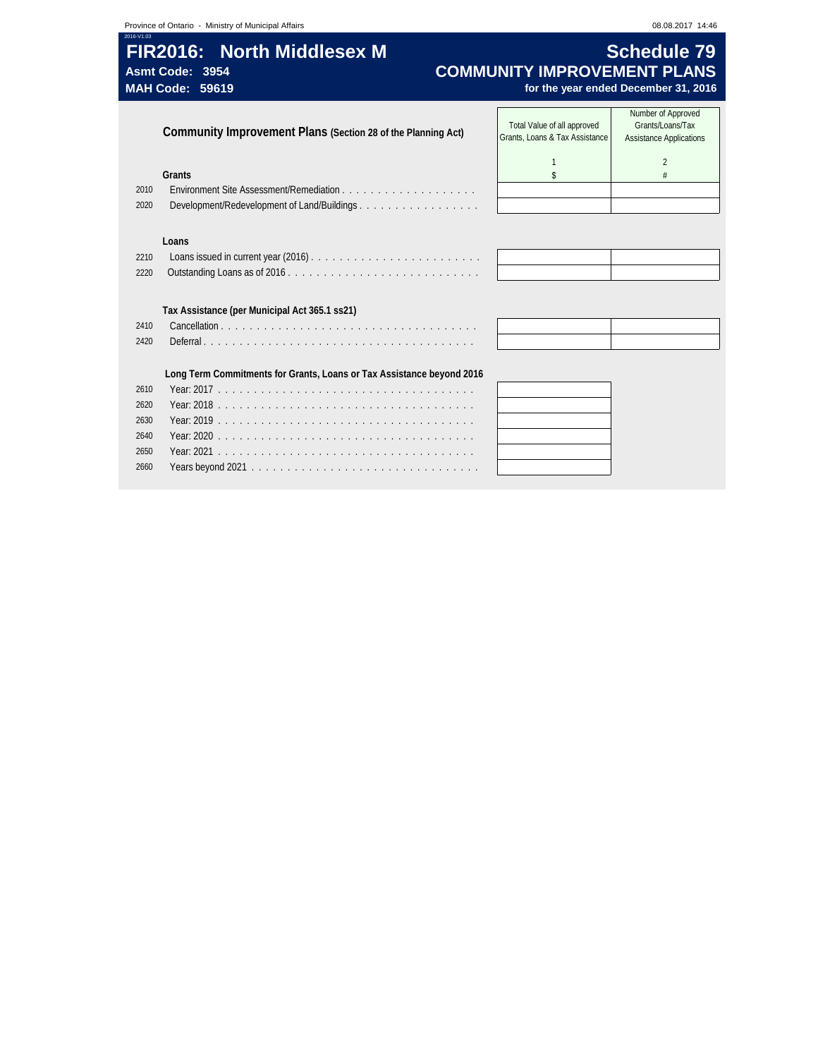# FIR2016: North Middlesex M

**Asmt Code: 3954**
**MAH Code: 59619**

## Schedule 79
## COMMUNITY IMPROVEMENT PLANS
**for the year ended December 31, 2016**

| | **Community Improvement Plans** (Section 28 of the Planning Act) | Total Value of all approved Grants, Loans & Tax Assistance | Number of Approved Grants/Loans/Tax Assistance Applications |
|---|---|---|---|
| | | 1 | 2 |
| | **Grants** | $ | # |
| 2010 | Environment Site Assessment/Remediation | | |
| 2020 | Development/Redevelopment of Land/Buildings | | |
| | **Loans** | | |
| 2210 | Loans issued in current year (2016) | | |
| 2220 | Outstanding Loans as of 2016 | | |
| | **Tax Assistance (per Municipal Act 365.1 ss21)** | | |
| 2410 | Cancellation | | |
| 2420 | Deferral | | |
| | **Long Term Commitments for Grants, Loans or Tax Assistance beyond 2016** | | |
| 2610 | Year: 2017 | | |
| 2620 | Year: 2018 | | |
| 2630 | Year: 2019 | | |
| 2640 | Year: 2020 | | |
| 2650 | Year: 2021 | | |
| 2660 | Years beyond 2021 | | |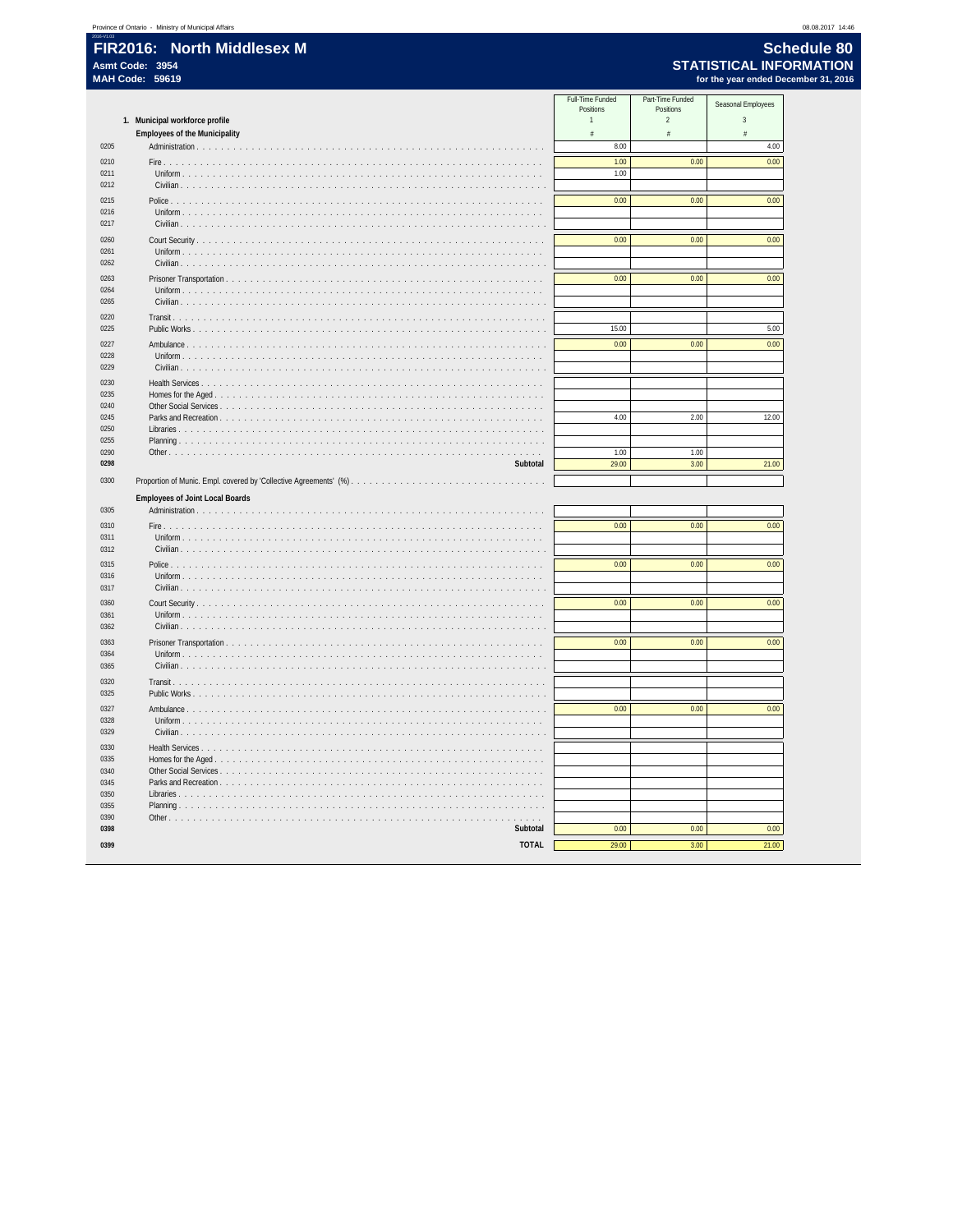# FIR2016: North Middlesex M

**Asmt Code: 3954**
**MAH Code: 59619**

## Schedule 80
## STATISTICAL INFORMATION
**for the year ended December 31, 2016**

| | 1. Municipal workforce profile | Full-Time Funded Positions | Part-Time Funded Positions | Seasonal Employees |
|---|---|---|---|---|
| | | 1 | 2 | 3 |
| | **Employees of the Municipality** | # | # | # |
| 0205 | Administration | 8.00 | | 4.00 |
| 0210 | Fire | 1.00 | 0.00 | 0.00 |
| 0211 | Uniform | 1.00 | | |
| 0212 | Civilian | | | |
| 0215 | Police | 0.00 | 0.00 | 0.00 |
| 0216 | Uniform | | | |
| 0217 | Civilian | | | |
| 0260 | Court Security | 0.00 | 0.00 | 0.00 |
| 0261 | Uniform | | | |
| 0262 | Civilian | | | |
| 0263 | Prisoner Transportation | 0.00 | 0.00 | 0.00 |
| 0264 | Uniform | | | |
| 0265 | Civilian | | | |
| 0220 | Transit | | | |
| 0225 | Public Works | 15.00 | | 5.00 |
| 0227 | Ambulance | 0.00 | 0.00 | 0.00 |
| 0228 | Uniform | | | |
| 0229 | Civilian | | | |
| 0230 | Health Services | | | |
| 0235 | Homes for the Aged | | | |
| 0240 | Other Social Services | | | |
| 0245 | Parks and Recreation | 4.00 | 2.00 | 12.00 |
| 0250 | Libraries | | | |
| 0255 | Planning | | | |
| 0290 | Other | 1.00 | 1.00 | |
| **0298** | **Subtotal** | 29.00 | 3.00 | 21.00 |
| 0300 | Proportion of Munic. Empl. covered by 'Collective Agreements' (%) | | | |
| | **Employees of Joint Local Boards** | | | |
| 0305 | Administration | | | |
| 0310 | Fire | 0.00 | 0.00 | 0.00 |
| 0311 | Uniform | | | |
| 0312 | Civilian | | | |
| 0315 | Police | 0.00 | 0.00 | 0.00 |
| 0316 | Uniform | | | |
| 0317 | Civilian | | | |
| 0360 | Court Security | 0.00 | 0.00 | 0.00 |
| 0361 | Uniform | | | |
| 0362 | Civilian | | | |
| 0363 | Prisoner Transportation | 0.00 | 0.00 | 0.00 |
| 0364 | Uniform | | | |
| 0365 | Civilian | | | |
| 0320 | Transit | | | |
| 0325 | Public Works | | | |
| 0327 | Ambulance | 0.00 | 0.00 | 0.00 |
| 0328 | Uniform | | | |
| 0329 | Civilian | | | |
| 0330 | Health Services | | | |
| 0335 | Homes for the Aged | | | |
| 0340 | Other Social Services | | | |
| 0345 | Parks and Recreation | | | |
| 0350 | Libraries | | | |
| 0355 | Planning | | | |
| 0390 | Other | | | |
| **0398** | **Subtotal** | 0.00 | 0.00 | 0.00 |
| **0399** | **TOTAL** | 29.00 | 3.00 | 21.00 |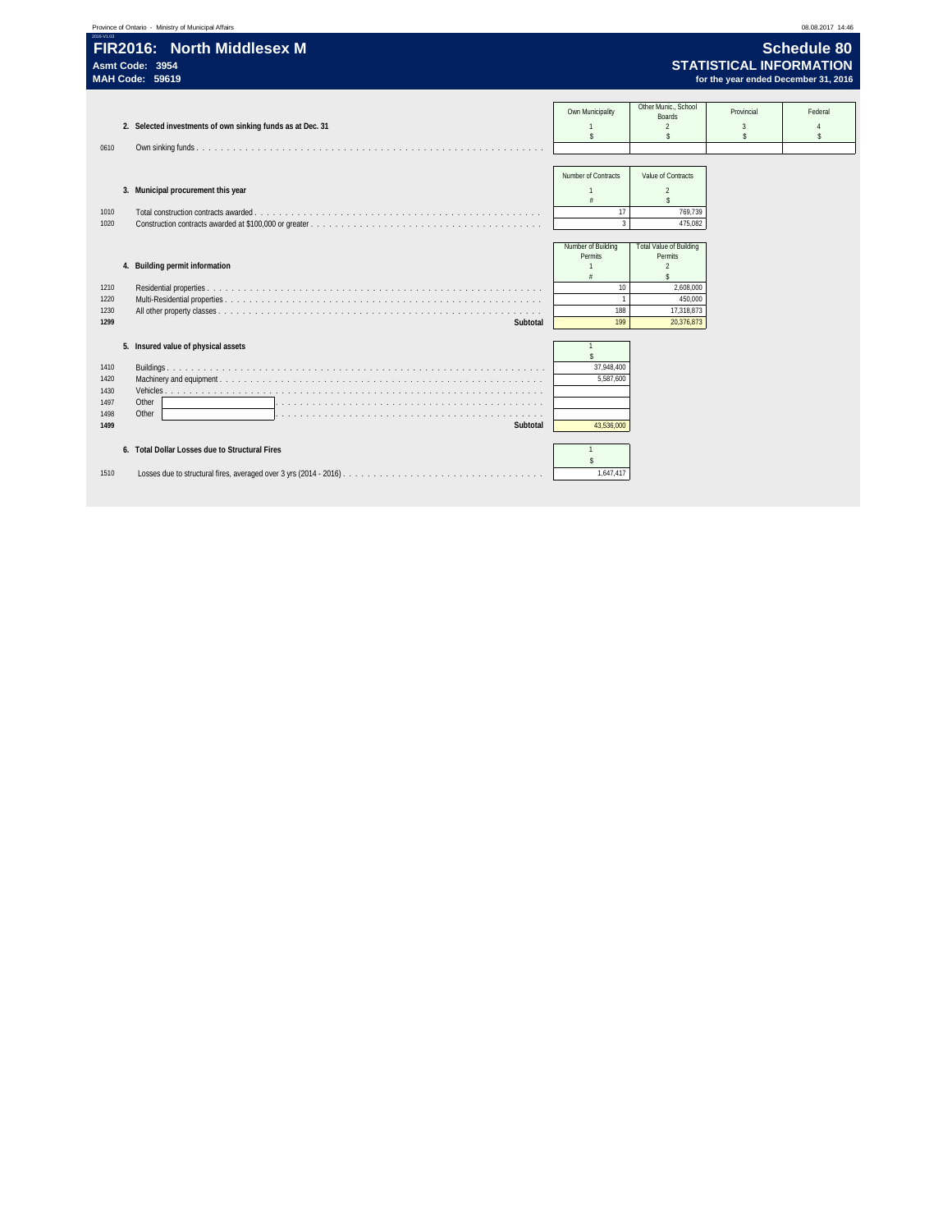Province of Ontario - Ministry of Municipal Affairs

# FIR2016: North Middlesex M

**Asmt Code: 3954**
**MAH Code: 59619**

## Schedule 80
## STATISTICAL INFORMATION
**for the year ended December 31, 2016**

**2. Selected investments of own sinking funds as at Dec. 31**

| | | Own Municipality | Other Munic., School Boards | Provincial | Federal |
|---|---|---|---|---|---|
| | | 1 | 2 | 3 | 4 |
| | | $ | $ | $ | $ |
| 0610 | Own sinking funds | | | | |

**3. Municipal procurement this year**

| | | Number of Contracts | Value of Contracts |
|---|---|---|---|
| | | 1 | 2 |
| | | # | $ |
| 1010 | Total construction contracts awarded | 17 | 769,739 |
| 1020 | Construction contracts awarded at $100,000 or greater | 3 | 475,082 |

**4. Building permit information**

| | | Number of Building Permits | Total Value of Building Permits |
|---|---|---|---|
| | | 1 | 2 |
| | | # | $ |
| 1210 | Residential properties | 10 | 2,608,000 |
| 1220 | Multi-Residential properties | 1 | 450,000 |
| 1230 | All other property classes | 188 | 17,318,873 |
| **1299** | **Subtotal** | 199 | 20,376,873 |

**5. Insured value of physical assets**

| | | 1 |
|---|---|---|
| | | $ |
| 1410 | Buildings | 37,948,400 |
| 1420 | Machinery and equipment | 5,587,600 |
| 1430 | Vehicles | |
| 1497 | Other | |
| 1498 | Other | |
| **1499** | **Subtotal** | 43,536,000 |

**6. Total Dollar Losses due to Structural Fires**

| | | 1 |
|---|---|---|
| | | $ |
| 1510 | Losses due to structural fires, averaged over 3 yrs (2014 - 2016) | 1,647,417 |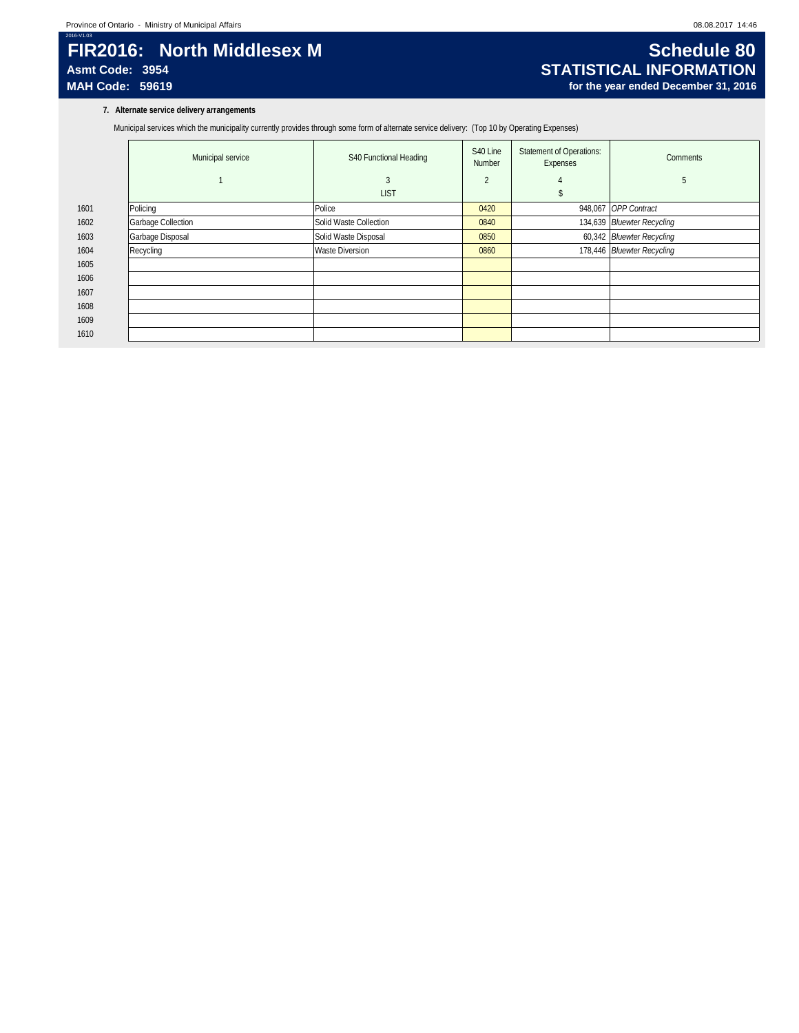# FIR2016: North Middlesex M

**Asmt Code: 3954**

**MAH Code: 59619**

## Schedule 80

## STATISTICAL INFORMATION

**for the year ended December 31, 2016**

**7. Alternate service delivery arrangements**

Municipal services which the municipality currently provides through some form of alternate service delivery: (Top 10 by Operating Expenses)

| | Municipal service | S40 Functional Heading | S40 Line Number | Statement of Operations: Expenses | Comments |
|---|---|---|---|---|---|
| | 1 | 3 | 2 | 4 | 5 |
| | | LIST | | $ | |
| 1601 | Policing | Police | 0420 | 948,067 | *OPP Contract* |
| 1602 | Garbage Collection | Solid Waste Collection | 0840 | 134,639 | *Bluewter Recycling* |
| 1603 | Garbage Disposal | Solid Waste Disposal | 0850 | 60,342 | *Bluewter Recycling* |
| 1604 | Recycling | Waste Diversion | 0860 | 178,446 | *Bluewter Recycling* |
| 1605 | | | | | |
| 1606 | | | | | |
| 1607 | | | | | |
| 1608 | | | | | |
| 1609 | | | | | |
| 1610 | | | | | |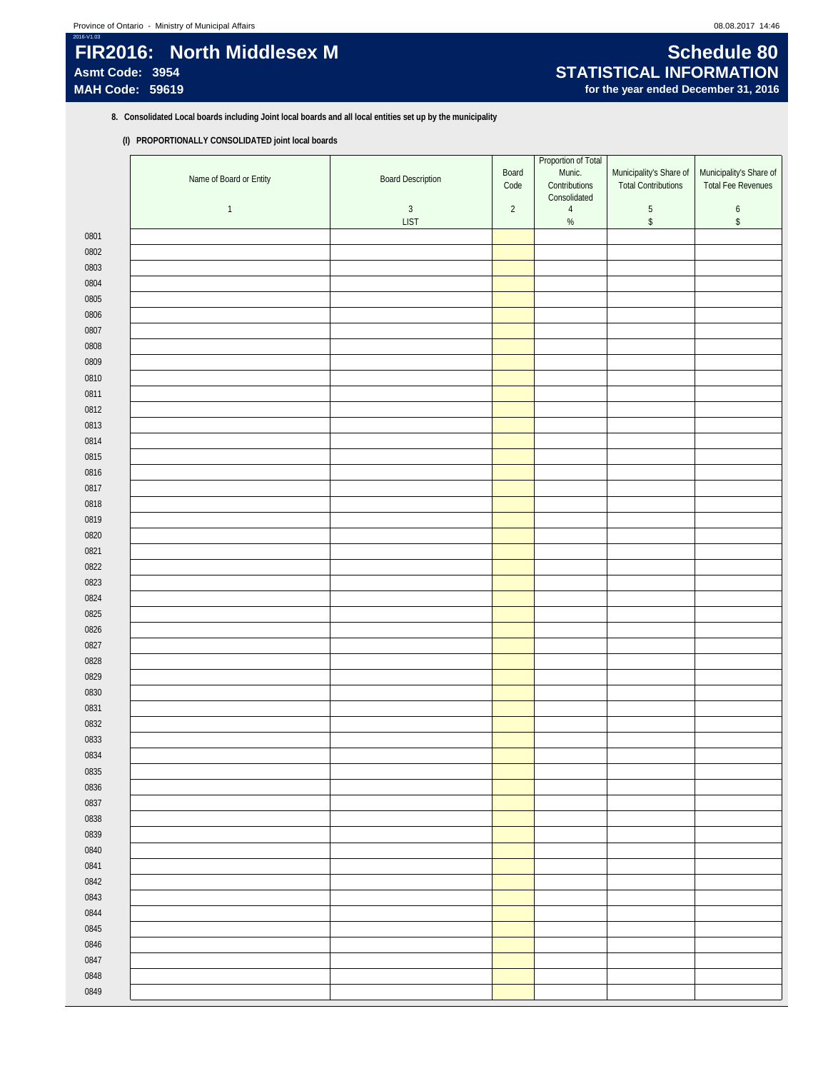# FIR2016: North Middlesex M

**Asmt Code: 3954**

**MAH Code: 59619**

# Schedule 80

## STATISTICAL INFORMATION

**for the year ended December 31, 2016**

**8. Consolidated Local boards including Joint local boards and all local entities set up by the municipality**

**(I) PROPORTIONALLY CONSOLIDATED joint local boards**

| | Name of Board or Entity | Board Description | Board Code | Proportion of Total Munic. Contributions Consolidated | Municipality's Share of Total Contributions | Municipality's Share of Total Fee Revenues |
|---|---|---|---|---|---|---|
| | 1 | 3 | 2 | 4 | 5 | 6 |
| | | LIST | | % | $ | $ |
| 0801 | | | | | | |
| 0802 | | | | | | |
| 0803 | | | | | | |
| 0804 | | | | | | |
| 0805 | | | | | | |
| 0806 | | | | | | |
| 0807 | | | | | | |
| 0808 | | | | | | |
| 0809 | | | | | | |
| 0810 | | | | | | |
| 0811 | | | | | | |
| 0812 | | | | | | |
| 0813 | | | | | | |
| 0814 | | | | | | |
| 0815 | | | | | | |
| 0816 | | | | | | |
| 0817 | | | | | | |
| 0818 | | | | | | |
| 0819 | | | | | | |
| 0820 | | | | | | |
| 0821 | | | | | | |
| 0822 | | | | | | |
| 0823 | | | | | | |
| 0824 | | | | | | |
| 0825 | | | | | | |
| 0826 | | | | | | |
| 0827 | | | | | | |
| 0828 | | | | | | |
| 0829 | | | | | | |
| 0830 | | | | | | |
| 0831 | | | | | | |
| 0832 | | | | | | |
| 0833 | | | | | | |
| 0834 | | | | | | |
| 0835 | | | | | | |
| 0836 | | | | | | |
| 0837 | | | | | | |
| 0838 | | | | | | |
| 0839 | | | | | | |
| 0840 | | | | | | |
| 0841 | | | | | | |
| 0842 | | | | | | |
| 0843 | | | | | | |
| 0844 | | | | | | |
| 0845 | | | | | | |
| 0846 | | | | | | |
| 0847 | | | | | | |
| 0848 | | | | | | |
| 0849 | | | | | | |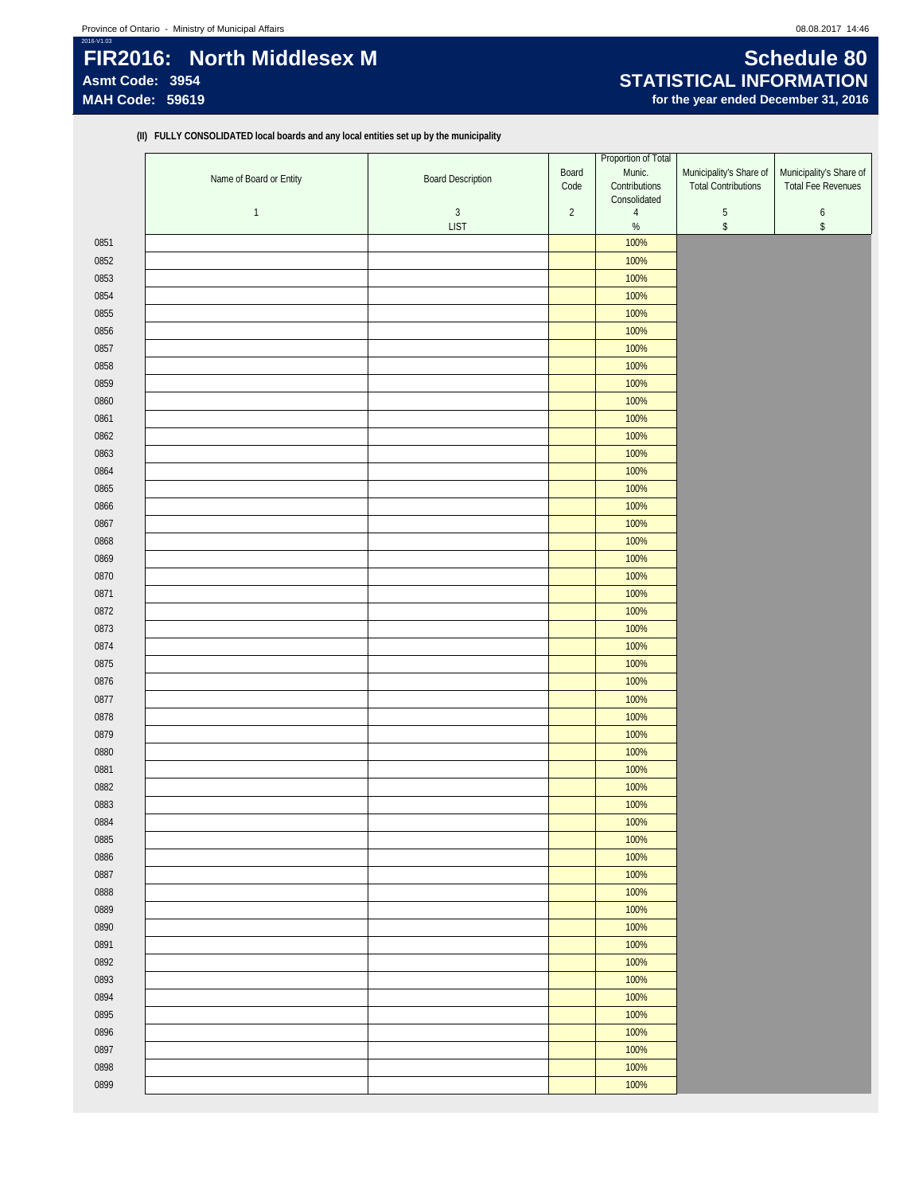FIR2016: North Middlesex M
Asmt Code: 3954
MAH Code: 59619

# Schedule 80
## STATISTICAL INFORMATION
**for the year ended December 31, 2016**

**(II) FULLY CONSOLIDATED local boards and any local entities set up by the municipality**

| | Name of Board or Entity | Board Description | Board Code | Proportion of Total Munic. Contributions Consolidated | Municipality's Share of Total Contributions | Municipality's Share of Total Fee Revenues |
|---|---|---|---|---|---|---|
| | 1 | 3<br>LIST | 2 | 4<br>% | 5<br>$ | 6<br>$ |
| 0851 | | | | 100% | | |
| 0852 | | | | 100% | | |
| 0853 | | | | 100% | | |
| 0854 | | | | 100% | | |
| 0855 | | | | 100% | | |
| 0856 | | | | 100% | | |
| 0857 | | | | 100% | | |
| 0858 | | | | 100% | | |
| 0859 | | | | 100% | | |
| 0860 | | | | 100% | | |
| 0861 | | | | 100% | | |
| 0862 | | | | 100% | | |
| 0863 | | | | 100% | | |
| 0864 | | | | 100% | | |
| 0865 | | | | 100% | | |
| 0866 | | | | 100% | | |
| 0867 | | | | 100% | | |
| 0868 | | | | 100% | | |
| 0869 | | | | 100% | | |
| 0870 | | | | 100% | | |
| 0871 | | | | 100% | | |
| 0872 | | | | 100% | | |
| 0873 | | | | 100% | | |
| 0874 | | | | 100% | | |
| 0875 | | | | 100% | | |
| 0876 | | | | 100% | | |
| 0877 | | | | 100% | | |
| 0878 | | | | 100% | | |
| 0879 | | | | 100% | | |
| 0880 | | | | 100% | | |
| 0881 | | | | 100% | | |
| 0882 | | | | 100% | | |
| 0883 | | | | 100% | | |
| 0884 | | | | 100% | | |
| 0885 | | | | 100% | | |
| 0886 | | | | 100% | | |
| 0887 | | | | 100% | | |
| 0888 | | | | 100% | | |
| 0889 | | | | 100% | | |
| 0890 | | | | 100% | | |
| 0891 | | | | 100% | | |
| 0892 | | | | 100% | | |
| 0893 | | | | 100% | | |
| 0894 | | | | 100% | | |
| 0895 | | | | 100% | | |
| 0896 | | | | 100% | | |
| 0897 | | | | 100% | | |
| 0898 | | | | 100% | | |
| 0899 | | | | 100% | | |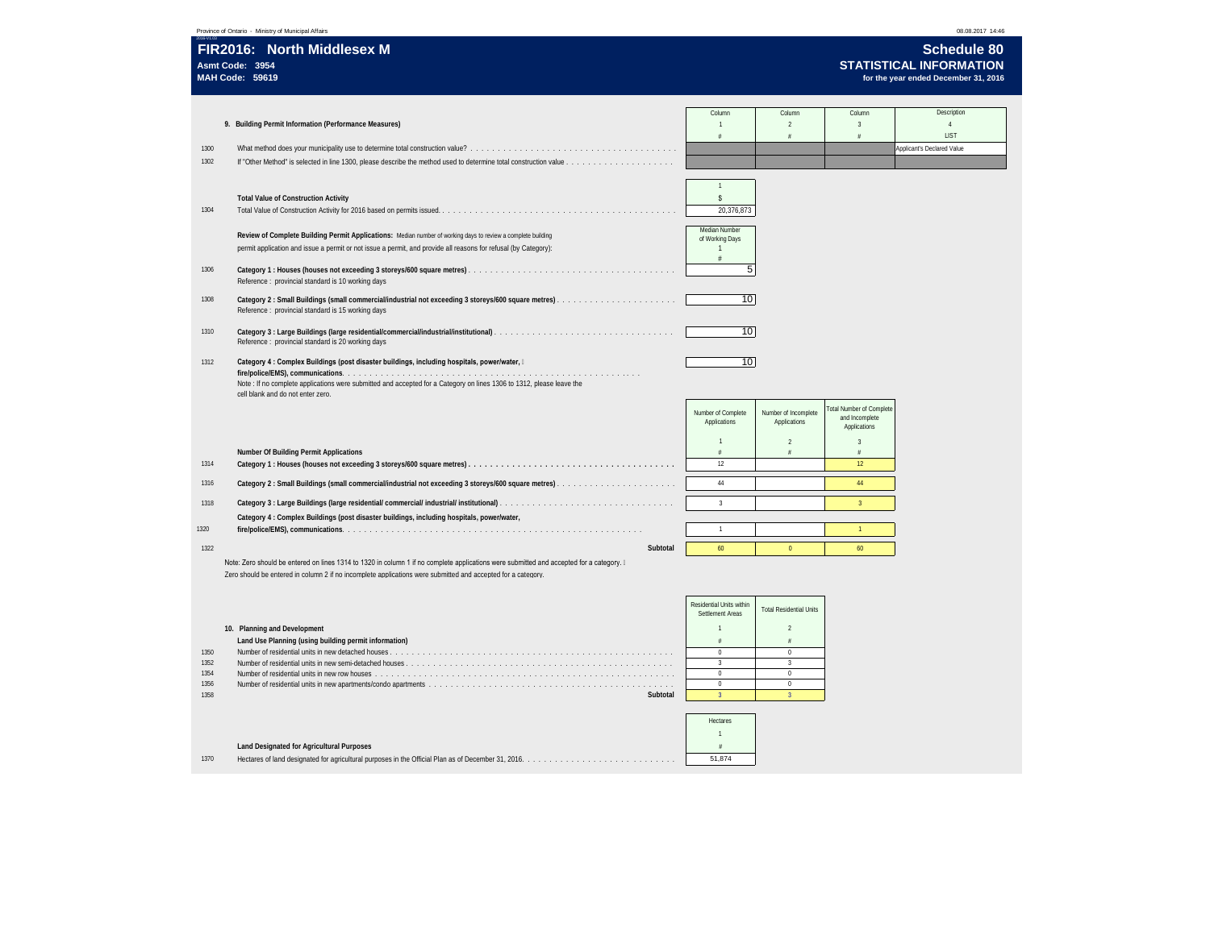Province of Ontario - Ministry of Municipal Affairs

# FIR2016: North Middlesex M

**Asmt Code: 3954**
**MAH Code: 59619**

## Schedule 80
## STATISTICAL INFORMATION
**for the year ended December 31, 2016**

### 9. Building Permit Information (Performance Measures)

| Line | | Column 1 # | Column 2 # | Column 3 # | Description 4 LIST |
|---|---|---|---|---|---|
| 1300 | What method does your municipality use to determine total construction value? | | | | Applicant's Declared Value |
| 1302 | If "Other Method" is selected in line 1300, please describe the method used to determine total construction value | | | | |

**Total Value of Construction Activity**

| Line | | 1 $ |
|---|---|---|
| 1304 | Total Value of Construction Activity for 2016 based on permits issued. | 20,376,873 |

**Review of Complete Building Permit Applications:** Median number of working days to review a complete building permit application and issue a permit or not issue a permit, and provide all reasons for refusal (by Category):

| Line | | Median Number of Working Days 1 # |
|---|---|---|
| 1306 | **Category 1 : Houses (houses not exceeding 3 storeys/600 square metres)** Reference : provincial standard is 10 working days | 5 |
| 1308 | **Category 2 : Small Buildings (small commercial/industrial not exceeding 3 storeys/600 square metres)** Reference : provincial standard is 15 working days | 10 |
| 1310 | **Category 3 : Large Buildings (large residential/commercial/industrial/institutional)** Reference : provincial standard is 20 working days | 10 |
| 1312 | **Category 4 : Complex Buildings (post disaster buildings, including hospitals, power/water, fire/police/EMS), communications** | 10 |

Note : If no complete applications were submitted and accepted for a Category on lines 1306 to 1312, please leave the cell blank and do not enter zero.

**Number Of Building Permit Applications**

| Line | | Number of Complete Applications 1 # | Number of Incomplete Applications 2 # | Total Number of Complete and Incomplete Applications 3 # |
|---|---|---|---|---|
| 1314 | **Category 1 : Houses (houses not exceeding 3 storeys/600 square metres)** | 12 | | 12 |
| 1316 | **Category 2 : Small Buildings (small commercial/industrial not exceeding 3 storeys/600 square metres)** | 44 | | 44 |
| 1318 | **Category 3 : Large Buildings (large residential/ commercial/ industrial/ institutional)** | 3 | | 3 |
| 1320 | **Category 4 : Complex Buildings (post disaster buildings, including hospitals, power/water, fire/police/EMS), communications** | 1 | | 1 |
| 1322 | **Subtotal** | 60 | 0 | 60 |

Note: Zero should be entered on lines 1314 to 1320 in column 1 if no complete applications were submitted and accepted for a category. Zero should be entered in column 2 if no incomplete applications were submitted and accepted for a category.

### 10. Planning and Development

**Land Use Planning (using building permit information)**

| Line | | Residential Units within Settlement Areas 1 # | Total Residential Units 2 # |
|---|---|---|---|
| 1350 | Number of residential units in new detached houses | 0 | 0 |
| 1352 | Number of residential units in new semi-detached houses | 3 | 3 |
| 1354 | Number of residential units in new row houses | 0 | 0 |
| 1356 | Number of residential units in new apartments/condo apartments | 0 | 0 |
| 1358 | **Subtotal** | 3 | 3 |

**Land Designated for Agricultural Purposes**

| Line | | Hectares 1 # |
|---|---|---|
| 1370 | Hectares of land designated for agricultural purposes in the Official Plan as of December 31, 2016. | 51,874 |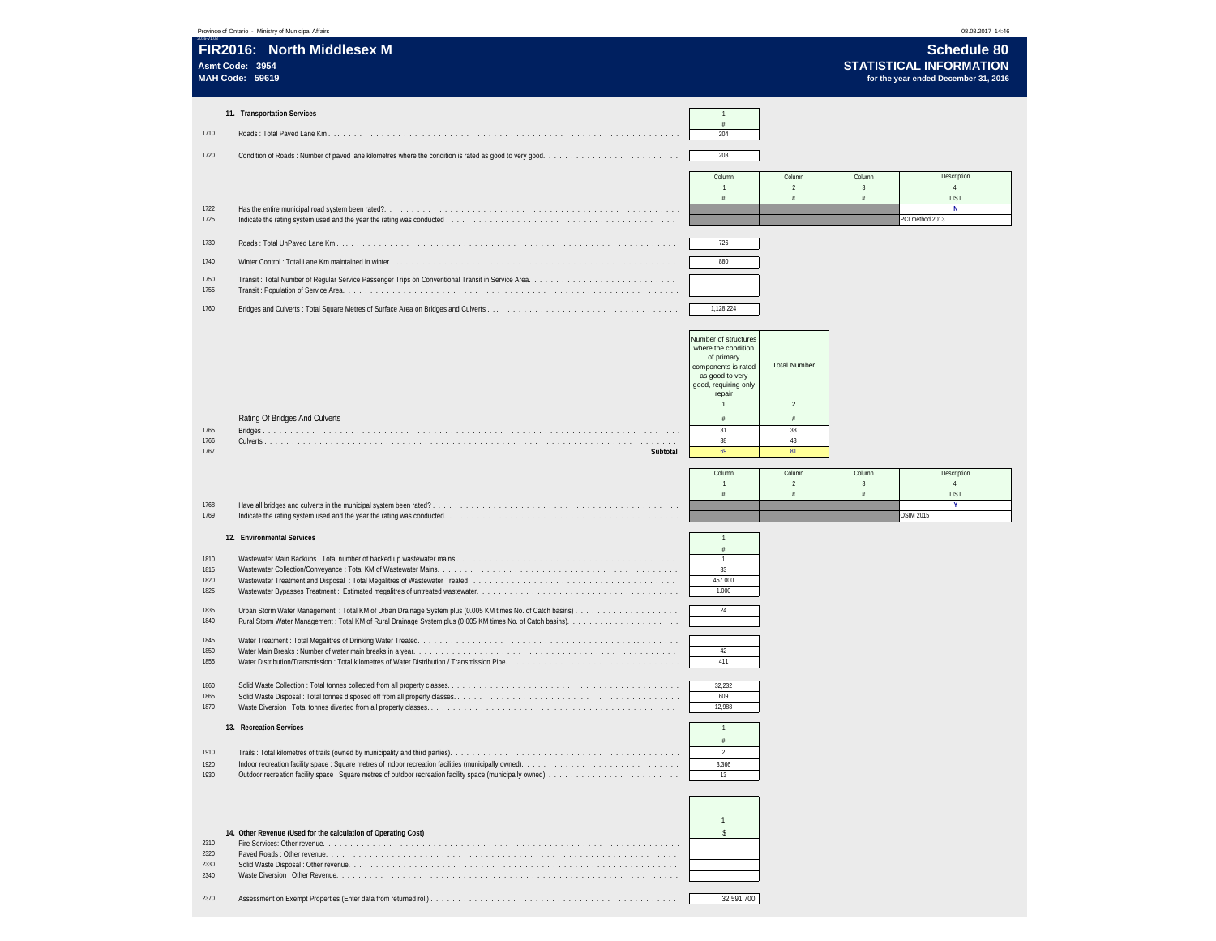Province of Ontario - Ministry of Municipal Affairs

# FIR2016: North Middlesex M

**Asmt Code: 3954**
**MAH Code: 59619**

## Schedule 80
## STATISTICAL INFORMATION
**for the year ended December 31, 2016**

### 11. Transportation Services

| Line | Description | 1 # |
|---|---|---|
| 1710 | Roads : Total Paved Lane Km | 204 |
| 1720 | Condition of Roads : Number of paved lane kilometres where the condition is rated as good to very good. | 203 |

| Line | Description | Column 1 # | Column 2 # | Column 3 # | Description 4 LIST |
|---|---|---|---|---|---|
| 1722 | Has the entire municipal road system been rated? | | | | N |
| 1725 | Indicate the rating system used and the year the rating was conducted | | | | PCI method 2013 |

| Line | Description | 1 # |
|---|---|---|
| 1730 | Roads : Total UnPaved Lane Km | 726 |
| 1740 | Winter Control : Total Lane Km maintained in winter | 880 |
| 1750 | Transit : Total Number of Regular Service Passenger Trips on Conventional Transit in Service Area. | |
| 1755 | Transit : Population of Service Area. | |
| 1760 | Bridges and Culverts : Total Square Metres of Surface Area on Bridges and Culverts | 1,128,224 |

| Line | Rating Of Bridges And Culverts | Number of structures where the condition of primary components is rated as good to very good, requiring only repair 1 # | Total Number 2 # |
|---|---|---|---|
| 1765 | Bridges | 31 | 38 |
| 1766 | Culverts | 38 | 43 |
| 1767 | **Subtotal** | 69 | 81 |

| Line | Description | Column 1 # | Column 2 # | Column 3 # | Description 4 LIST |
|---|---|---|---|---|---|
| 1768 | Have all bridges and culverts in the municipal system been rated? | | | | Y |
| 1769 | Indicate the rating system used and the year the rating was conducted. | | | | OSIM 2015 |

### 12. Environmental Services

| Line | Description | 1 # |
|---|---|---|
| 1810 | Wastewater Main Backups : Total number of backed up wastewater mains | 1 |
| 1815 | Wastewater Collection/Conveyance : Total KM of Wastewater Mains. | 33 |
| 1820 | Wastewater Treatment and Disposal : Total Megalitres of Wastewater Treated. | 457.000 |
| 1825 | Wastewater Bypasses Treatment : Estimated megalitres of untreated wastewater. | 1.000 |
| 1835 | Urban Storm Water Management : Total KM of Urban Drainage System plus (0.005 KM times No. of Catch basins) | 24 |
| 1840 | Rural Storm Water Management : Total KM of Rural Drainage System plus (0.005 KM times No. of Catch basins). | |
| 1845 | Water Treatment : Total Megalitres of Drinking Water Treated. | |
| 1850 | Water Main Breaks : Number of water main breaks in a year. | 42 |
| 1855 | Water Distribution/Transmission : Total kilometres of Water Distribution / Transmission Pipe. | 411 |
| 1860 | Solid Waste Collection : Total tonnes collected from all property classes. | 32,232 |
| 1865 | Solid Waste Disposal : Total tonnes disposed off from all property classes. | 609 |
| 1870 | Waste Diversion : Total tonnes diverted from all property classes. | 12,988 |

### 13. Recreation Services

| Line | Description | 1 # |
|---|---|---|
| 1910 | Trails : Total kilometres of trails (owned by municipality and third parties). | 2 |
| 1920 | Indoor recreation facility space : Square metres of indoor recreation facilities (municipally owned). | 3,366 |
| 1930 | Outdoor recreation facility space : Square metres of outdoor recreation facility space (municipally owned). | 13 |

### 14. Other Revenue (Used for the calculation of Operating Cost)

| Line | Description | 1 $ |
|---|---|---|
| 2310 | Fire Services: Other revenue. | |
| 2320 | Paved Roads : Other revenue. | |
| 2330 | Solid Waste Disposal : Other revenue. | |
| 2340 | Waste Diversion : Other Revenue. | |
| 2370 | Assessment on Exempt Properties (Enter data from returned roll) | 32,591,700 |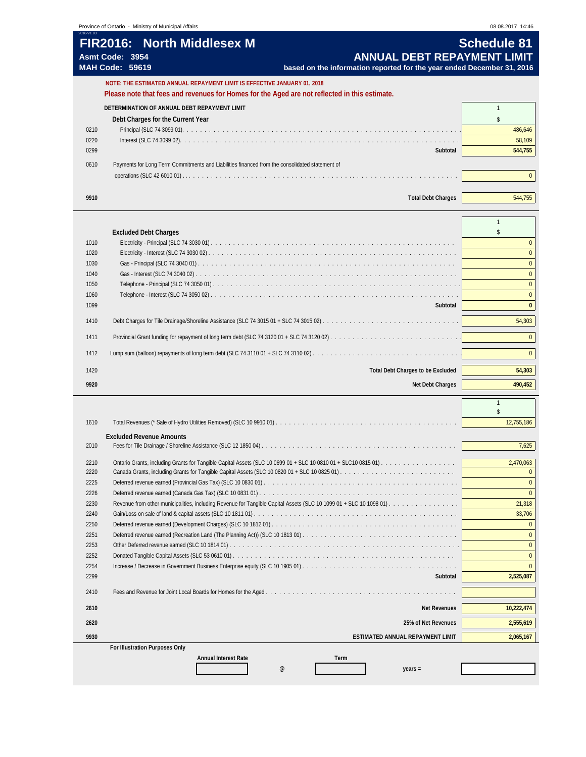# FIR2016: North Middlesex M

**Asmt Code: 3954**
**MAH Code: 59619**

## Schedule 81
## ANNUAL DEBT REPAYMENT LIMIT

**based on the information reported for the year ended December 31, 2016**

**NOTE: THE ESTIMATED ANNUAL REPAYMENT LIMIT IS EFFECTIVE JANUARY 01, 2018**

**Please note that fees and revenues for Homes for the Aged are not reflected in this estimate.**

**DETERMINATION OF ANNUAL DEBT REPAYMENT LIMIT**

| | | 1 |
|---|---|---|
| | **Debt Charges for the Current Year** | $ |
| 0210 | Principal (SLC 74 3099 01) | 486,646 |
| 0220 | Interest (SLC 74 3099 02) | 58,109 |
| 0299 | **Subtotal** | **544,755** |
| 0610 | Payments for Long Term Commitments and Liabilities financed from the consolidated statement of operations (SLC 42 6010 01) | 0 |
| **9910** | **Total Debt Charges** | 544,755 |

| | | 1 |
|---|---|---|
| | **Excluded Debt Charges** | $ |
| 1010 | Electricity - Principal (SLC 74 3030 01) | 0 |
| 1020 | Electricity - Interest (SLC 74 3030 02) | 0 |
| 1030 | Gas - Principal (SLC 74 3040 01) | 0 |
| 1040 | Gas - Interest (SLC 74 3040 02) | 0 |
| 1050 | Telephone - Principal (SLC 74 3050 01) | 0 |
| 1060 | Telephone - Interest (SLC 74 3050 02) | 0 |
| 1099 | **Subtotal** | **0** |
| 1410 | Debt Charges for Tile Drainage/Shoreline Assistance (SLC 74 3015 01 + SLC 74 3015 02) | 54,303 |
| 1411 | Provincial Grant funding for repayment of long term debt (SLC 74 3120 01 + SLC 74 3120 02) | 0 |
| 1412 | Lump sum (balloon) repayments of long term debt (SLC 74 3110 01 + SLC 74 3110 02) | 0 |
| 1420 | **Total Debt Charges to be Excluded** | **54,303** |
| **9920** | **Net Debt Charges** | **490,452** |

| | | 1 |
|---|---|---|
| | | $ |
| 1610 | Total Revenues (* Sale of Hydro Utilities Removed) (SLC 10 9910 01) | 12,755,186 |
| | **Excluded Revenue Amounts** | |
| 2010 | Fees for Tile Drainage / Shoreline Assistance (SLC 12 1850 04) | 7,625 |
| 2210 | Ontario Grants, including Grants for Tangible Capital Assets (SLC 10 0699 01 + SLC 10 0810 01 + SLC10 0815 01) | 2,470,063 |
| 2220 | Canada Grants, including Grants for Tangible Capital Assets (SLC 10 0820 01 + SLC 10 0825 01) | 0 |
| 2225 | Deferred revenue earned (Provincial Gas Tax) (SLC 10 0830 01) | 0 |
| 2226 | Deferred revenue earned (Canada Gas Tax) (SLC 10 0831 01) | 0 |
| 2230 | Revenue from other municipalities, including Revenue for Tangible Capital Assets (SLC 10 1099 01 + SLC 10 1098 01) | 21,318 |
| 2240 | Gain/Loss on sale of land & capital assets (SLC 10 1811 01) | 33,706 |
| 2250 | Deferred revenue earned (Development Charges) (SLC 10 1812 01) | 0 |
| 2251 | Deferred revenue earned (Recreation Land (The Planning Act)) (SLC 10 1813 01) | 0 |
| 2253 | Other Deferred revenue earned (SLC 10 1814 01) | 0 |
| 2252 | Donated Tangible Capital Assets (SLC 53 0610 01) | 0 |
| 2254 | Increase / Decrease in Government Business Enterprise equity (SLC 10 1905 01) | 0 |
| 2299 | **Subtotal** | **2,525,087** |
| 2410 | Fees and Revenue for Joint Local Boards for Homes for the Aged | |
| **2610** | **Net Revenues** | **10,222,474** |
| **2620** | **25% of Net Revenues** | **2,555,619** |
| **9930** | **ESTIMATED ANNUAL REPAYMENT LIMIT** | **2,065,167** |

**For Illustration Purposes Only**

| Annual Interest Rate | | Term | | |
|---|---|---|---|---|
| | @ | | years = | |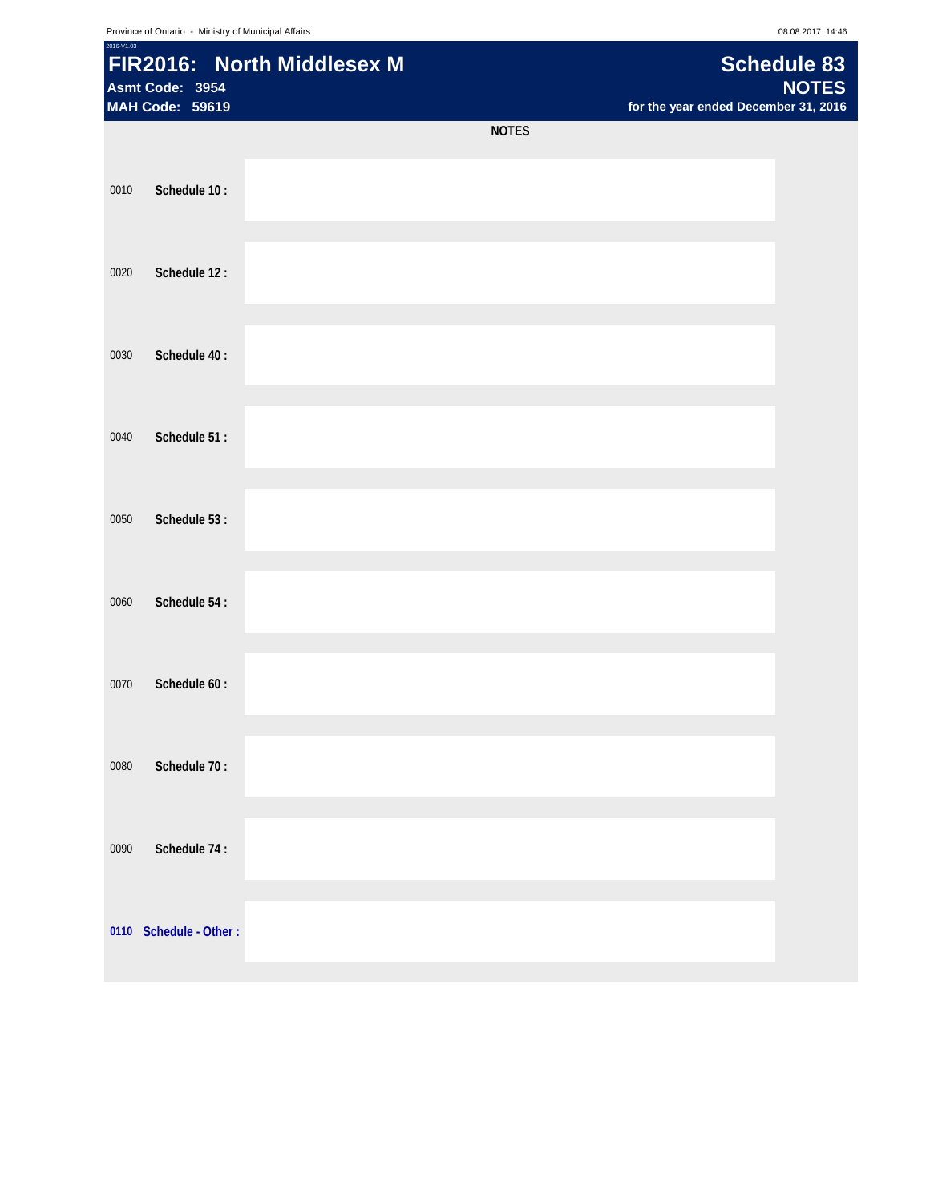# FIR2016: North Middlesex M

**Asmt Code: 3954**
**MAH Code: 59619**

## Schedule 83
## NOTES

**for the year ended December 31, 2016**

**NOTES**

| | | |
|---|---|---|
| 0010 | **Schedule 10 :** | |
| 0020 | **Schedule 12 :** | |
| 0030 | **Schedule 40 :** | |
| 0040 | **Schedule 51 :** | |
| 0050 | **Schedule 53 :** | |
| 0060 | **Schedule 54 :** | |
| 0070 | **Schedule 60 :** | |
| 0080 | **Schedule 70 :** | |
| 0090 | **Schedule 74 :** | |
| **0110** | **Schedule - Other :** | |